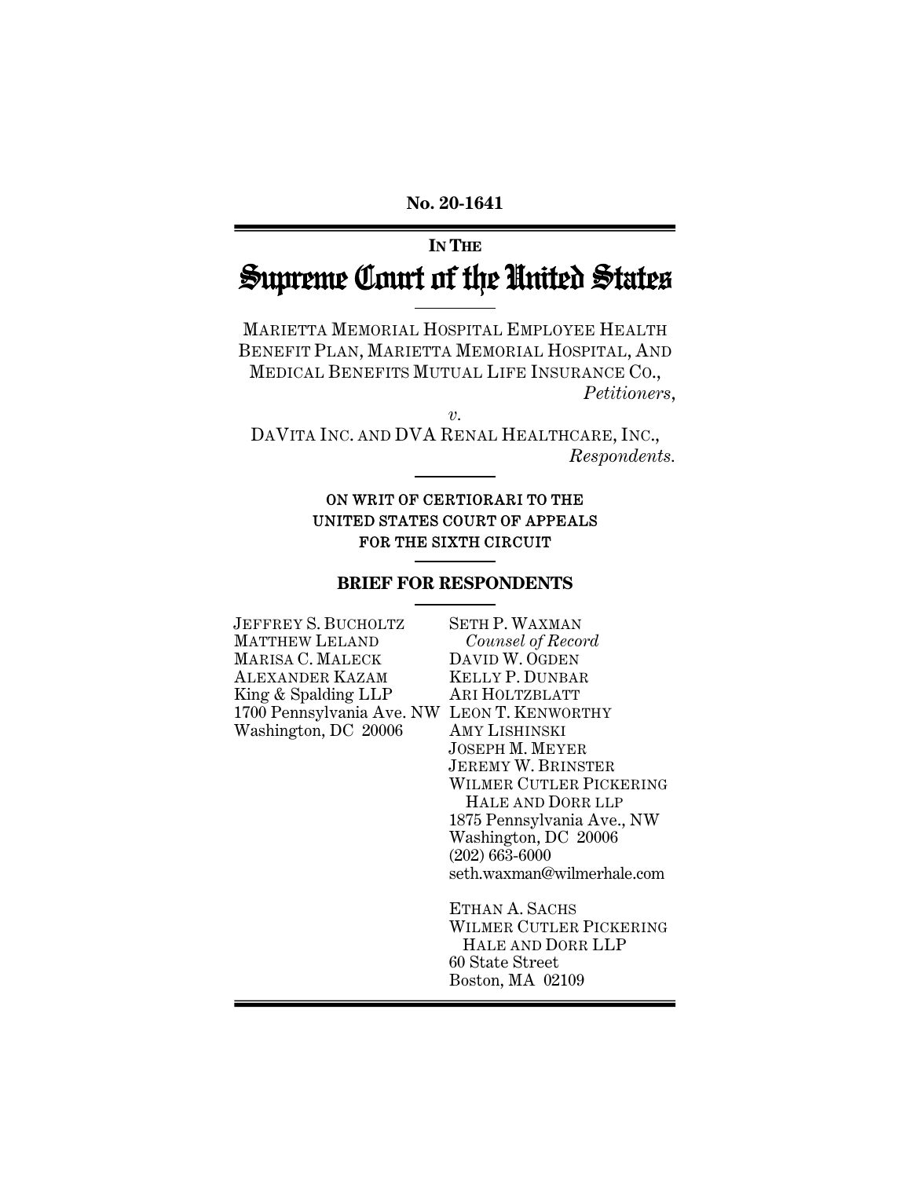No. 20-1641

**IN THE**

# Supreme Court of the United States

MARIETTA MEMORIAL HOSPITAL EMPLOYEE HEALTH BENEFIT PLAN, MARIETTA MEMORIAL HOSPITAL, AND MEDICAL BENEFITS MUTUAL LIFE INSURANCE CO.,
*Petitioners*,

*v.*

DAVITA INC. AND DVA RENAL HEALTHCARE, INC.,
*Respondents*.

ON WRIT OF CERTIORARI TO THE UNITED STATES COURT OF APPEALS FOR THE SIXTH CIRCUIT

## BRIEF FOR RESPONDENTS

JEFFREY S. BUCHOLTZ
MATTHEW LELAND
MARISA C. MALECK
ALEXANDER KAZAM
King & Spalding LLP
1700 Pennsylvania Ave. NW
Washington, DC 20006

SETH P. WAXMAN
*Counsel of Record*
DAVID W. OGDEN
KELLY P. DUNBAR
ARI HOLTZBLATT
LEON T. KENWORTHY
AMY LISHINSKI
JOSEPH M. MEYER
JEREMY W. BRINSTER
WILMER CUTLER PICKERING HALE AND DORR LLP
1875 Pennsylvania Ave., NW
Washington, DC 20006
(202) 663-6000
seth.waxman@wilmerhale.com

ETHAN A. SACHS
WILMER CUTLER PICKERING HALE AND DORR LLP
60 State Street
Boston, MA 02109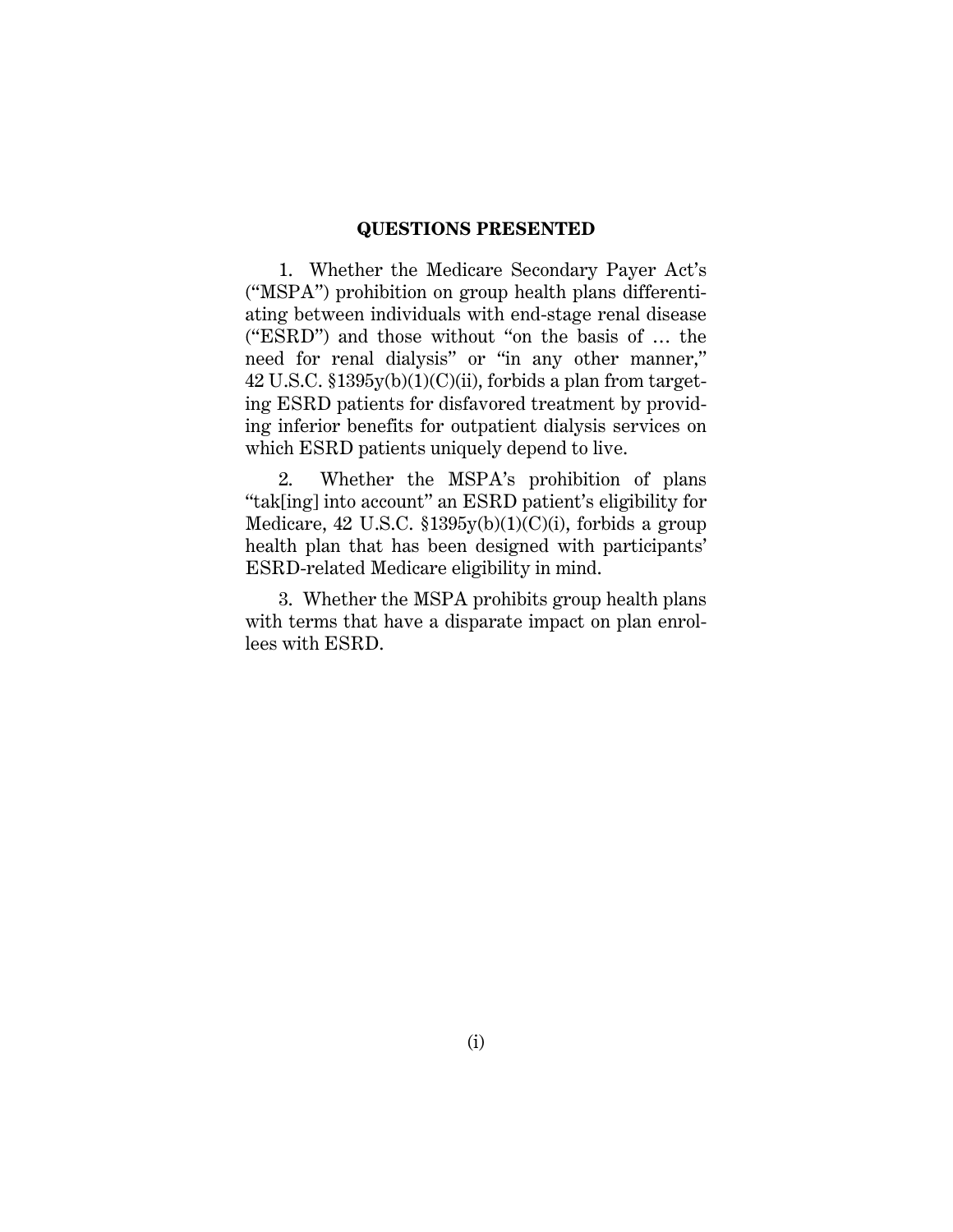## QUESTIONS PRESENTED

1. Whether the Medicare Secondary Payer Act's ("MSPA") prohibition on group health plans differentiating between individuals with end-stage renal disease ("ESRD") and those without "on the basis of … the need for renal dialysis" or "in any other manner," 42 U.S.C. §1395y(b)(1)(C)(ii), forbids a plan from targeting ESRD patients for disfavored treatment by providing inferior benefits for outpatient dialysis services on which ESRD patients uniquely depend to live.

2. Whether the MSPA's prohibition of plans "tak[ing] into account" an ESRD patient's eligibility for Medicare, 42 U.S.C. §1395y(b)(1)(C)(i), forbids a group health plan that has been designed with participants' ESRD-related Medicare eligibility in mind.

3. Whether the MSPA prohibits group health plans with terms that have a disparate impact on plan enrollees with ESRD.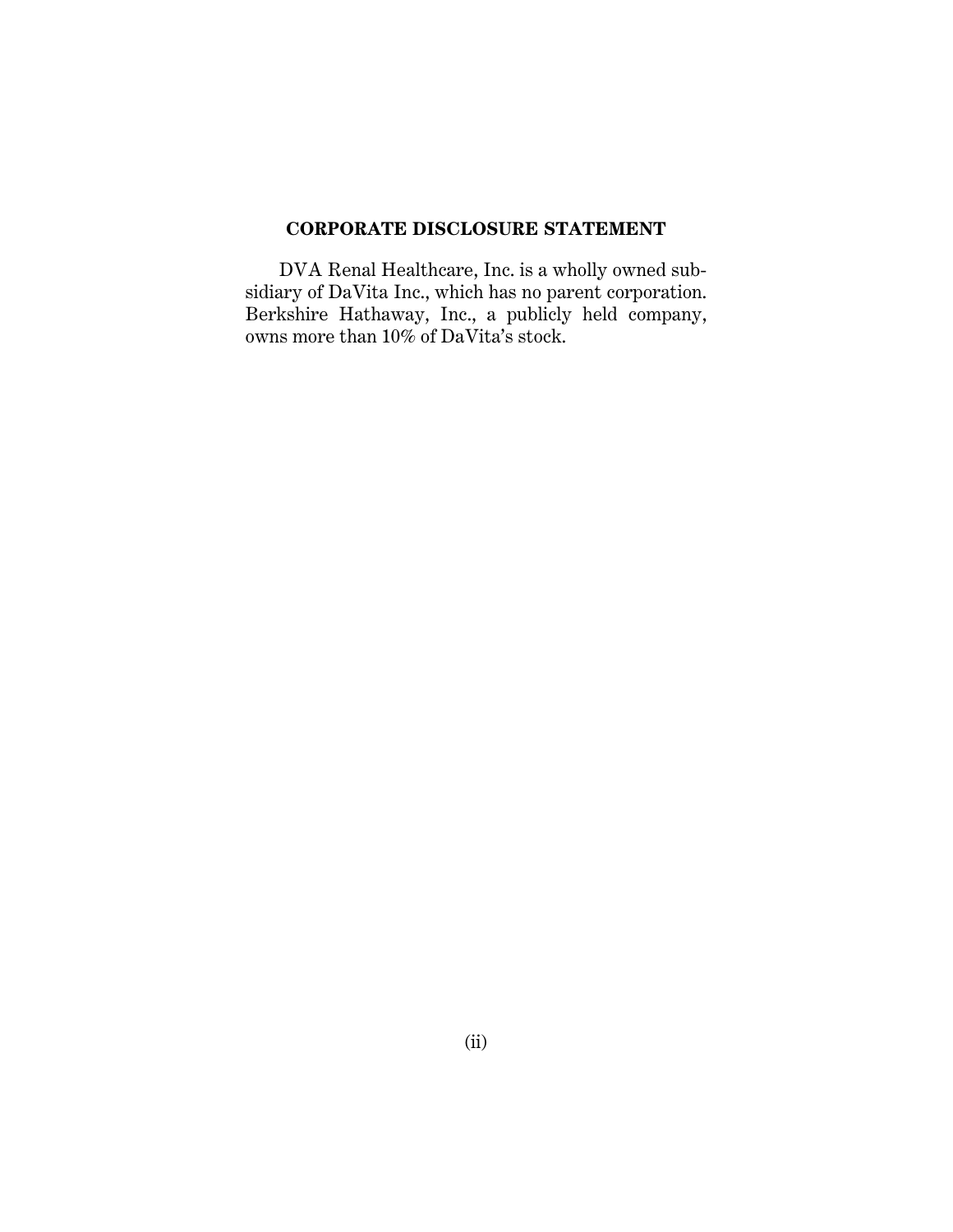## CORPORATE DISCLOSURE STATEMENT

DVA Renal Healthcare, Inc. is a wholly owned subsidiary of DaVita Inc., which has no parent corporation. Berkshire Hathaway, Inc., a publicly held company, owns more than 10% of DaVita's stock.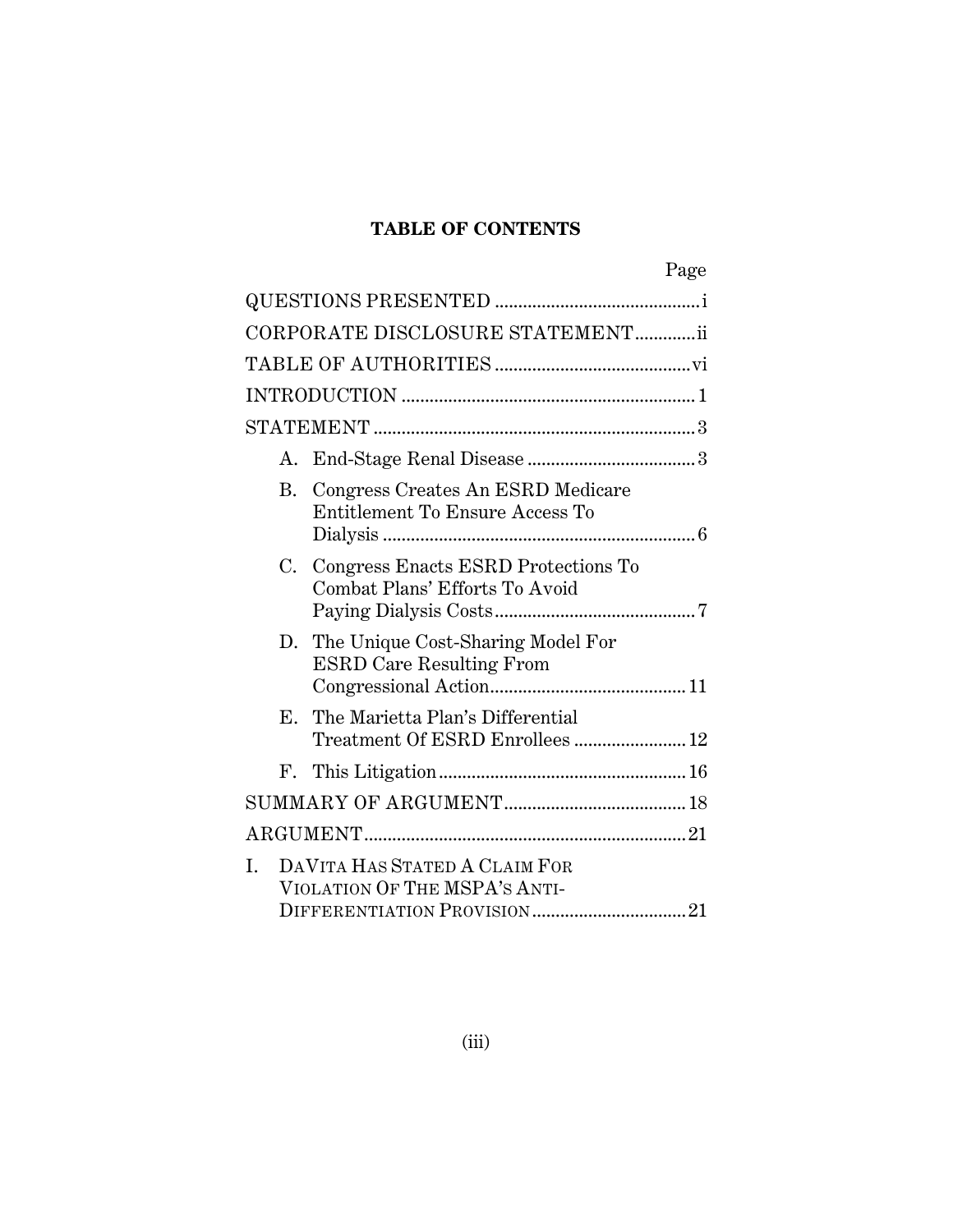**TABLE OF CONTENTS**

| | Page |
|---|---|
| QUESTIONS PRESENTED | i |
| CORPORATE DISCLOSURE STATEMENT | ii |
| TABLE OF AUTHORITIES | vi |
| INTRODUCTION | 1 |
| STATEMENT | 3 |
| A. End-Stage Renal Disease | 3 |
| B. Congress Creates An ESRD Medicare Entitlement To Ensure Access To Dialysis | 6 |
| C. Congress Enacts ESRD Protections To Combat Plans' Efforts To Avoid Paying Dialysis Costs | 7 |
| D. The Unique Cost-Sharing Model For ESRD Care Resulting From Congressional Action | 11 |
| E. The Marietta Plan's Differential Treatment Of ESRD Enrollees | 12 |
| F. This Litigation | 16 |
| SUMMARY OF ARGUMENT | 18 |
| ARGUMENT | 21 |
| I. DAVITA HAS STATED A CLAIM FOR VIOLATION OF THE MSPA'S ANTI-DIFFERENTIATION PROVISION | 21 |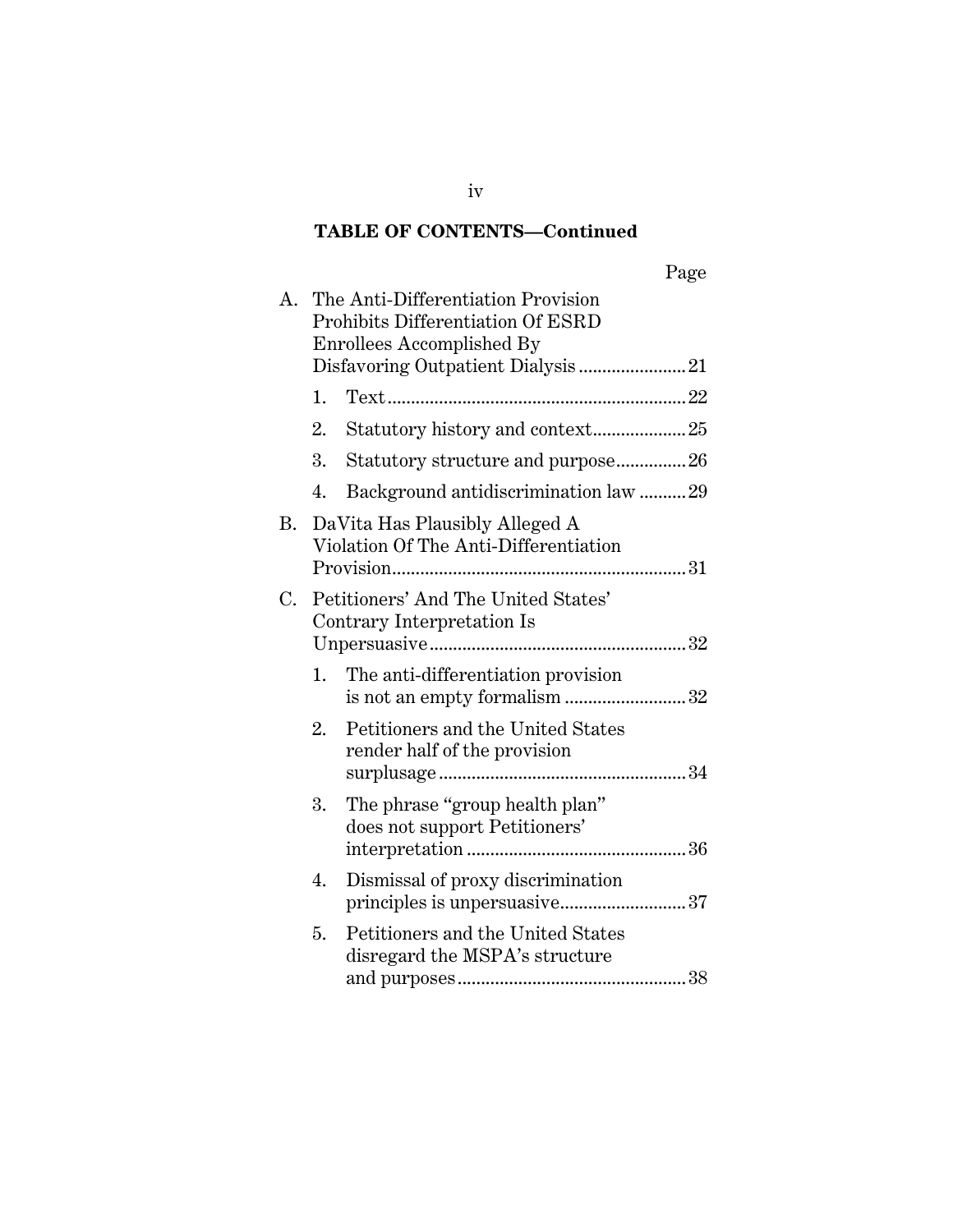## TABLE OF CONTENTS—Continued

| | Page |
|---|---|
| A. The Anti-Differentiation Provision Prohibits Differentiation Of ESRD Enrollees Accomplished By Disfavoring Outpatient Dialysis | 21 |
| 1. Text | 22 |
| 2. Statutory history and context | 25 |
| 3. Statutory structure and purpose | 26 |
| 4. Background antidiscrimination law | 29 |
| B. DaVita Has Plausibly Alleged A Violation Of The Anti-Differentiation Provision | 31 |
| C. Petitioners' And The United States' Contrary Interpretation Is Unpersuasive | 32 |
| 1. The anti-differentiation provision is not an empty formalism | 32 |
| 2. Petitioners and the United States render half of the provision surplusage | 34 |
| 3. The phrase "group health plan" does not support Petitioners' interpretation | 36 |
| 4. Dismissal of proxy discrimination principles is unpersuasive | 37 |
| 5. Petitioners and the United States disregard the MSPA's structure and purposes | 38 |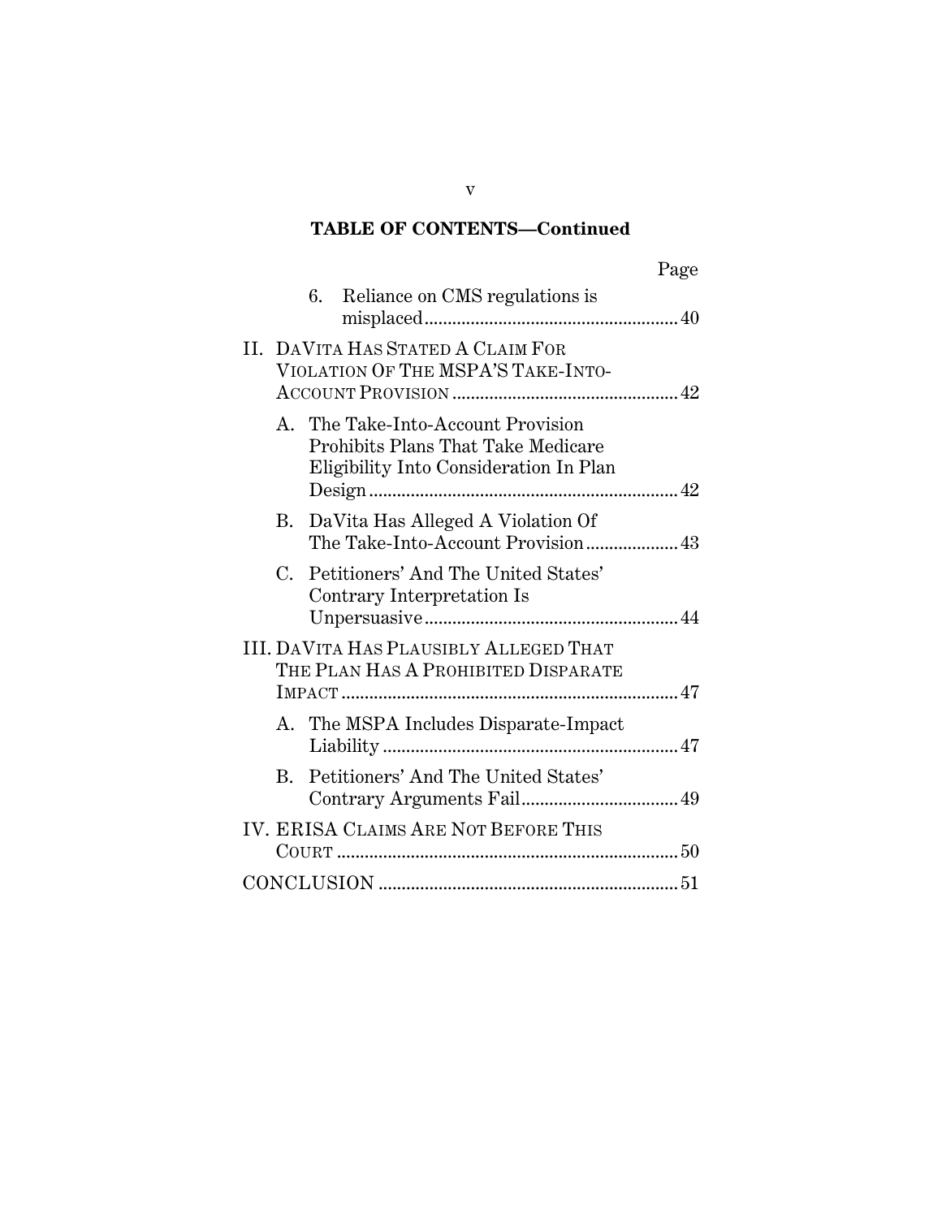**TABLE OF CONTENTS—Continued**

| | Page |
|---|---|
| 6. Reliance on CMS regulations is misplaced | 40 |
| II. DAVITA HAS STATED A CLAIM FOR VIOLATION OF THE MSPA'S TAKE-INTO-ACCOUNT PROVISION | 42 |
| A. The Take-Into-Account Provision Prohibits Plans That Take Medicare Eligibility Into Consideration In Plan Design | 42 |
| B. DaVita Has Alleged A Violation Of The Take-Into-Account Provision | 43 |
| C. Petitioners' And The United States' Contrary Interpretation Is Unpersuasive | 44 |
| III. DAVITA HAS PLAUSIBLY ALLEGED THAT THE PLAN HAS A PROHIBITED DISPARATE IMPACT | 47 |
| A. The MSPA Includes Disparate-Impact Liability | 47 |
| B. Petitioners' And The United States' Contrary Arguments Fail | 49 |
| IV. ERISA CLAIMS ARE NOT BEFORE THIS COURT | 50 |
| CONCLUSION | 51 |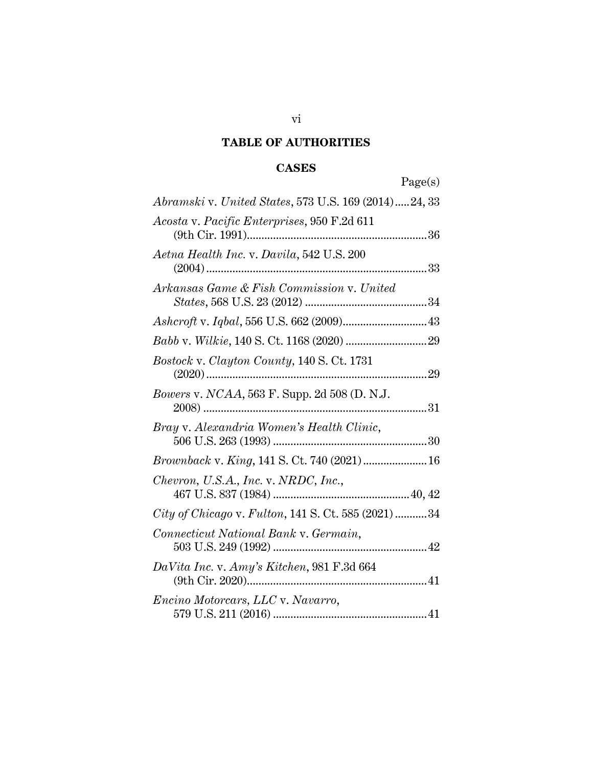## TABLE OF AUTHORITIES

### CASES

Page(s)

*Abramski* v. *United States*, 573 U.S. 169 (2014) ..... 24, 33

*Acosta* v. *Pacific Enterprises*, 950 F.2d 611 (9th Cir. 1991) ..... 36

*Aetna Health Inc.* v. *Davila*, 542 U.S. 200 (2004) ..... 33

*Arkansas Game & Fish Commission* v. *United States*, 568 U.S. 23 (2012) ..... 34

*Ashcroft* v. *Iqbal*, 556 U.S. 662 (2009) ..... 43

*Babb* v. *Wilkie*, 140 S. Ct. 1168 (2020) ..... 29

*Bostock* v. *Clayton County*, 140 S. Ct. 1731 (2020) ..... 29

*Bowers* v. *NCAA*, 563 F. Supp. 2d 508 (D. N.J. 2008) ..... 31

*Bray* v. *Alexandria Women's Health Clinic*, 506 U.S. 263 (1993) ..... 30

*Brownback* v. *King*, 141 S. Ct. 740 (2021) ..... 16

*Chevron, U.S.A., Inc.* v. *NRDC, Inc.*, 467 U.S. 837 (1984) ..... 40, 42

*City of Chicago* v. *Fulton*, 141 S. Ct. 585 (2021) ..... 34

*Connecticut National Bank* v. *Germain*, 503 U.S. 249 (1992) ..... 42

*DaVita Inc.* v. *Amy's Kitchen*, 981 F.3d 664 (9th Cir. 2020) ..... 41

*Encino Motorcars, LLC* v. *Navarro*, 579 U.S. 211 (2016) ..... 41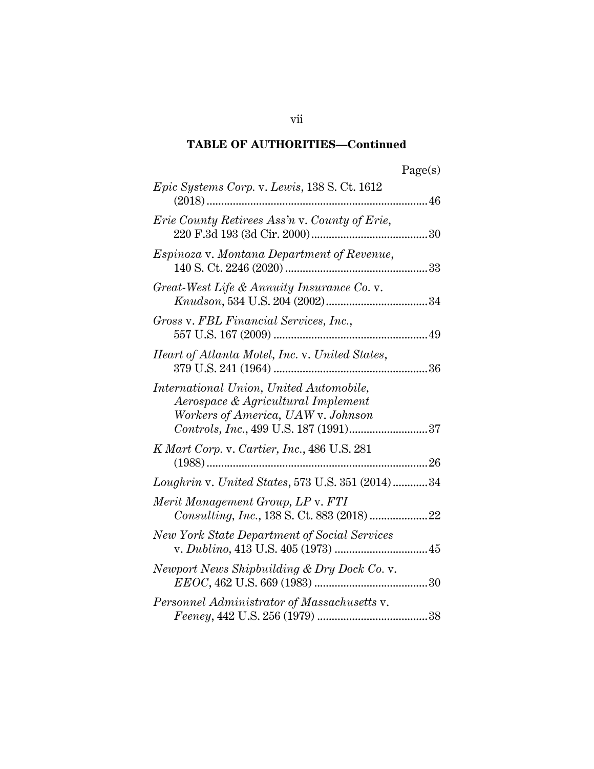## TABLE OF AUTHORITIES—Continued

| | Page(s) |
|---|---|
| *Epic Systems Corp.* v. *Lewis*, 138 S. Ct. 1612 (2018) | 46 |
| *Erie County Retirees Ass'n* v. *County of Erie*, 220 F.3d 193 (3d Cir. 2000) | 30 |
| *Espinoza* v. *Montana Department of Revenue*, 140 S. Ct. 2246 (2020) | 33 |
| *Great-West Life & Annuity Insurance Co.* v. *Knudson*, 534 U.S. 204 (2002) | 34 |
| *Gross* v. *FBL Financial Services, Inc.*, 557 U.S. 167 (2009) | 49 |
| *Heart of Atlanta Motel, Inc.* v. *United States*, 379 U.S. 241 (1964) | 36 |
| *International Union, United Automobile, Aerospace & Agricultural Implement Workers of America, UAW* v. *Johnson Controls, Inc.*, 499 U.S. 187 (1991) | 37 |
| *K Mart Corp.* v. *Cartier, Inc.*, 486 U.S. 281 (1988) | 26 |
| *Loughrin* v. *United States*, 573 U.S. 351 (2014) | 34 |
| *Merit Management Group, LP* v. *FTI Consulting, Inc.*, 138 S. Ct. 883 (2018) | 22 |
| *New York State Department of Social Services* v. *Dublino*, 413 U.S. 405 (1973) | 45 |
| *Newport News Shipbuilding & Dry Dock Co.* v. *EEOC*, 462 U.S. 669 (1983) | 30 |
| *Personnel Administrator of Massachusetts* v. *Feeney*, 442 U.S. 256 (1979) | 38 |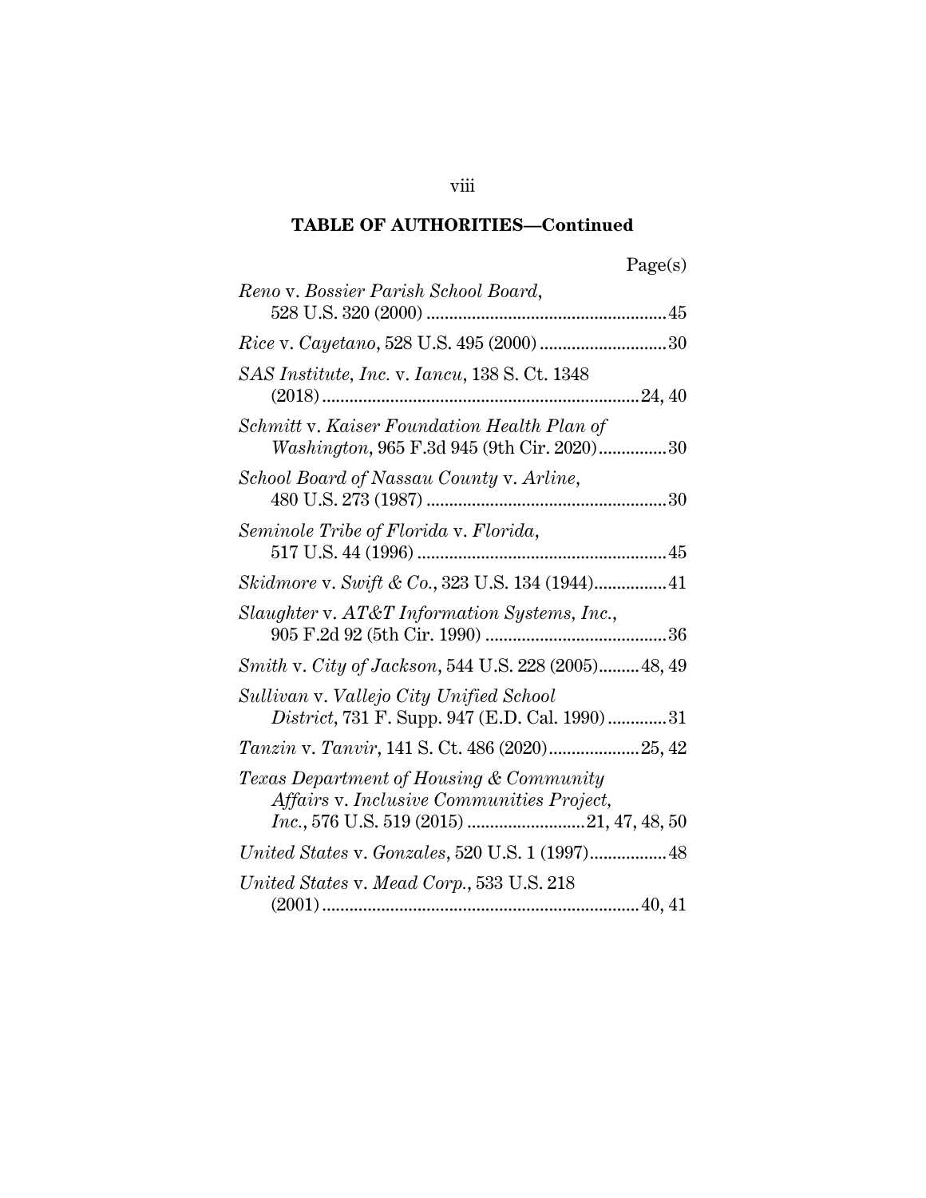**TABLE OF AUTHORITIES—Continued**

Page(s)

*Reno* v. *Bossier Parish School Board*, 528 U.S. 320 (2000) .......... 45

*Rice* v. *Cayetano*, 528 U.S. 495 (2000) .......... 30

*SAS Institute, Inc.* v. *Iancu*, 138 S. Ct. 1348 (2018) .......... 24, 40

*Schmitt* v. *Kaiser Foundation Health Plan of Washington*, 965 F.3d 945 (9th Cir. 2020) .......... 30

*School Board of Nassau County* v. *Arline*, 480 U.S. 273 (1987) .......... 30

*Seminole Tribe of Florida* v. *Florida*, 517 U.S. 44 (1996) .......... 45

*Skidmore* v. *Swift & Co.*, 323 U.S. 134 (1944) .......... 41

*Slaughter* v. *AT&T Information Systems, Inc.*, 905 F.2d 92 (5th Cir. 1990) .......... 36

*Smith* v. *City of Jackson*, 544 U.S. 228 (2005) .......... 48, 49

*Sullivan* v. *Vallejo City Unified School District*, 731 F. Supp. 947 (E.D. Cal. 1990) .......... 31

*Tanzin* v. *Tanvir*, 141 S. Ct. 486 (2020) .......... 25, 42

*Texas Department of Housing & Community Affairs* v. *Inclusive Communities Project, Inc.*, 576 U.S. 519 (2015) .......... 21, 47, 48, 50

*United States* v. *Gonzales*, 520 U.S. 1 (1997) .......... 48

*United States* v. *Mead Corp.*, 533 U.S. 218 (2001) .......... 40, 41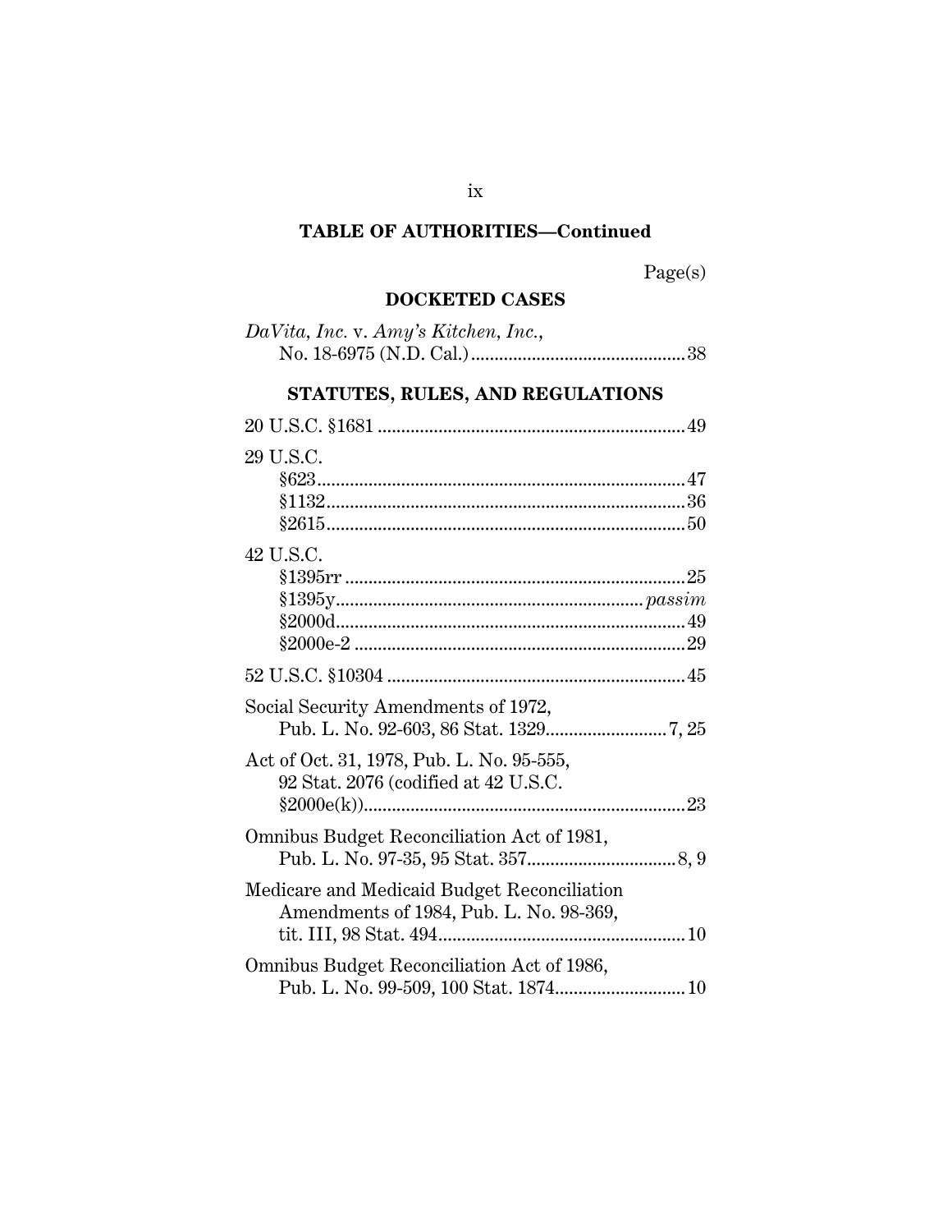## TABLE OF AUTHORITIES—Continued

Page(s)

### DOCKETED CASES

*DaVita, Inc.* v. *Amy's Kitchen, Inc.*,
No. 18-6975 (N.D. Cal.)............................................38

### STATUTES, RULES, AND REGULATIONS

20 U.S.C. §1681...............................................................49

29 U.S.C.
§623...........................................................................47
§1132.........................................................................36
§2615.........................................................................50

42 U.S.C.
§1395rr......................................................................25
§1395y.......................................................................*passim*
§2000d.......................................................................49
§2000e-2....................................................................29

52 U.S.C. §10304.............................................................45

Social Security Amendments of 1972,
Pub. L. No. 92-603, 86 Stat. 1329.........................7, 25

Act of Oct. 31, 1978, Pub. L. No. 95-555,
92 Stat. 2076 (codified at 42 U.S.C.
§2000e(k)).................................................................23

Omnibus Budget Reconciliation Act of 1981,
Pub. L. No. 97-35, 95 Stat. 357..............................8, 9

Medicare and Medicaid Budget Reconciliation
Amendments of 1984, Pub. L. No. 98-369,
tit. III, 98 Stat. 494...................................................10

Omnibus Budget Reconciliation Act of 1986,
Pub. L. No. 99-509, 100 Stat. 1874..........................10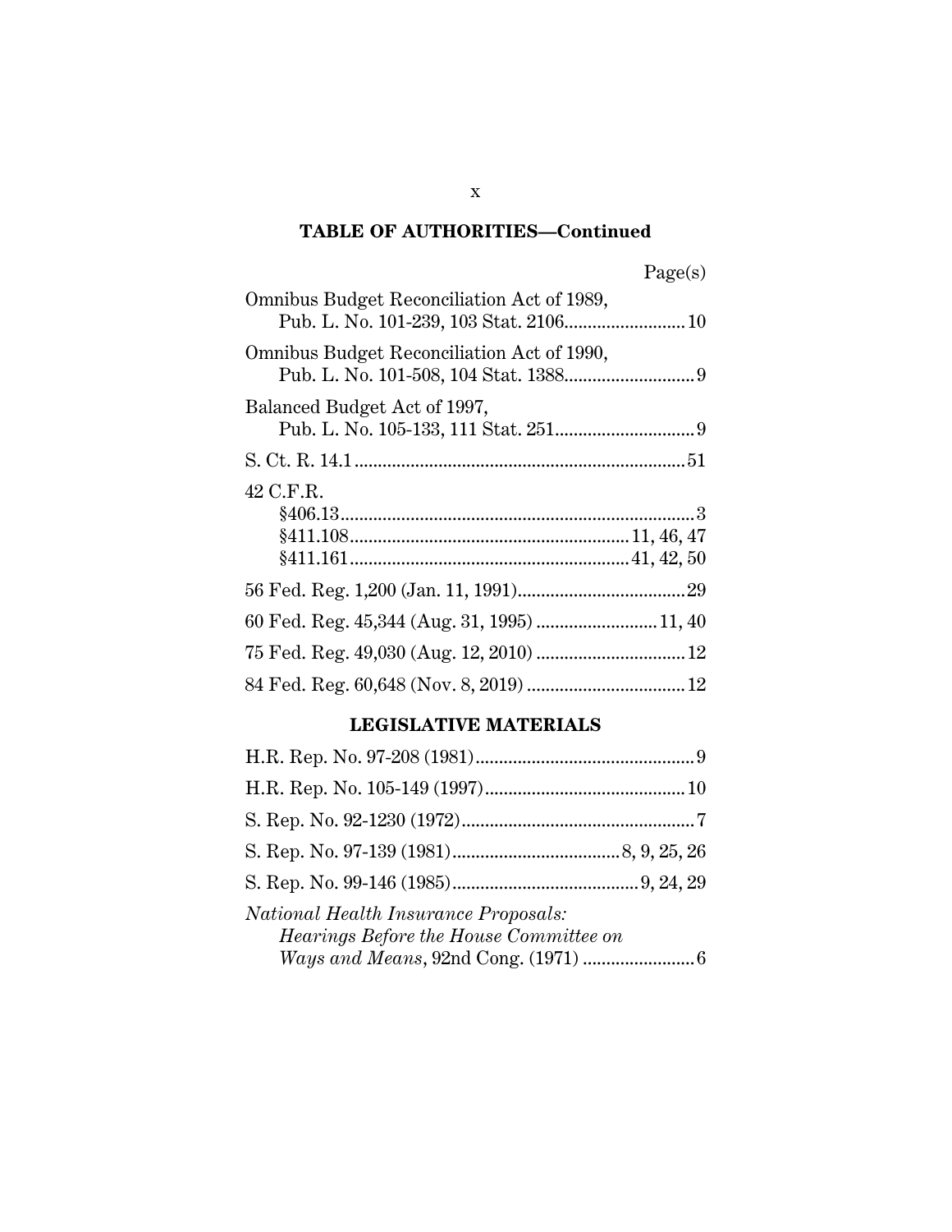## TABLE OF AUTHORITIES—Continued

Page(s)

Omnibus Budget Reconciliation Act of 1989,
  Pub. L. No. 101-239, 103 Stat. 2106 .......................... 10

Omnibus Budget Reconciliation Act of 1990,
  Pub. L. No. 101-508, 104 Stat. 1388 ............................ 9

Balanced Budget Act of 1997,
  Pub. L. No. 105-133, 111 Stat. 251 .............................. 9

S. Ct. R. 14.1 ...................................................................... 51

42 C.F.R.
  §406.13 ............................................................................ 3
  §411.108 ........................................................... 11, 46, 47
  §411.161 ........................................................... 41, 42, 50

56 Fed. Reg. 1,200 (Jan. 11, 1991) .................................... 29

60 Fed. Reg. 45,344 (Aug. 31, 1995) .......................... 11, 40

75 Fed. Reg. 49,030 (Aug. 12, 2010) ................................ 12

84 Fed. Reg. 60,648 (Nov. 8, 2019) .................................. 12

## LEGISLATIVE MATERIALS

H.R. Rep. No. 97-208 (1981) ............................................... 9

H.R. Rep. No. 105-149 (1997) ........................................... 10

S. Rep. No. 92-1230 (1972) .................................................. 7

S. Rep. No. 97-139 (1981) .................................... 8, 9, 25, 26

S. Rep. No. 99-146 (1985) ........................................ 9, 24, 29

*National Health Insurance Proposals:*
  *Hearings Before the House Committee on*
  *Ways and Means*, 92nd Cong. (1971) ........................ 6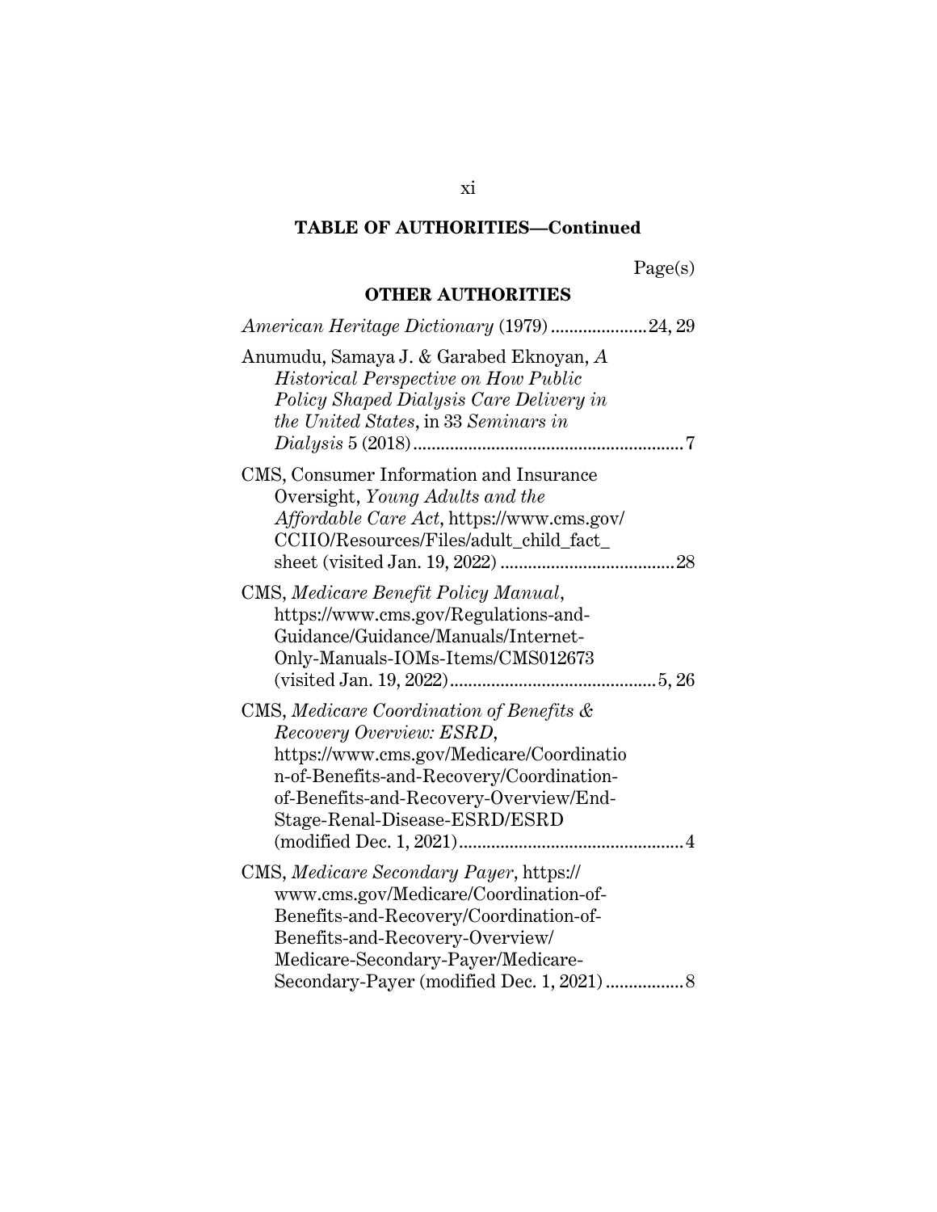**TABLE OF AUTHORITIES—Continued**

Page(s)

**OTHER AUTHORITIES**

*American Heritage Dictionary* (1979) .................... 24, 29

Anumudu, Samaya J. & Garabed Eknoyan, *A Historical Perspective on How Public Policy Shaped Dialysis Care Delivery in the United States*, in 33 *Seminars in Dialysis* 5 (2018) .......................................................... 7

CMS, Consumer Information and Insurance Oversight, *Young Adults and the Affordable Care Act*, https://www.cms.gov/CCIIO/Resources/Files/adult_child_fact_sheet (visited Jan. 19, 2022) ..................................... 28

CMS, *Medicare Benefit Policy Manual*, https://www.cms.gov/Regulations-and-Guidance/Guidance/Manuals/Internet-Only-Manuals-IOMs-Items/CMS012673 (visited Jan. 19, 2022) ............................................ 5, 26

CMS, *Medicare Coordination of Benefits & Recovery Overview: ESRD*, https://www.cms.gov/Medicare/Coordination-of-Benefits-and-Recovery/Coordination-of-Benefits-and-Recovery-Overview/End-Stage-Renal-Disease-ESRD/ESRD (modified Dec. 1, 2021) ................................................ 4

CMS, *Medicare Secondary Payer*, https://www.cms.gov/Medicare/Coordination-of-Benefits-and-Recovery/Coordination-of-Benefits-and-Recovery-Overview/Medicare-Secondary-Payer/Medicare-Secondary-Payer (modified Dec. 1, 2021) ................ 8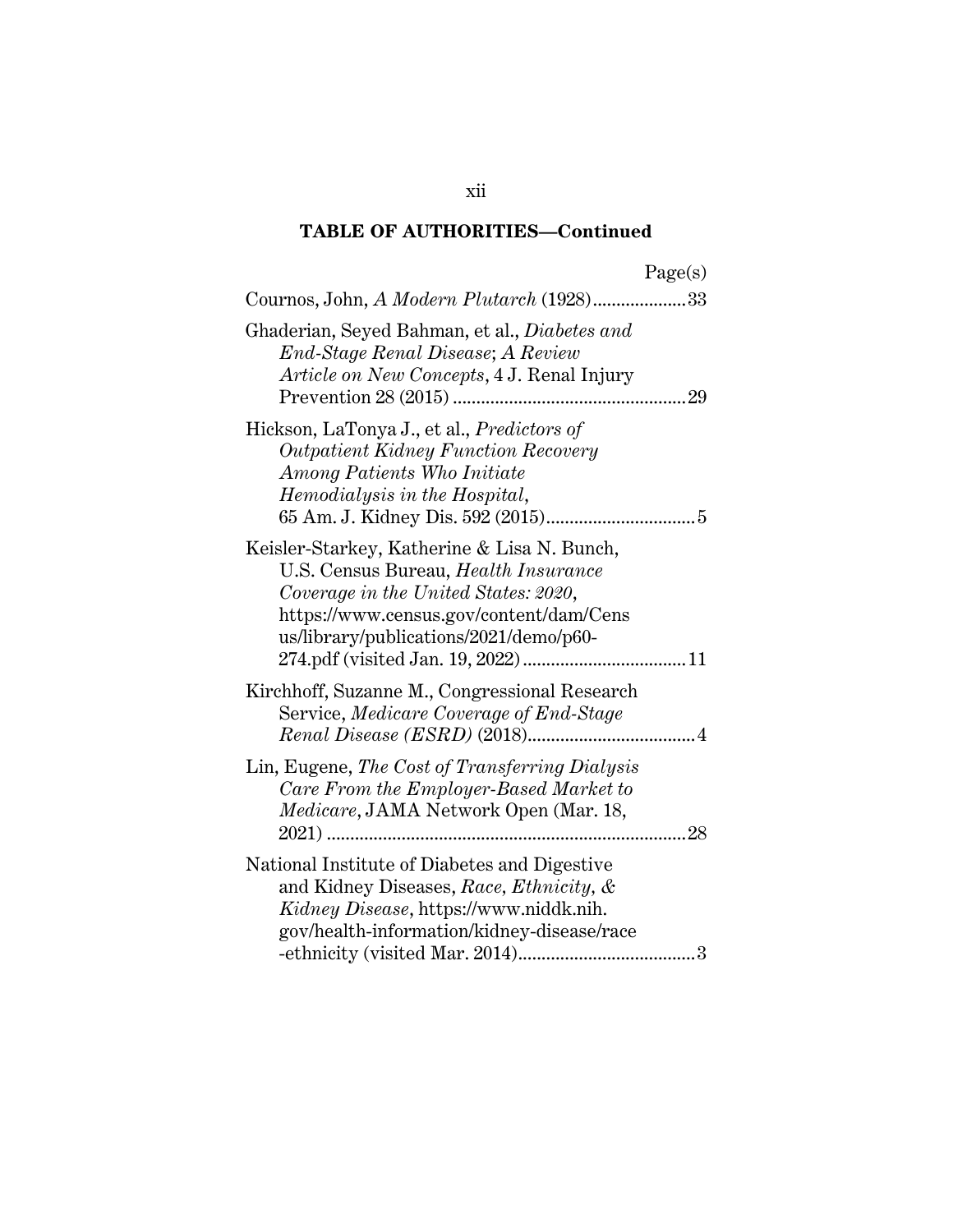**TABLE OF AUTHORITIES—Continued**

Page(s)

Cournos, John, *A Modern Plutarch* (1928)....................33

Ghaderian, Seyed Bahman, et al., *Diabetes and End-Stage Renal Disease; A Review Article on New Concepts*, 4 J. Renal Injury Prevention 28 (2015) ..................................................29

Hickson, LaTonya J., et al., *Predictors of Outpatient Kidney Function Recovery Among Patients Who Initiate Hemodialysis in the Hospital*, 65 Am. J. Kidney Dis. 592 (2015)................................5

Keisler-Starkey, Katherine & Lisa N. Bunch, U.S. Census Bureau, *Health Insurance Coverage in the United States: 2020*, https://www.census.gov/content/dam/Census/library/publications/2021/demo/p60-274.pdf (visited Jan. 19, 2022)..................................11

Kirchhoff, Suzanne M., Congressional Research Service, *Medicare Coverage of End-Stage Renal Disease (ESRD)* (2018)....................................4

Lin, Eugene, *The Cost of Transferring Dialysis Care From the Employer-Based Market to Medicare*, JAMA Network Open (Mar. 18, 2021) ............................................................................28

National Institute of Diabetes and Digestive and Kidney Diseases, *Race, Ethnicity, & Kidney Disease*, https://www.niddk.nih.gov/health-information/kidney-disease/race-ethnicity (visited Mar. 2014)......................................3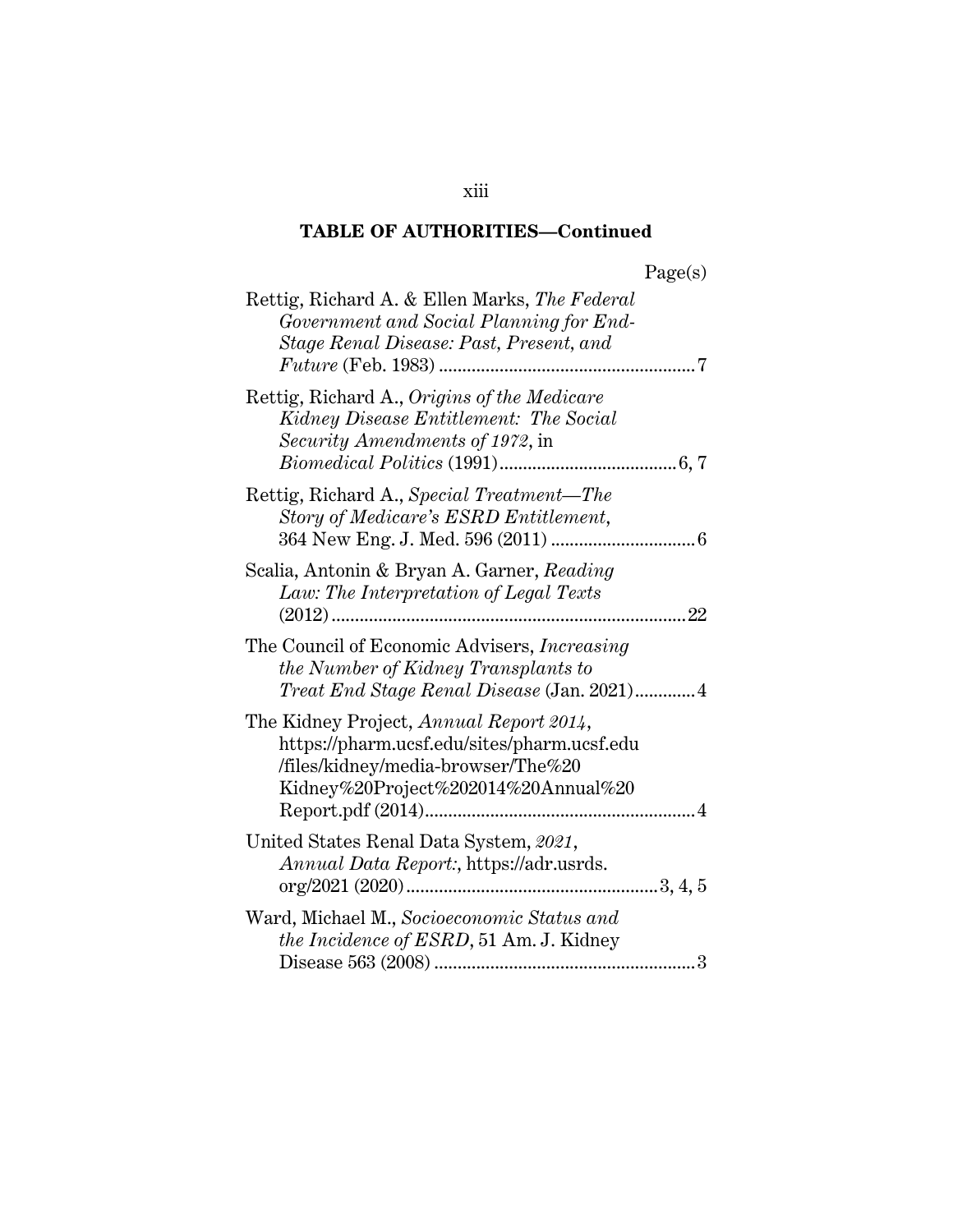## TABLE OF AUTHORITIES—Continued

Page(s)

Rettig, Richard A. & Ellen Marks, *The Federal Government and Social Planning for End-Stage Renal Disease: Past, Present, and Future* (Feb. 1983) .......................................................7

Rettig, Richard A., *Origins of the Medicare Kidney Disease Entitlement: The Social Security Amendments of 1972*, in *Biomedical Politics* (1991)......................................6, 7

Rettig, Richard A., *Special Treatment—The Story of Medicare's ESRD Entitlement*, 364 New Eng. J. Med. 596 (2011) ...............................6

Scalia, Antonin & Bryan A. Garner, *Reading Law: The Interpretation of Legal Texts* (2012)............................................................................22

The Council of Economic Advisers, *Increasing the Number of Kidney Transplants to Treat End Stage Renal Disease* (Jan. 2021).............4

The Kidney Project, *Annual Report 2014*, https://pharm.ucsf.edu/sites/pharm.ucsf.edu/files/kidney/media-browser/The%20Kidney%20Project%202014%20Annual%20Report.pdf (2014)..........................................................4

United States Renal Data System, *2021, Annual Data Report:*, https://adr.usrds.org/2021 (2020).....................................................3, 4, 5

Ward, Michael M., *Socioeconomic Status and the Incidence of ESRD*, 51 Am. J. Kidney Disease 563 (2008) ........................................................3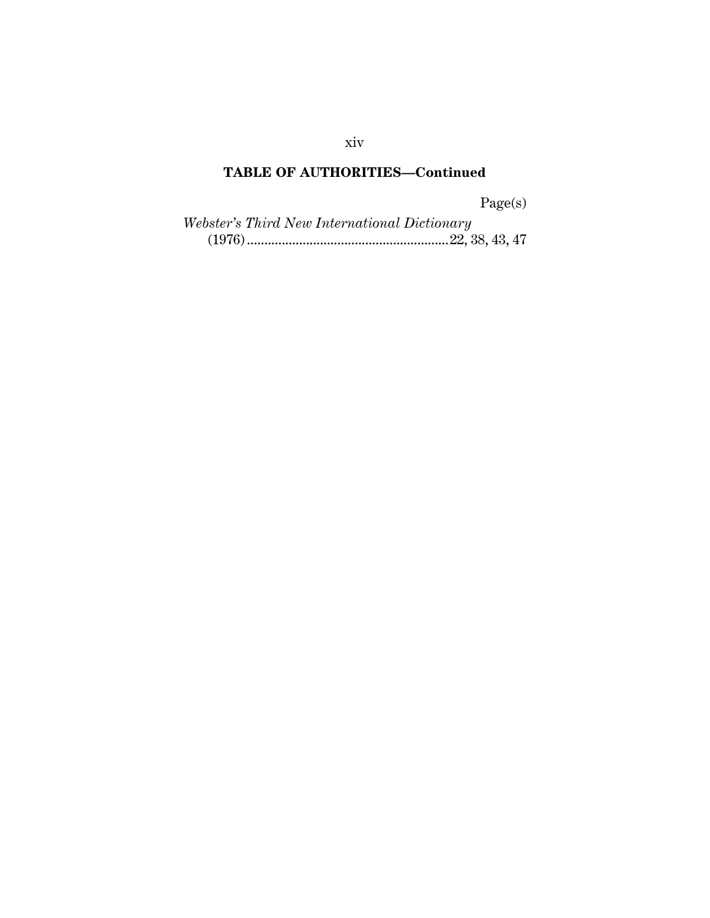**TABLE OF AUTHORITIES—Continued**

Page(s)

*Webster's Third New International Dictionary* (1976) .......................................................... 22, 38, 43, 47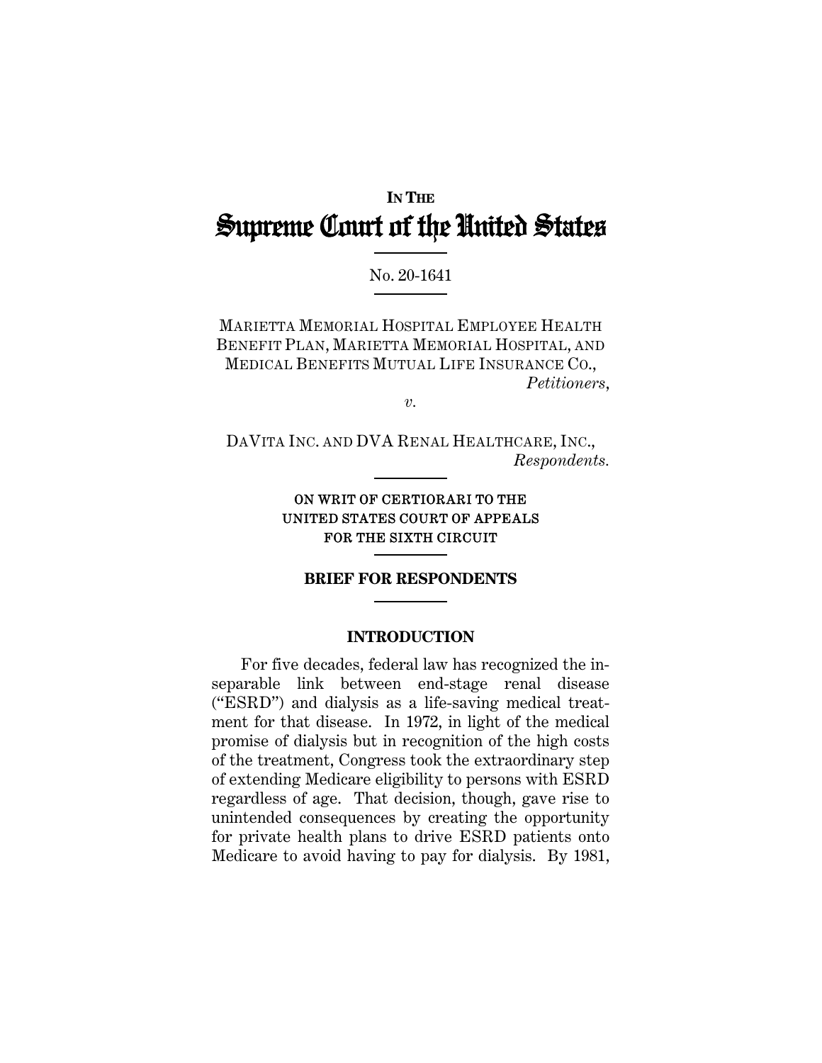IN THE

# Supreme Court of the United States

No. 20-1641

MARIETTA MEMORIAL HOSPITAL EMPLOYEE HEALTH BENEFIT PLAN, MARIETTA MEMORIAL HOSPITAL, AND MEDICAL BENEFITS MUTUAL LIFE INSURANCE CO.,
*Petitioners*,

*v.*

DAVITA INC. AND DVA RENAL HEALTHCARE, INC.,
*Respondents.*

ON WRIT OF CERTIORARI TO THE UNITED STATES COURT OF APPEALS FOR THE SIXTH CIRCUIT

**BRIEF FOR RESPONDENTS**

## INTRODUCTION

For five decades, federal law has recognized the inseparable link between end-stage renal disease ("ESRD") and dialysis as a life-saving medical treatment for that disease. In 1972, in light of the medical promise of dialysis but in recognition of the high costs of the treatment, Congress took the extraordinary step of extending Medicare eligibility to persons with ESRD regardless of age. That decision, though, gave rise to unintended consequences by creating the opportunity for private health plans to drive ESRD patients onto Medicare to avoid having to pay for dialysis. By 1981,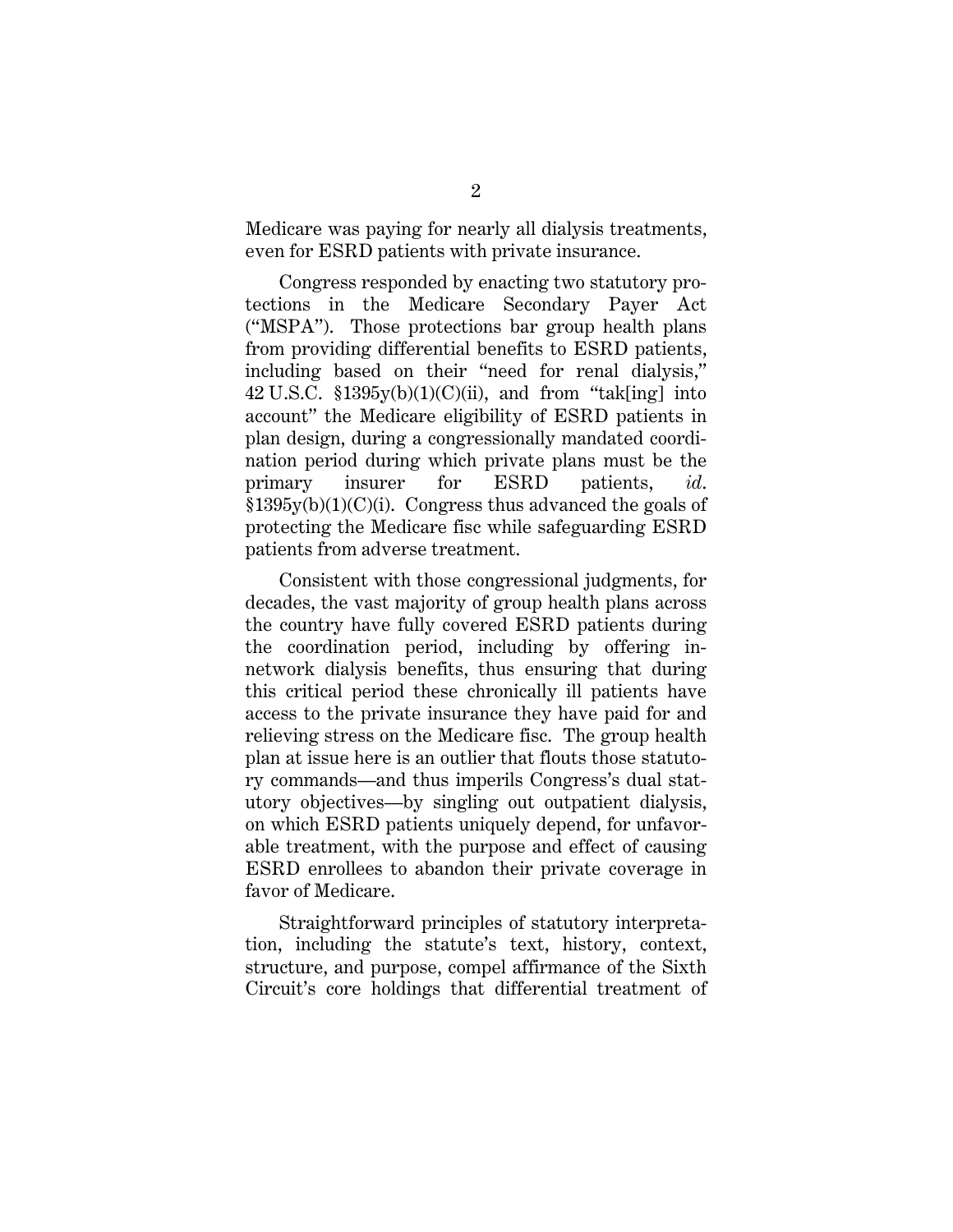Medicare was paying for nearly all dialysis treatments, even for ESRD patients with private insurance.

Congress responded by enacting two statutory protections in the Medicare Secondary Payer Act ("MSPA"). Those protections bar group health plans from providing differential benefits to ESRD patients, including based on their "need for renal dialysis," 42 U.S.C. §1395y(b)(1)(C)(ii), and from "tak[ing] into account" the Medicare eligibility of ESRD patients in plan design, during a congressionally mandated coordination period during which private plans must be the primary insurer for ESRD patients, *id.* §1395y(b)(1)(C)(i). Congress thus advanced the goals of protecting the Medicare fisc while safeguarding ESRD patients from adverse treatment.

Consistent with those congressional judgments, for decades, the vast majority of group health plans across the country have fully covered ESRD patients during the coordination period, including by offering in-network dialysis benefits, thus ensuring that during this critical period these chronically ill patients have access to the private insurance they have paid for and relieving stress on the Medicare fisc. The group health plan at issue here is an outlier that flouts those statutory commands—and thus imperils Congress's dual statutory objectives—by singling out outpatient dialysis, on which ESRD patients uniquely depend, for unfavorable treatment, with the purpose and effect of causing ESRD enrollees to abandon their private coverage in favor of Medicare.

Straightforward principles of statutory interpretation, including the statute's text, history, context, structure, and purpose, compel affirmance of the Sixth Circuit's core holdings that differential treatment of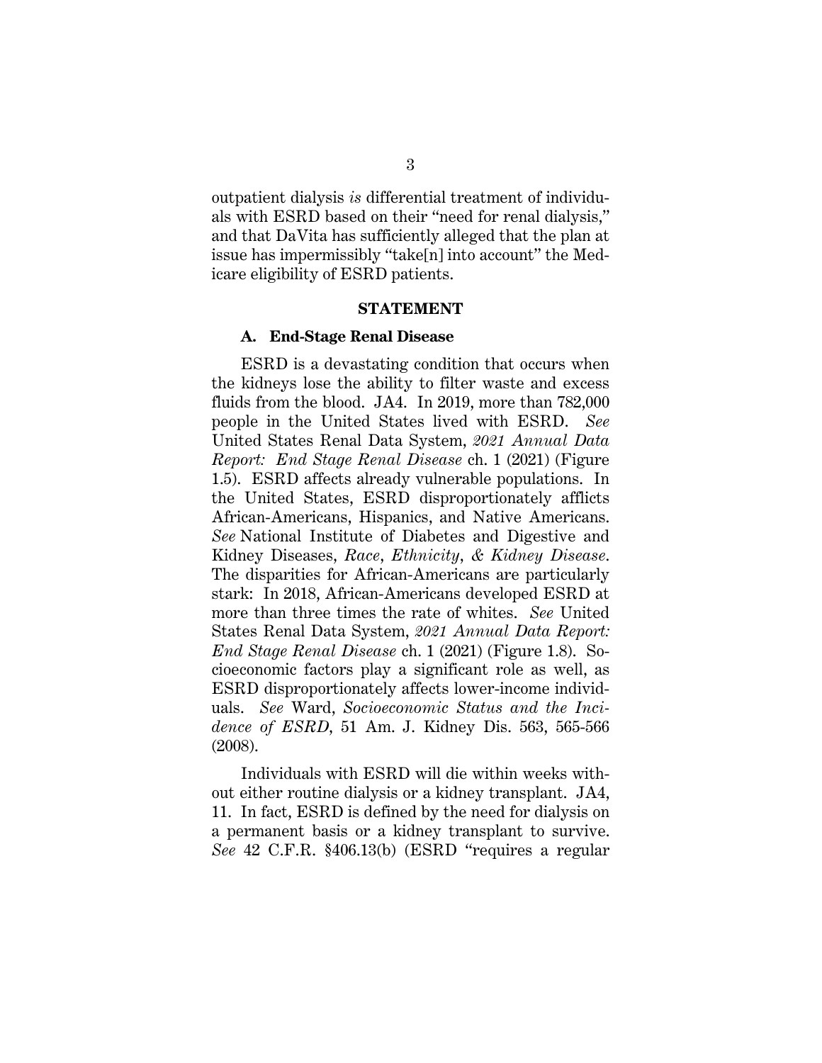outpatient dialysis *is* differential treatment of individuals with ESRD based on their "need for renal dialysis," and that DaVita has sufficiently alleged that the plan at issue has impermissibly "take[n] into account" the Medicare eligibility of ESRD patients.

## STATEMENT

### A. End-Stage Renal Disease

ESRD is a devastating condition that occurs when the kidneys lose the ability to filter waste and excess fluids from the blood. JA4. In 2019, more than 782,000 people in the United States lived with ESRD. *See* United States Renal Data System, *2021 Annual Data Report: End Stage Renal Disease* ch. 1 (2021) (Figure 1.5). ESRD affects already vulnerable populations. In the United States, ESRD disproportionately afflicts African-Americans, Hispanics, and Native Americans. *See* National Institute of Diabetes and Digestive and Kidney Diseases, *Race, Ethnicity, & Kidney Disease*. The disparities for African-Americans are particularly stark: In 2018, African-Americans developed ESRD at more than three times the rate of whites. *See* United States Renal Data System, *2021 Annual Data Report: End Stage Renal Disease* ch. 1 (2021) (Figure 1.8). Socioeconomic factors play a significant role as well, as ESRD disproportionately affects lower-income individuals. *See* Ward, *Socioeconomic Status and the Incidence of ESRD*, 51 Am. J. Kidney Dis. 563, 565-566 (2008).

Individuals with ESRD will die within weeks without either routine dialysis or a kidney transplant. JA4, 11. In fact, ESRD is defined by the need for dialysis on a permanent basis or a kidney transplant to survive. *See* 42 C.F.R. §406.13(b) (ESRD "requires a regular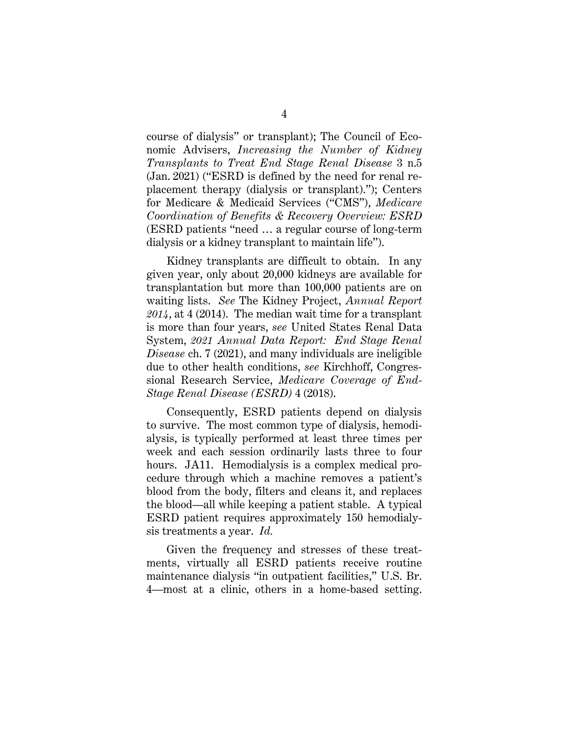course of dialysis" or transplant); The Council of Economic Advisers, *Increasing the Number of Kidney Transplants to Treat End Stage Renal Disease* 3 n.5 (Jan. 2021) ("ESRD is defined by the need for renal replacement therapy (dialysis or transplant)."); Centers for Medicare & Medicaid Services ("CMS"), *Medicare Coordination of Benefits & Recovery Overview: ESRD* (ESRD patients "need … a regular course of long-term dialysis or a kidney transplant to maintain life").

Kidney transplants are difficult to obtain. In any given year, only about 20,000 kidneys are available for transplantation but more than 100,000 patients are on waiting lists. *See* The Kidney Project, *Annual Report 2014*, at 4 (2014). The median wait time for a transplant is more than four years, *see* United States Renal Data System, *2021 Annual Data Report: End Stage Renal Disease* ch. 7 (2021), and many individuals are ineligible due to other health conditions, *see* Kirchhoff, Congressional Research Service, *Medicare Coverage of End-Stage Renal Disease (ESRD)* 4 (2018).

Consequently, ESRD patients depend on dialysis to survive. The most common type of dialysis, hemodialysis, is typically performed at least three times per week and each session ordinarily lasts three to four hours. JA11. Hemodialysis is a complex medical procedure through which a machine removes a patient's blood from the body, filters and cleans it, and replaces the blood—all while keeping a patient stable. A typical ESRD patient requires approximately 150 hemodialysis treatments a year. *Id.*

Given the frequency and stresses of these treatments, virtually all ESRD patients receive routine maintenance dialysis "in outpatient facilities," U.S. Br. 4—most at a clinic, others in a home-based setting.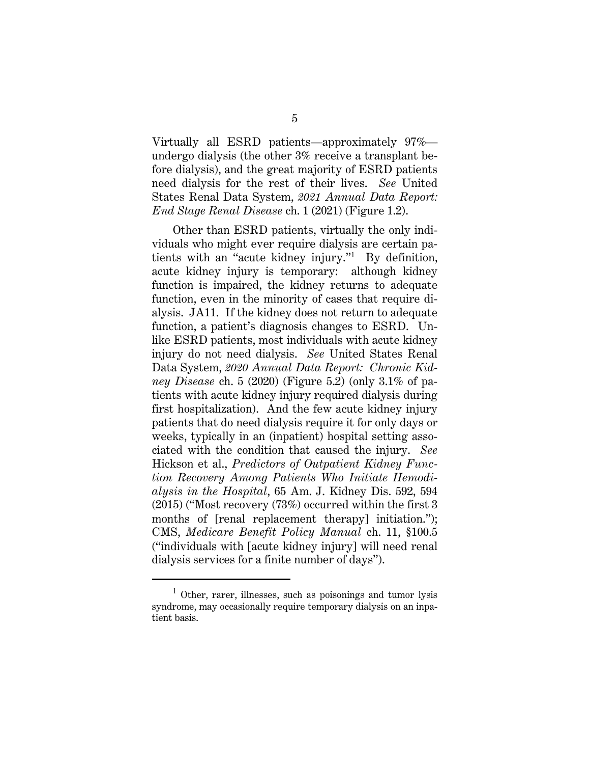Virtually all ESRD patients—approximately 97%—undergo dialysis (the other 3% receive a transplant before dialysis), and the great majority of ESRD patients need dialysis for the rest of their lives. *See* United States Renal Data System, *2021 Annual Data Report: End Stage Renal Disease* ch. 1 (2021) (Figure 1.2).

Other than ESRD patients, virtually the only individuals who might ever require dialysis are certain patients with an "acute kidney injury."[1] By definition, acute kidney injury is temporary: although kidney function is impaired, the kidney returns to adequate function, even in the minority of cases that require dialysis. JA11. If the kidney does not return to adequate function, a patient's diagnosis changes to ESRD. Unlike ESRD patients, most individuals with acute kidney injury do not need dialysis. *See* United States Renal Data System, *2020 Annual Data Report: Chronic Kidney Disease* ch. 5 (2020) (Figure 5.2) (only 3.1% of patients with acute kidney injury required dialysis during first hospitalization). And the few acute kidney injury patients that do need dialysis require it for only days or weeks, typically in an (inpatient) hospital setting associated with the condition that caused the injury. *See* Hickson et al., *Predictors of Outpatient Kidney Function Recovery Among Patients Who Initiate Hemodialysis in the Hospital*, 65 Am. J. Kidney Dis. 592, 594 (2015) ("Most recovery (73%) occurred within the first 3 months of [renal replacement therapy] initiation."); CMS, *Medicare Benefit Policy Manual* ch. 11, §100.5 ("individuals with [acute kidney injury] will need renal dialysis services for a finite number of days").

[1] Other, rarer, illnesses, such as poisonings and tumor lysis syndrome, may occasionally require temporary dialysis on an inpatient basis.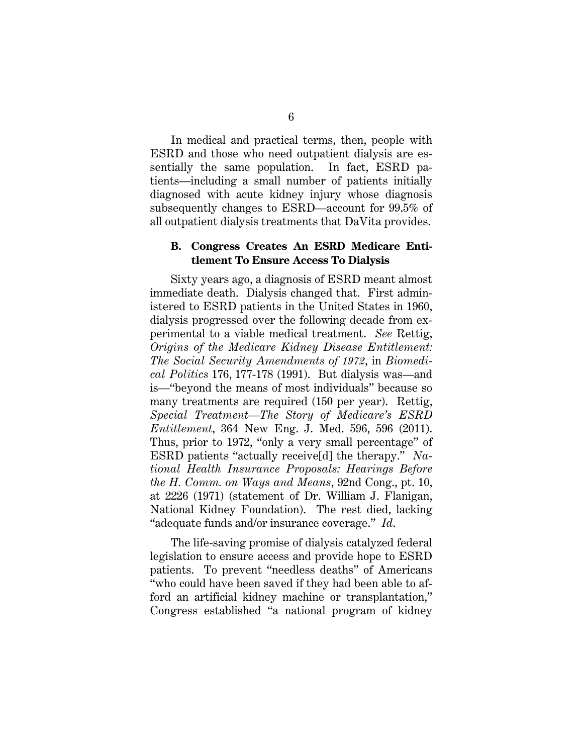In medical and practical terms, then, people with ESRD and those who need outpatient dialysis are essentially the same population. In fact, ESRD patients—including a small number of patients initially diagnosed with acute kidney injury whose diagnosis subsequently changes to ESRD—account for 99.5% of all outpatient dialysis treatments that DaVita provides.

### B. Congress Creates An ESRD Medicare Entitlement To Ensure Access To Dialysis

Sixty years ago, a diagnosis of ESRD meant almost immediate death. Dialysis changed that. First administered to ESRD patients in the United States in 1960, dialysis progressed over the following decade from experimental to a viable medical treatment. *See* Rettig, *Origins of the Medicare Kidney Disease Entitlement: The Social Security Amendments of 1972*, in *Biomedical Politics* 176, 177-178 (1991). But dialysis was—and is—"beyond the means of most individuals" because so many treatments are required (150 per year). Rettig, *Special Treatment—The Story of Medicare's ESRD Entitlement*, 364 New Eng. J. Med. 596, 596 (2011). Thus, prior to 1972, "only a very small percentage" of ESRD patients "actually receive[d] the therapy." *National Health Insurance Proposals: Hearings Before the H. Comm. on Ways and Means*, 92nd Cong., pt. 10, at 2226 (1971) (statement of Dr. William J. Flanigan, National Kidney Foundation). The rest died, lacking "adequate funds and/or insurance coverage." *Id.*

The life-saving promise of dialysis catalyzed federal legislation to ensure access and provide hope to ESRD patients. To prevent "needless deaths" of Americans "who could have been saved if they had been able to afford an artificial kidney machine or transplantation," Congress established "a national program of kidney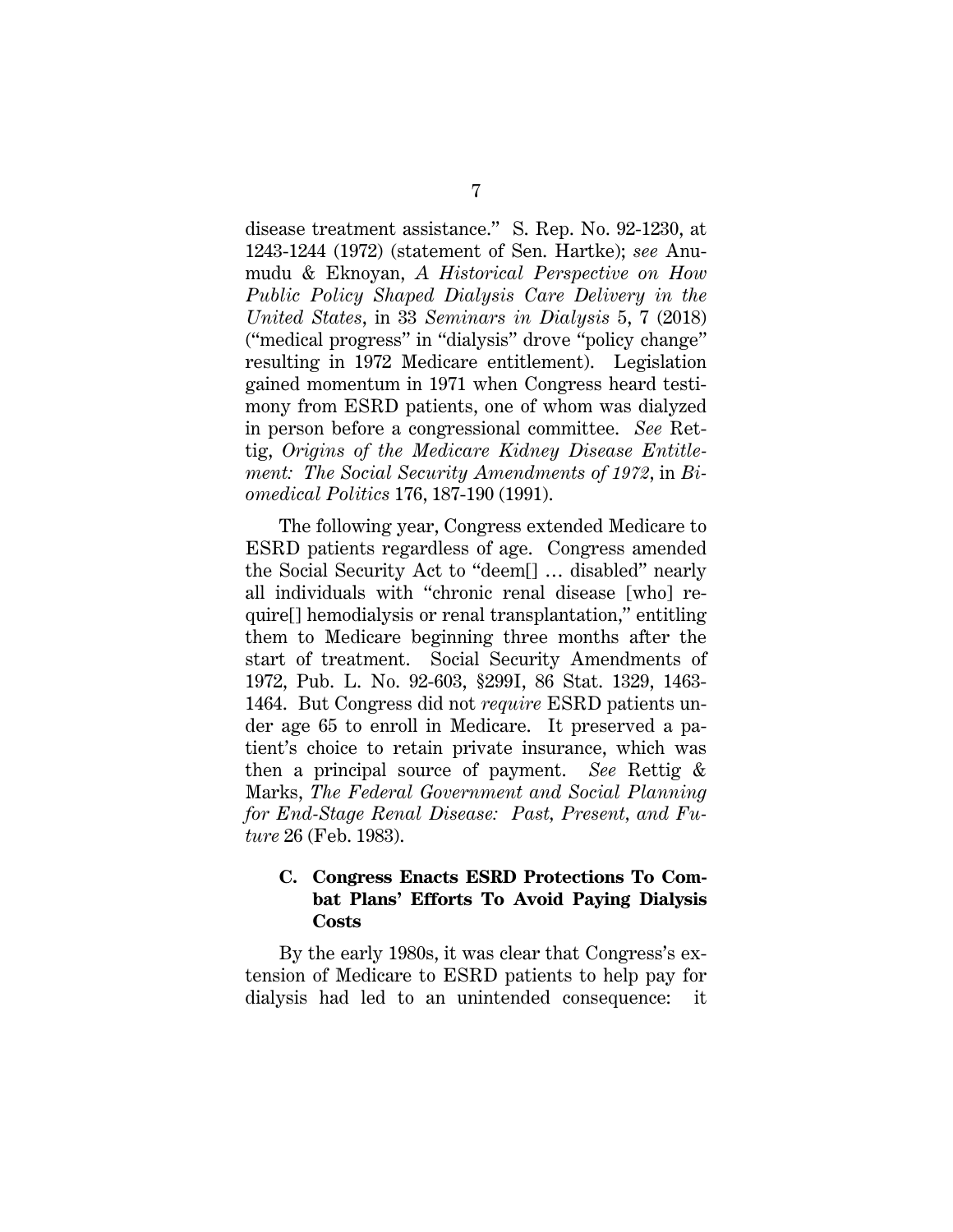disease treatment assistance." S. Rep. No. 92-1230, at 1243-1244 (1972) (statement of Sen. Hartke); *see* Anumudu & Eknoyan, *A Historical Perspective on How Public Policy Shaped Dialysis Care Delivery in the United States*, in 33 *Seminars in Dialysis* 5, 7 (2018) ("medical progress" in "dialysis" drove "policy change" resulting in 1972 Medicare entitlement). Legislation gained momentum in 1971 when Congress heard testimony from ESRD patients, one of whom was dialyzed in person before a congressional committee. *See* Rettig, *Origins of the Medicare Kidney Disease Entitlement: The Social Security Amendments of 1972*, in *Biomedical Politics* 176, 187-190 (1991).

The following year, Congress extended Medicare to ESRD patients regardless of age. Congress amended the Social Security Act to "deem[] … disabled" nearly all individuals with "chronic renal disease [who] require[] hemodialysis or renal transplantation," entitling them to Medicare beginning three months after the start of treatment. Social Security Amendments of 1972, Pub. L. No. 92-603, §299I, 86 Stat. 1329, 1463-1464. But Congress did not *require* ESRD patients under age 65 to enroll in Medicare. It preserved a patient's choice to retain private insurance, which was then a principal source of payment. *See* Rettig & Marks, *The Federal Government and Social Planning for End-Stage Renal Disease: Past, Present, and Future* 26 (Feb. 1983).

### C. Congress Enacts ESRD Protections To Combat Plans' Efforts To Avoid Paying Dialysis Costs

By the early 1980s, it was clear that Congress's extension of Medicare to ESRD patients to help pay for dialysis had led to an unintended consequence: it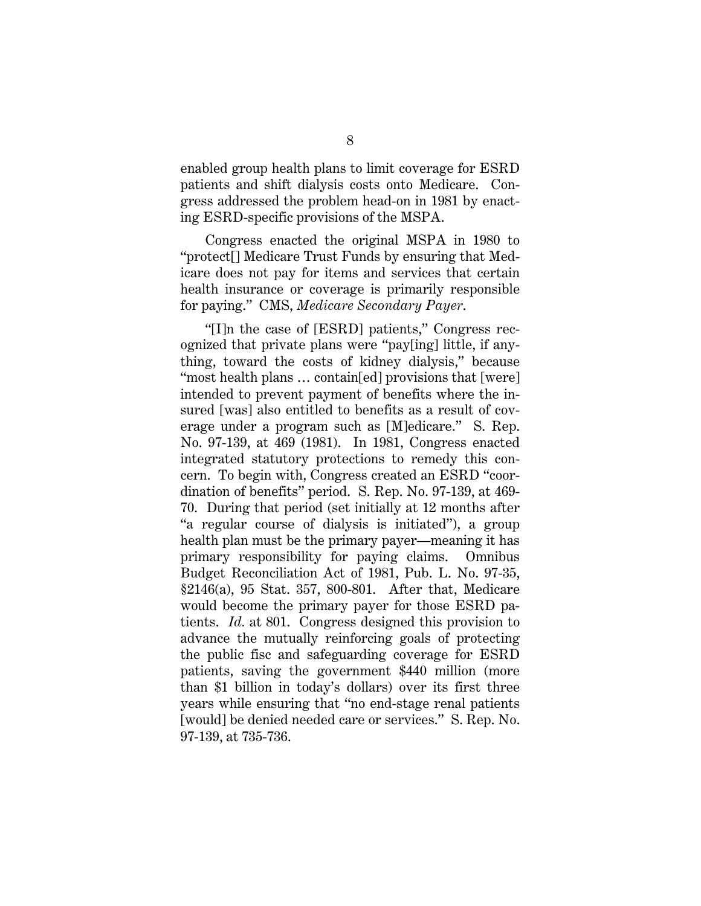enabled group health plans to limit coverage for ESRD patients and shift dialysis costs onto Medicare. Congress addressed the problem head-on in 1981 by enacting ESRD-specific provisions of the MSPA.

Congress enacted the original MSPA in 1980 to "protect[] Medicare Trust Funds by ensuring that Medicare does not pay for items and services that certain health insurance or coverage is primarily responsible for paying." CMS, *Medicare Secondary Payer*.

"[I]n the case of [ESRD] patients," Congress recognized that private plans were "pay[ing] little, if anything, toward the costs of kidney dialysis," because "most health plans … contain[ed] provisions that [were] intended to prevent payment of benefits where the insured [was] also entitled to benefits as a result of coverage under a program such as [M]edicare." S. Rep. No. 97-139, at 469 (1981). In 1981, Congress enacted integrated statutory protections to remedy this concern. To begin with, Congress created an ESRD "coordination of benefits" period. S. Rep. No. 97-139, at 469-70. During that period (set initially at 12 months after "a regular course of dialysis is initiated"), a group health plan must be the primary payer—meaning it has primary responsibility for paying claims. Omnibus Budget Reconciliation Act of 1981, Pub. L. No. 97-35, §2146(a), 95 Stat. 357, 800-801. After that, Medicare would become the primary payer for those ESRD patients. *Id.* at 801. Congress designed this provision to advance the mutually reinforcing goals of protecting the public fisc and safeguarding coverage for ESRD patients, saving the government $440 million (more than $1 billion in today's dollars) over its first three years while ensuring that "no end-stage renal patients [would] be denied needed care or services." S. Rep. No. 97-139, at 735-736.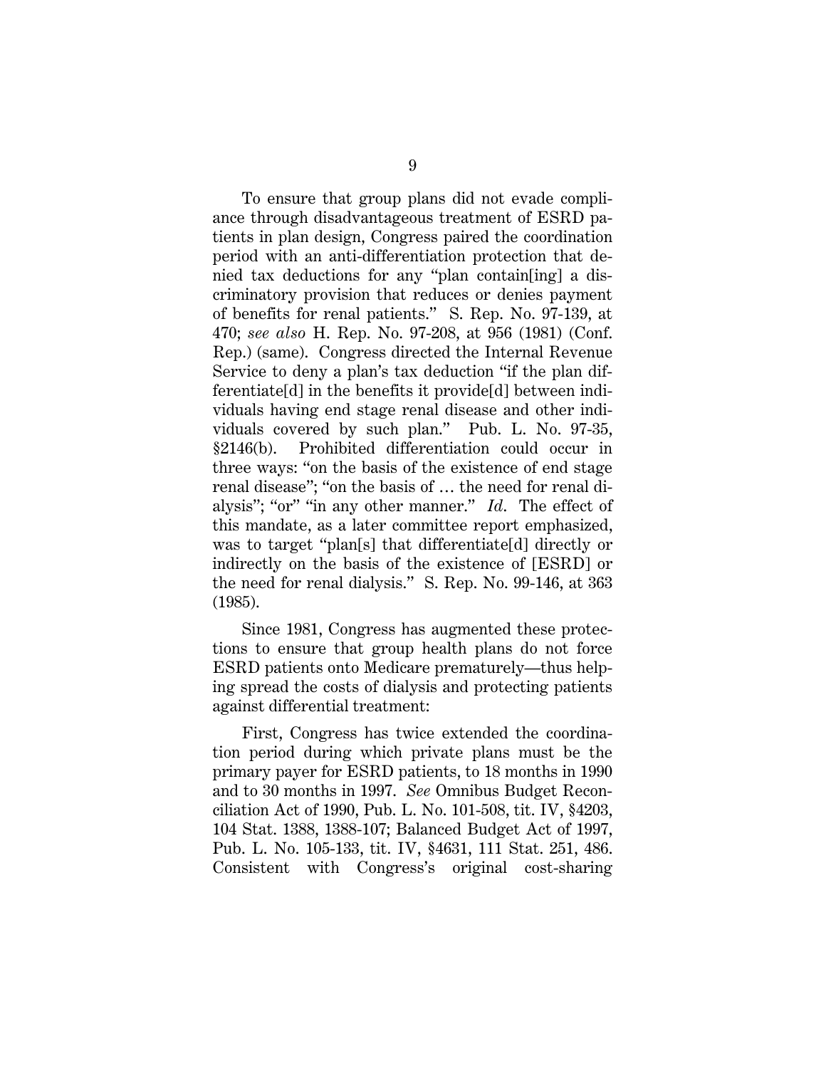To ensure that group plans did not evade compliance through disadvantageous treatment of ESRD patients in plan design, Congress paired the coordination period with an anti-differentiation protection that denied tax deductions for any "plan contain[ing] a discriminatory provision that reduces or denies payment of benefits for renal patients." S. Rep. No. 97-139, at 470; *see also* H. Rep. No. 97-208, at 956 (1981) (Conf. Rep.) (same). Congress directed the Internal Revenue Service to deny a plan's tax deduction "if the plan differentiate[d] in the benefits it provide[d] between individuals having end stage renal disease and other individuals covered by such plan." Pub. L. No. 97-35, §2146(b). Prohibited differentiation could occur in three ways: "on the basis of the existence of end stage renal disease"; "on the basis of … the need for renal dialysis"; "or" "in any other manner." *Id.* The effect of this mandate, as a later committee report emphasized, was to target "plan[s] that differentiate[d] directly or indirectly on the basis of the existence of [ESRD] or the need for renal dialysis." S. Rep. No. 99-146, at 363 (1985).

Since 1981, Congress has augmented these protections to ensure that group health plans do not force ESRD patients onto Medicare prematurely—thus helping spread the costs of dialysis and protecting patients against differential treatment:

First, Congress has twice extended the coordination period during which private plans must be the primary payer for ESRD patients, to 18 months in 1990 and to 30 months in 1997. *See* Omnibus Budget Reconciliation Act of 1990, Pub. L. No. 101-508, tit. IV, §4203, 104 Stat. 1388, 1388-107; Balanced Budget Act of 1997, Pub. L. No. 105-133, tit. IV, §4631, 111 Stat. 251, 486. Consistent with Congress's original cost-sharing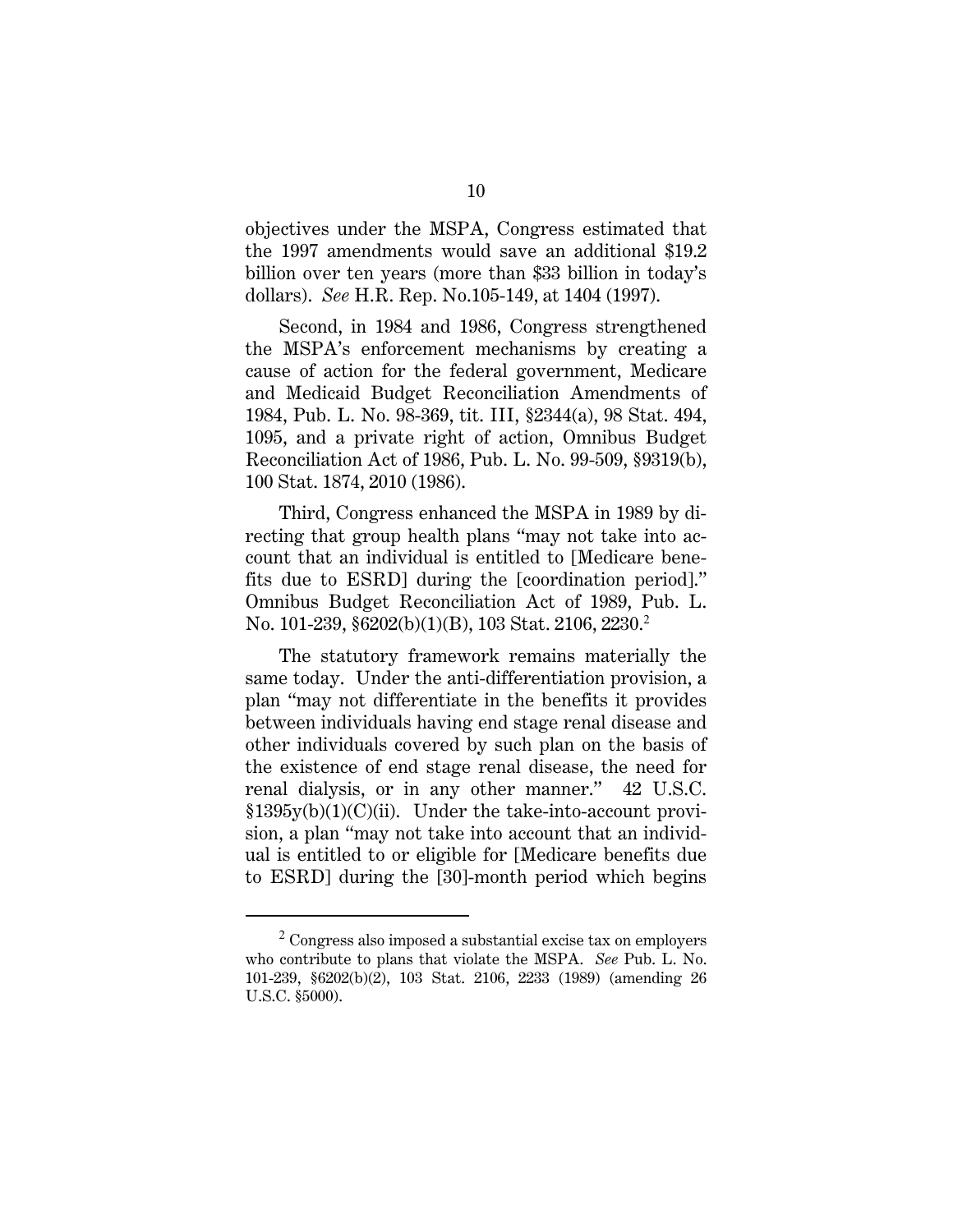objectives under the MSPA, Congress estimated that the 1997 amendments would save an additional $19.2 billion over ten years (more than $33 billion in today's dollars). *See* H.R. Rep. No.105-149, at 1404 (1997).

Second, in 1984 and 1986, Congress strengthened the MSPA's enforcement mechanisms by creating a cause of action for the federal government, Medicare and Medicaid Budget Reconciliation Amendments of 1984, Pub. L. No. 98-369, tit. III, §2344(a), 98 Stat. 494, 1095, and a private right of action, Omnibus Budget Reconciliation Act of 1986, Pub. L. No. 99-509, §9319(b), 100 Stat. 1874, 2010 (1986).

Third, Congress enhanced the MSPA in 1989 by directing that group health plans "may not take into account that an individual is entitled to [Medicare benefits due to ESRD] during the [coordination period]." Omnibus Budget Reconciliation Act of 1989, Pub. L. No. 101-239, §6202(b)(1)(B), 103 Stat. 2106, 2230.[2]

The statutory framework remains materially the same today. Under the anti-differentiation provision, a plan "may not differentiate in the benefits it provides between individuals having end stage renal disease and other individuals covered by such plan on the basis of the existence of end stage renal disease, the need for renal dialysis, or in any other manner." 42 U.S.C. §1395y(b)(1)(C)(ii). Under the take-into-account provision, a plan "may not take into account that an individual is entitled to or eligible for [Medicare benefits due to ESRD] during the [30]-month period which begins

---

[2] Congress also imposed a substantial excise tax on employers who contribute to plans that violate the MSPA. *See* Pub. L. No. 101-239, §6202(b)(2), 103 Stat. 2106, 2233 (1989) (amending 26 U.S.C. §5000).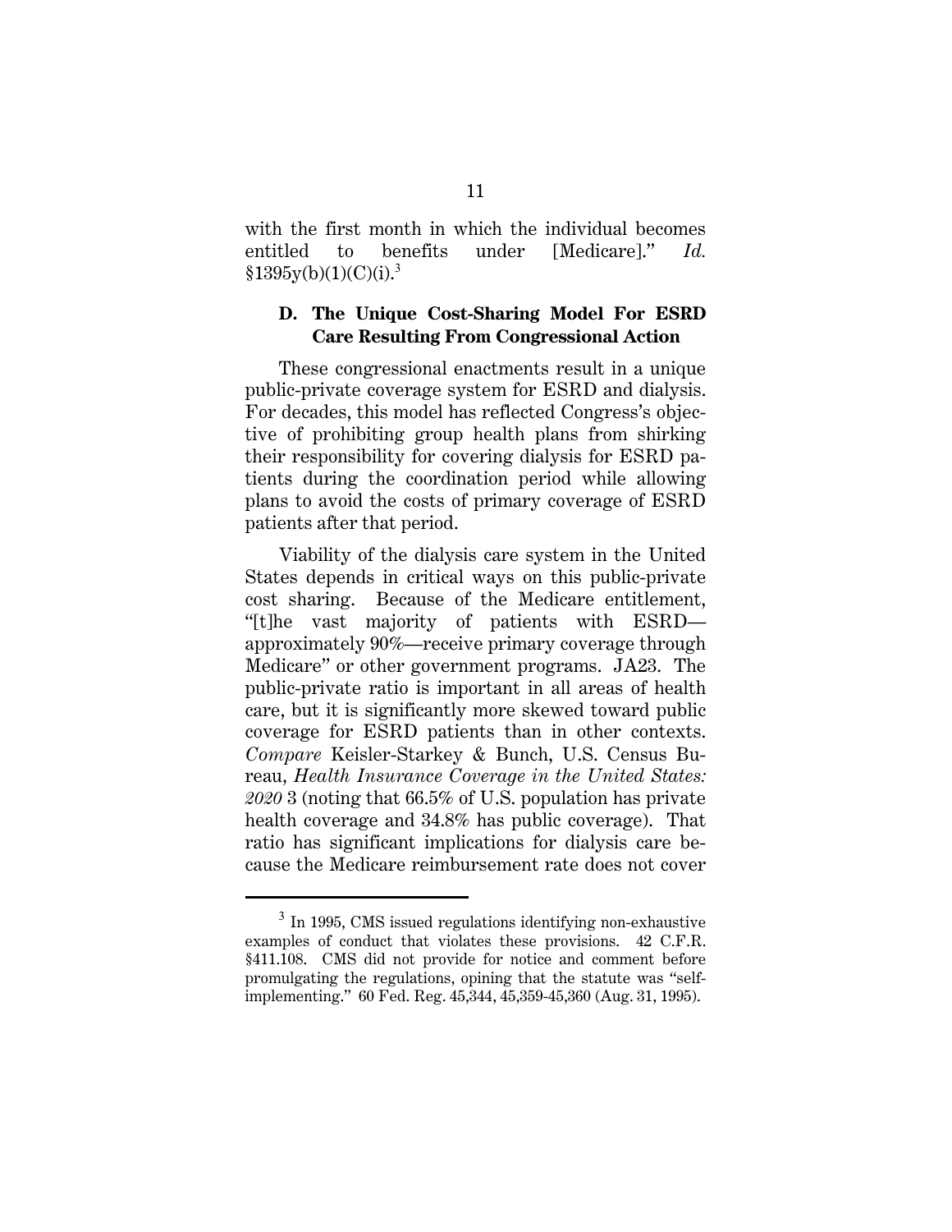with the first month in which the individual becomes entitled to benefits under [Medicare]." *Id.* §1395y(b)(1)(C)(i).[3]

### D. The Unique Cost-Sharing Model For ESRD Care Resulting From Congressional Action

These congressional enactments result in a unique public-private coverage system for ESRD and dialysis. For decades, this model has reflected Congress's objective of prohibiting group health plans from shirking their responsibility for covering dialysis for ESRD patients during the coordination period while allowing plans to avoid the costs of primary coverage of ESRD patients after that period.

Viability of the dialysis care system in the United States depends in critical ways on this public-private cost sharing. Because of the Medicare entitlement, "[t]he vast majority of patients with ESRD—approximately 90%—receive primary coverage through Medicare" or other government programs. JA23. The public-private ratio is important in all areas of health care, but it is significantly more skewed toward public coverage for ESRD patients than in other contexts. *Compare* Keisler-Starkey & Bunch, U.S. Census Bureau, *Health Insurance Coverage in the United States: 2020* 3 (noting that 66.5% of U.S. population has private health coverage and 34.8% has public coverage). That ratio has significant implications for dialysis care because the Medicare reimbursement rate does not cover

---

[3] In 1995, CMS issued regulations identifying non-exhaustive examples of conduct that violates these provisions. 42 C.F.R. §411.108. CMS did not provide for notice and comment before promulgating the regulations, opining that the statute was "self-implementing." 60 Fed. Reg. 45,344, 45,359-45,360 (Aug. 31, 1995).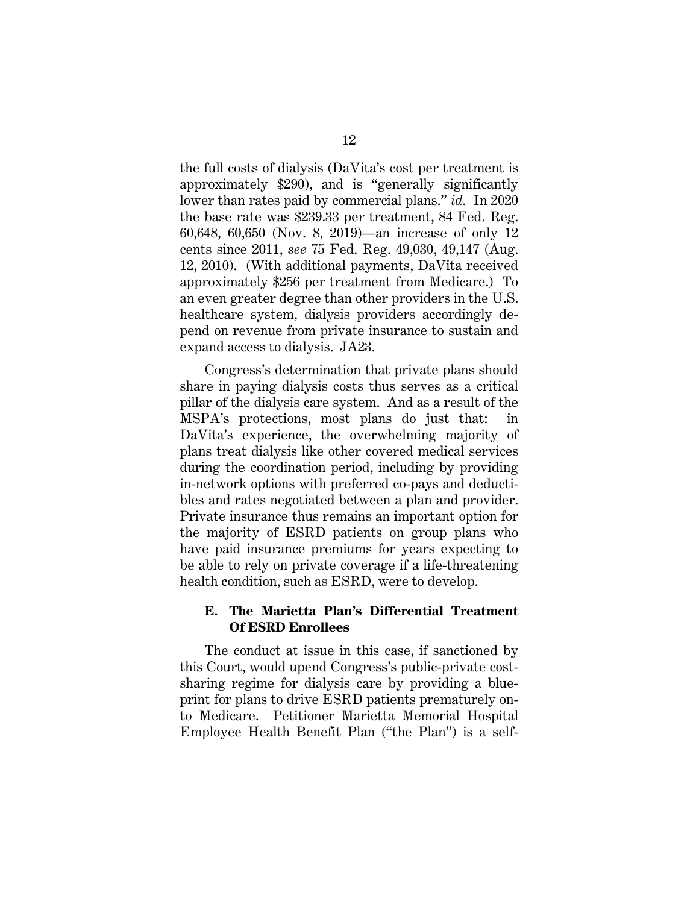the full costs of dialysis (DaVita's cost per treatment is approximately $290), and is "generally significantly lower than rates paid by commercial plans." *id.* In 2020 the base rate was $239.33 per treatment, 84 Fed. Reg. 60,648, 60,650 (Nov. 8, 2019)—an increase of only 12 cents since 2011, *see* 75 Fed. Reg. 49,030, 49,147 (Aug. 12, 2010). (With additional payments, DaVita received approximately $256 per treatment from Medicare.) To an even greater degree than other providers in the U.S. healthcare system, dialysis providers accordingly depend on revenue from private insurance to sustain and expand access to dialysis. JA23.

Congress's determination that private plans should share in paying dialysis costs thus serves as a critical pillar of the dialysis care system. And as a result of the MSPA's protections, most plans do just that: in DaVita's experience, the overwhelming majority of plans treat dialysis like other covered medical services during the coordination period, including by providing in-network options with preferred co-pays and deductibles and rates negotiated between a plan and provider. Private insurance thus remains an important option for the majority of ESRD patients on group plans who have paid insurance premiums for years expecting to be able to rely on private coverage if a life-threatening health condition, such as ESRD, were to develop.

### E. The Marietta Plan's Differential Treatment Of ESRD Enrollees

The conduct at issue in this case, if sanctioned by this Court, would upend Congress's public-private cost-sharing regime for dialysis care by providing a blueprint for plans to drive ESRD patients prematurely onto Medicare. Petitioner Marietta Memorial Hospital Employee Health Benefit Plan ("the Plan") is a self-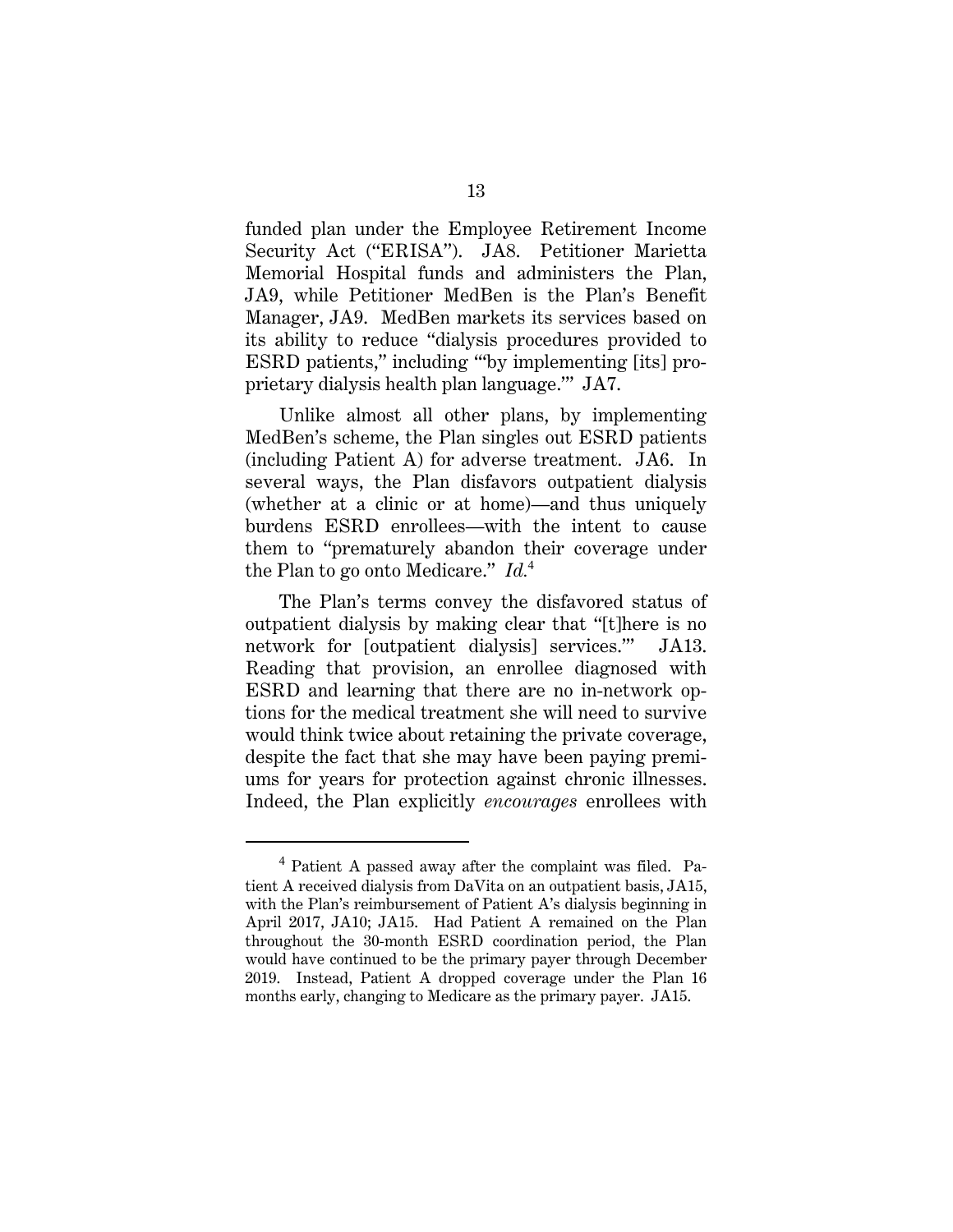funded plan under the Employee Retirement Income Security Act ("ERISA"). JA8. Petitioner Marietta Memorial Hospital funds and administers the Plan, JA9, while Petitioner MedBen is the Plan's Benefit Manager, JA9. MedBen markets its services based on its ability to reduce "dialysis procedures provided to ESRD patients," including "'by implementing [its] proprietary dialysis health plan language.'" JA7.

Unlike almost all other plans, by implementing MedBen's scheme, the Plan singles out ESRD patients (including Patient A) for adverse treatment. JA6. In several ways, the Plan disfavors outpatient dialysis (whether at a clinic or at home)—and thus uniquely burdens ESRD enrollees—with the intent to cause them to "prematurely abandon their coverage under the Plan to go onto Medicare." *Id.*[4]

The Plan's terms convey the disfavored status of outpatient dialysis by making clear that "[t]here is no network for [outpatient dialysis] services.'" JA13. Reading that provision, an enrollee diagnosed with ESRD and learning that there are no in-network options for the medical treatment she will need to survive would think twice about retaining the private coverage, despite the fact that she may have been paying premiums for years for protection against chronic illnesses. Indeed, the Plan explicitly *encourages* enrollees with

---

[4] Patient A passed away after the complaint was filed. Patient A received dialysis from DaVita on an outpatient basis, JA15, with the Plan's reimbursement of Patient A's dialysis beginning in April 2017, JA10; JA15. Had Patient A remained on the Plan throughout the 30-month ESRD coordination period, the Plan would have continued to be the primary payer through December 2019. Instead, Patient A dropped coverage under the Plan 16 months early, changing to Medicare as the primary payer. JA15.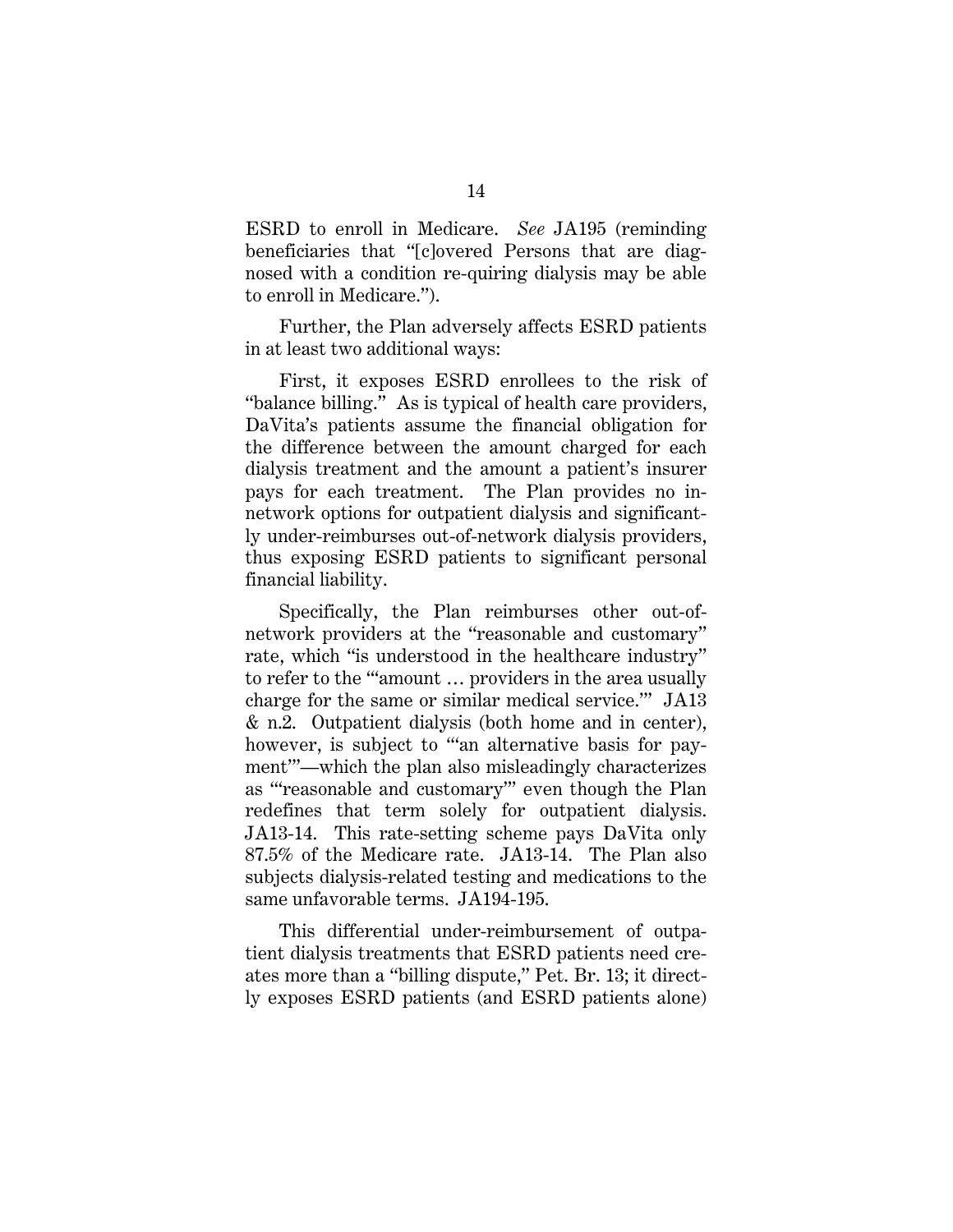ESRD to enroll in Medicare. *See* JA195 (reminding beneficiaries that "[c]overed Persons that are diagnosed with a condition re-quiring dialysis may be able to enroll in Medicare.").

Further, the Plan adversely affects ESRD patients in at least two additional ways:

First, it exposes ESRD enrollees to the risk of "balance billing." As is typical of health care providers, DaVita's patients assume the financial obligation for the difference between the amount charged for each dialysis treatment and the amount a patient's insurer pays for each treatment. The Plan provides no in-network options for outpatient dialysis and significantly under-reimburses out-of-network dialysis providers, thus exposing ESRD patients to significant personal financial liability.

Specifically, the Plan reimburses other out-of-network providers at the "reasonable and customary" rate, which "is understood in the healthcare industry" to refer to the "'amount … providers in the area usually charge for the same or similar medical service.'" JA13 & n.2. Outpatient dialysis (both home and in center), however, is subject to "'an alternative basis for payment'"—which the plan also misleadingly characterizes as "'reasonable and customary'" even though the Plan redefines that term solely for outpatient dialysis. JA13-14. This rate-setting scheme pays DaVita only 87.5% of the Medicare rate. JA13-14. The Plan also subjects dialysis-related testing and medications to the same unfavorable terms. JA194-195.

This differential under-reimbursement of outpatient dialysis treatments that ESRD patients need creates more than a "billing dispute," Pet. Br. 13; it directly exposes ESRD patients (and ESRD patients alone)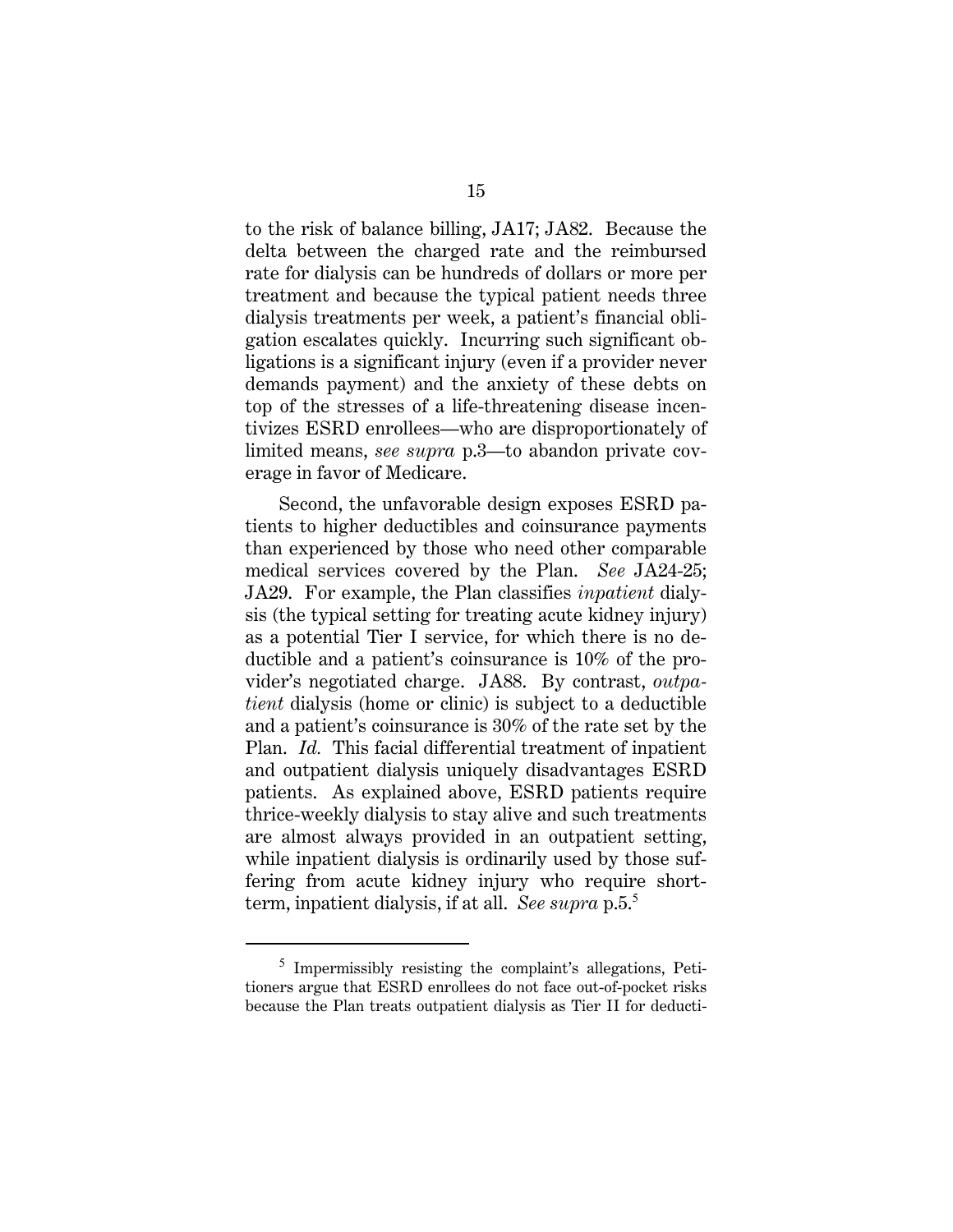to the risk of balance billing, JA17; JA82. Because the delta between the charged rate and the reimbursed rate for dialysis can be hundreds of dollars or more per treatment and because the typical patient needs three dialysis treatments per week, a patient's financial obligation escalates quickly. Incurring such significant obligations is a significant injury (even if a provider never demands payment) and the anxiety of these debts on top of the stresses of a life-threatening disease incentivizes ESRD enrollees—who are disproportionately of limited means, *see supra* p.3—to abandon private coverage in favor of Medicare.

Second, the unfavorable design exposes ESRD patients to higher deductibles and coinsurance payments than experienced by those who need other comparable medical services covered by the Plan. *See* JA24-25; JA29. For example, the Plan classifies *inpatient* dialysis (the typical setting for treating acute kidney injury) as a potential Tier I service, for which there is no deductible and a patient's coinsurance is 10% of the provider's negotiated charge. JA88. By contrast, *outpatient* dialysis (home or clinic) is subject to a deductible and a patient's coinsurance is 30% of the rate set by the Plan. *Id.* This facial differential treatment of inpatient and outpatient dialysis uniquely disadvantages ESRD patients. As explained above, ESRD patients require thrice-weekly dialysis to stay alive and such treatments are almost always provided in an outpatient setting, while inpatient dialysis is ordinarily used by those suffering from acute kidney injury who require short-term, inpatient dialysis, if at all. *See supra* p.5.[5]

---

[5] Impermissibly resisting the complaint's allegations, Petitioners argue that ESRD enrollees do not face out-of-pocket risks because the Plan treats outpatient dialysis as Tier II for deducti-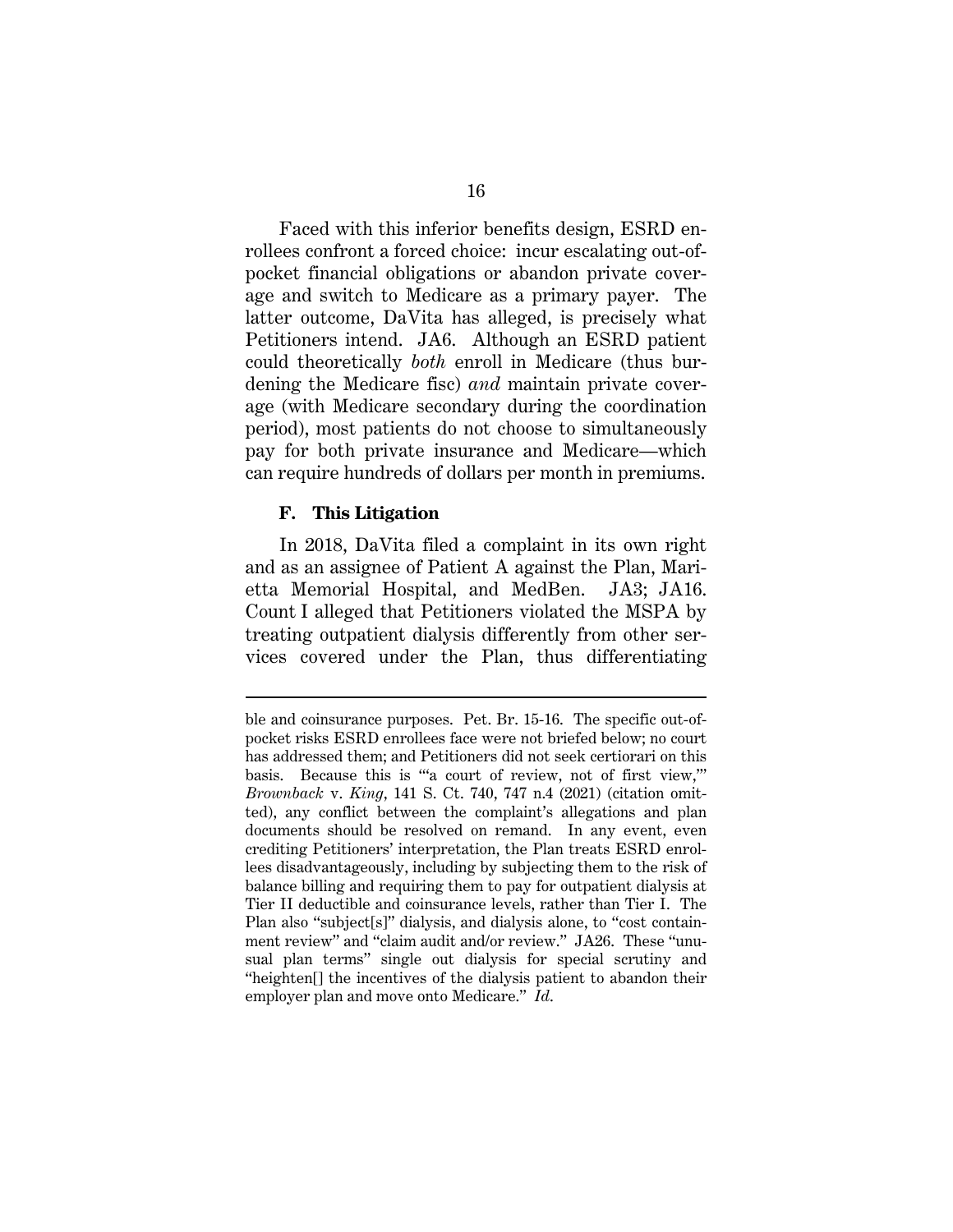Faced with this inferior benefits design, ESRD enrollees confront a forced choice: incur escalating out-of-pocket financial obligations or abandon private coverage and switch to Medicare as a primary payer. The latter outcome, DaVita has alleged, is precisely what Petitioners intend. JA6. Although an ESRD patient could theoretically *both* enroll in Medicare (thus burdening the Medicare fisc) *and* maintain private coverage (with Medicare secondary during the coordination period), most patients do not choose to simultaneously pay for both private insurance and Medicare—which can require hundreds of dollars per month in premiums.

### F. This Litigation

In 2018, DaVita filed a complaint in its own right and as an assignee of Patient A against the Plan, Marietta Memorial Hospital, and MedBen. JA3; JA16. Count I alleged that Petitioners violated the MSPA by treating outpatient dialysis differently from other services covered under the Plan, thus differentiating

---

ble and coinsurance purposes. Pet. Br. 15-16. The specific out-of-pocket risks ESRD enrollees face were not briefed below; no court has addressed them; and Petitioners did not seek certiorari on this basis. Because this is "'a court of review, not of first view,'" *Brownback* v. *King*, 141 S. Ct. 740, 747 n.4 (2021) (citation omitted), any conflict between the complaint's allegations and plan documents should be resolved on remand. In any event, even crediting Petitioners' interpretation, the Plan treats ESRD enrollees disadvantageously, including by subjecting them to the risk of balance billing and requiring them to pay for outpatient dialysis at Tier II deductible and coinsurance levels, rather than Tier I. The Plan also "subject[s]" dialysis, and dialysis alone, to "cost containment review" and "claim audit and/or review." JA26. These "unusual plan terms" single out dialysis for special scrutiny and "heighten[] the incentives of the dialysis patient to abandon their employer plan and move onto Medicare." *Id.*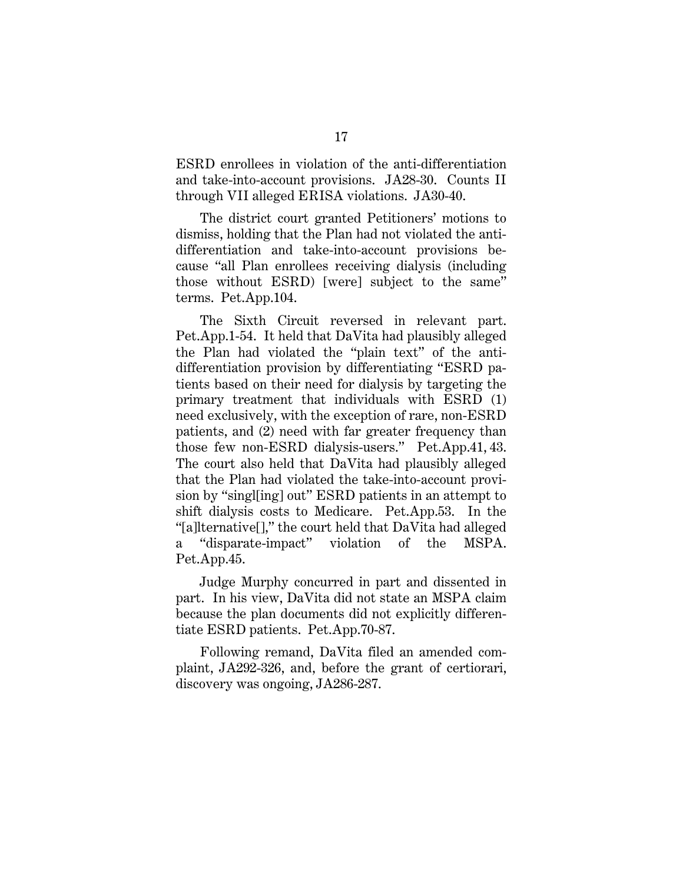ESRD enrollees in violation of the anti-differentiation and take-into-account provisions. JA28-30. Counts II through VII alleged ERISA violations. JA30-40.

The district court granted Petitioners' motions to dismiss, holding that the Plan had not violated the anti-differentiation and take-into-account provisions because "all Plan enrollees receiving dialysis (including those without ESRD) [were] subject to the same" terms. Pet.App.104.

The Sixth Circuit reversed in relevant part. Pet.App.1-54. It held that DaVita had plausibly alleged the Plan had violated the "plain text" of the anti-differentiation provision by differentiating "ESRD patients based on their need for dialysis by targeting the primary treatment that individuals with ESRD (1) need exclusively, with the exception of rare, non-ESRD patients, and (2) need with far greater frequency than those few non-ESRD dialysis-users." Pet.App.41, 43. The court also held that DaVita had plausibly alleged that the Plan had violated the take-into-account provision by "singl[ing] out" ESRD patients in an attempt to shift dialysis costs to Medicare. Pet.App.53. In the "[a]lternative[]," the court held that DaVita had alleged a "disparate-impact" violation of the MSPA. Pet.App.45.

Judge Murphy concurred in part and dissented in part. In his view, DaVita did not state an MSPA claim because the plan documents did not explicitly differentiate ESRD patients. Pet.App.70-87.

Following remand, DaVita filed an amended complaint, JA292-326, and, before the grant of certiorari, discovery was ongoing, JA286-287.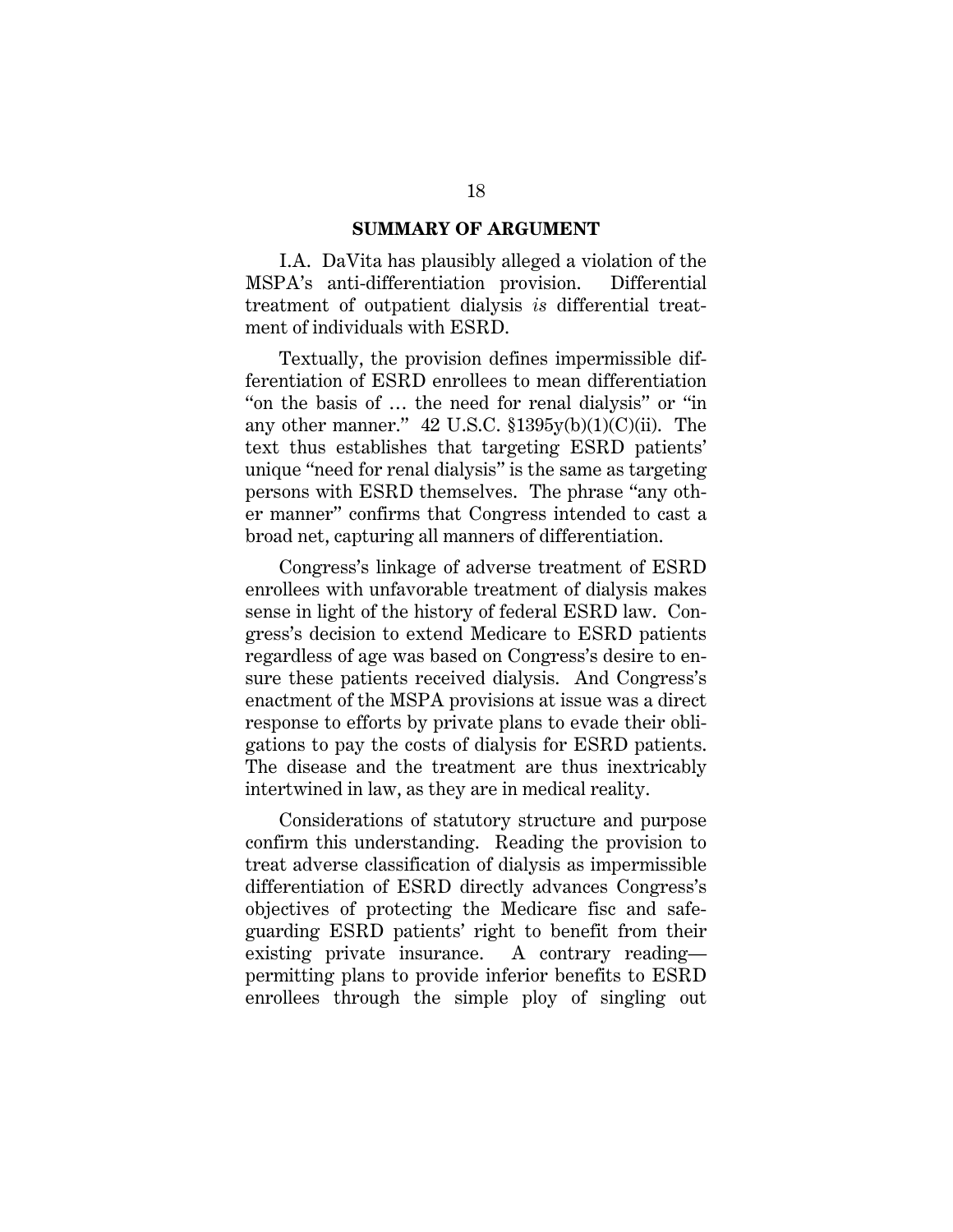## SUMMARY OF ARGUMENT

I.A. DaVita has plausibly alleged a violation of the MSPA's anti-differentiation provision. Differential treatment of outpatient dialysis *is* differential treatment of individuals with ESRD.

Textually, the provision defines impermissible differentiation of ESRD enrollees to mean differentiation "on the basis of … the need for renal dialysis" or "in any other manner." 42 U.S.C. §1395y(b)(1)(C)(ii). The text thus establishes that targeting ESRD patients' unique "need for renal dialysis" is the same as targeting persons with ESRD themselves. The phrase "any other manner" confirms that Congress intended to cast a broad net, capturing all manners of differentiation.

Congress's linkage of adverse treatment of ESRD enrollees with unfavorable treatment of dialysis makes sense in light of the history of federal ESRD law. Congress's decision to extend Medicare to ESRD patients regardless of age was based on Congress's desire to ensure these patients received dialysis. And Congress's enactment of the MSPA provisions at issue was a direct response to efforts by private plans to evade their obligations to pay the costs of dialysis for ESRD patients. The disease and the treatment are thus inextricably intertwined in law, as they are in medical reality.

Considerations of statutory structure and purpose confirm this understanding. Reading the provision to treat adverse classification of dialysis as impermissible differentiation of ESRD directly advances Congress's objectives of protecting the Medicare fisc and safeguarding ESRD patients' right to benefit from their existing private insurance. A contrary reading—permitting plans to provide inferior benefits to ESRD enrollees through the simple ploy of singling out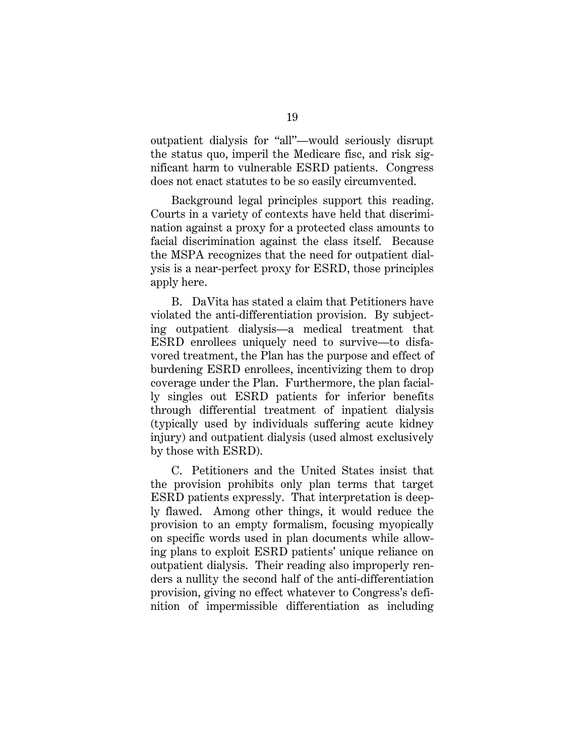outpatient dialysis for "all"—would seriously disrupt the status quo, imperil the Medicare fisc, and risk significant harm to vulnerable ESRD patients. Congress does not enact statutes to be so easily circumvented.

Background legal principles support this reading. Courts in a variety of contexts have held that discrimination against a proxy for a protected class amounts to facial discrimination against the class itself. Because the MSPA recognizes that the need for outpatient dialysis is a near-perfect proxy for ESRD, those principles apply here.

B. DaVita has stated a claim that Petitioners have violated the anti-differentiation provision. By subjecting outpatient dialysis—a medical treatment that ESRD enrollees uniquely need to survive—to disfavored treatment, the Plan has the purpose and effect of burdening ESRD enrollees, incentivizing them to drop coverage under the Plan. Furthermore, the plan facially singles out ESRD patients for inferior benefits through differential treatment of inpatient dialysis (typically used by individuals suffering acute kidney injury) and outpatient dialysis (used almost exclusively by those with ESRD).

C. Petitioners and the United States insist that the provision prohibits only plan terms that target ESRD patients expressly. That interpretation is deeply flawed. Among other things, it would reduce the provision to an empty formalism, focusing myopically on specific words used in plan documents while allowing plans to exploit ESRD patients' unique reliance on outpatient dialysis. Their reading also improperly renders a nullity the second half of the anti-differentiation provision, giving no effect whatever to Congress's definition of impermissible differentiation as including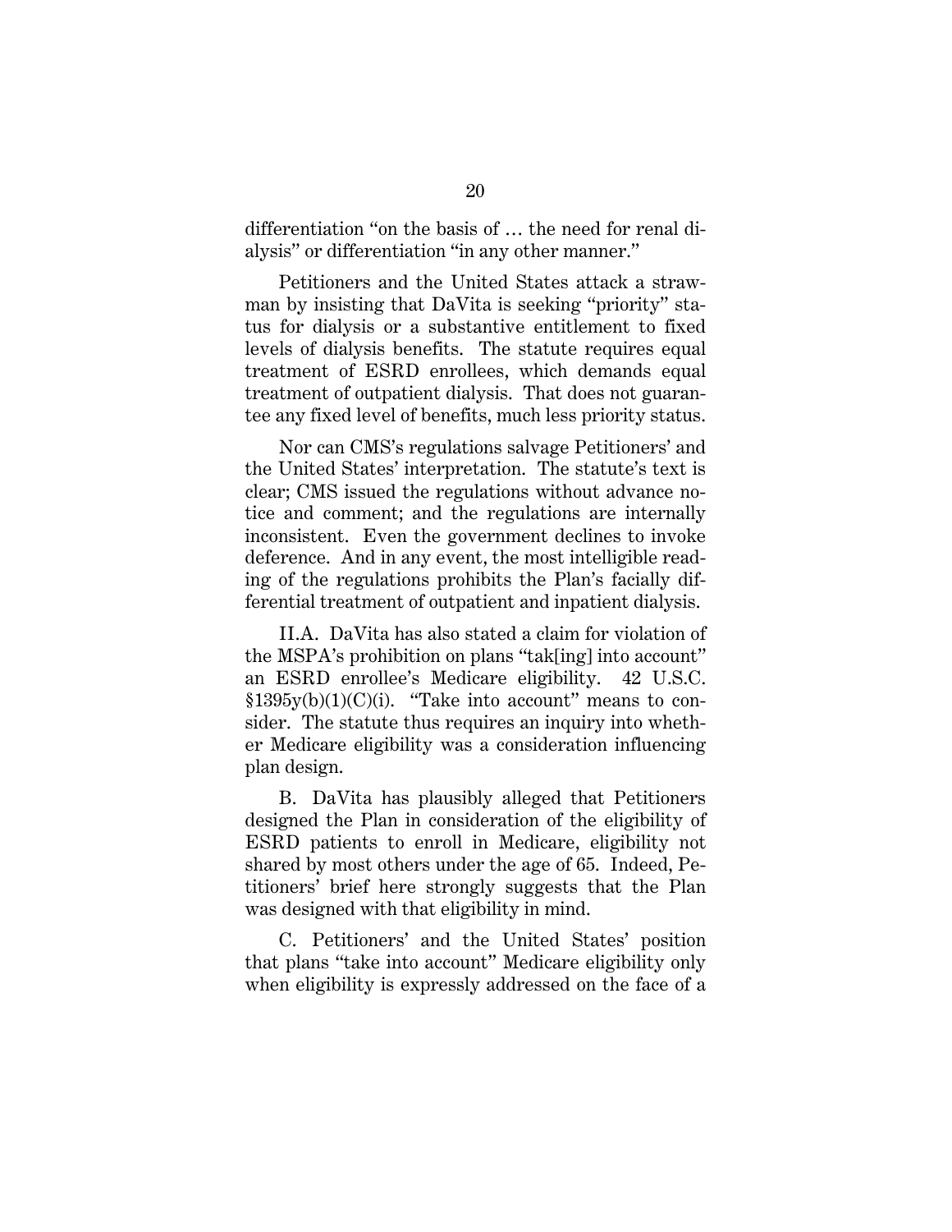differentiation "on the basis of … the need for renal dialysis" or differentiation "in any other manner."

Petitioners and the United States attack a strawman by insisting that DaVita is seeking "priority" status for dialysis or a substantive entitlement to fixed levels of dialysis benefits. The statute requires equal treatment of ESRD enrollees, which demands equal treatment of outpatient dialysis. That does not guarantee any fixed level of benefits, much less priority status.

Nor can CMS's regulations salvage Petitioners' and the United States' interpretation. The statute's text is clear; CMS issued the regulations without advance notice and comment; and the regulations are internally inconsistent. Even the government declines to invoke deference. And in any event, the most intelligible reading of the regulations prohibits the Plan's facially differential treatment of outpatient and inpatient dialysis.

II.A. DaVita has also stated a claim for violation of the MSPA's prohibition on plans "tak[ing] into account" an ESRD enrollee's Medicare eligibility. 42 U.S.C. §1395y(b)(1)(C)(i). "Take into account" means to consider. The statute thus requires an inquiry into whether Medicare eligibility was a consideration influencing plan design.

B. DaVita has plausibly alleged that Petitioners designed the Plan in consideration of the eligibility of ESRD patients to enroll in Medicare, eligibility not shared by most others under the age of 65. Indeed, Petitioners' brief here strongly suggests that the Plan was designed with that eligibility in mind.

C. Petitioners' and the United States' position that plans "take into account" Medicare eligibility only when eligibility is expressly addressed on the face of a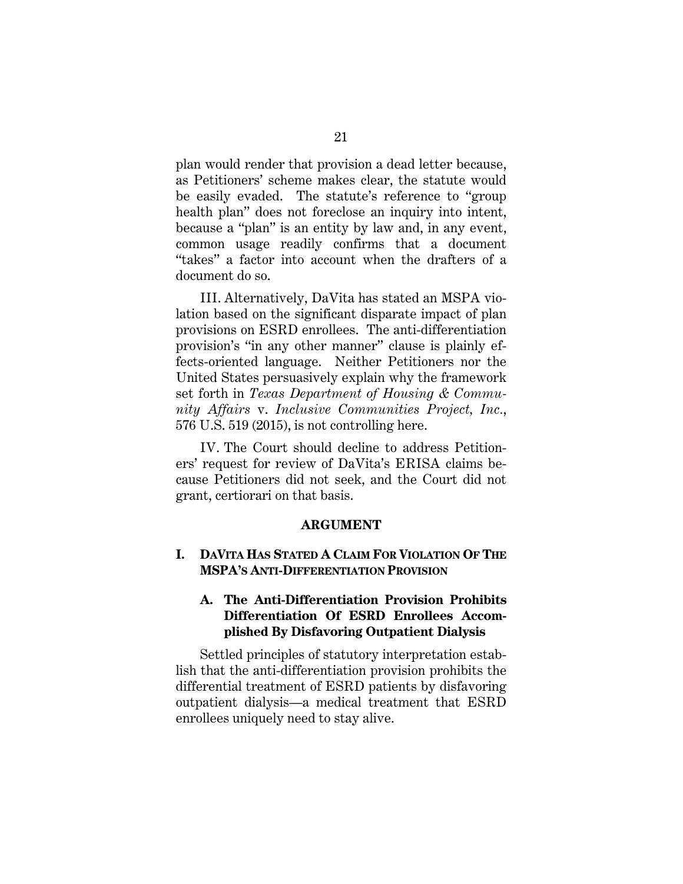plan would render that provision a dead letter because, as Petitioners' scheme makes clear, the statute would be easily evaded. The statute's reference to "group health plan" does not foreclose an inquiry into intent, because a "plan" is an entity by law and, in any event, common usage readily confirms that a document "takes" a factor into account when the drafters of a document do so.

III. Alternatively, DaVita has stated an MSPA violation based on the significant disparate impact of plan provisions on ESRD enrollees. The anti-differentiation provision's "in any other manner" clause is plainly effects-oriented language. Neither Petitioners nor the United States persuasively explain why the framework set forth in *Texas Department of Housing & Community Affairs* v. *Inclusive Communities Project, Inc.*, 576 U.S. 519 (2015), is not controlling here.

IV. The Court should decline to address Petitioners' request for review of DaVita's ERISA claims because Petitioners did not seek, and the Court did not grant, certiorari on that basis.

## ARGUMENT

### I. DAVITA HAS STATED A CLAIM FOR VIOLATION OF THE MSPA'S ANTI-DIFFERENTIATION PROVISION

#### A. The Anti-Differentiation Provision Prohibits Differentiation Of ESRD Enrollees Accomplished By Disfavoring Outpatient Dialysis

Settled principles of statutory interpretation establish that the anti-differentiation provision prohibits the differential treatment of ESRD patients by disfavoring outpatient dialysis—a medical treatment that ESRD enrollees uniquely need to stay alive.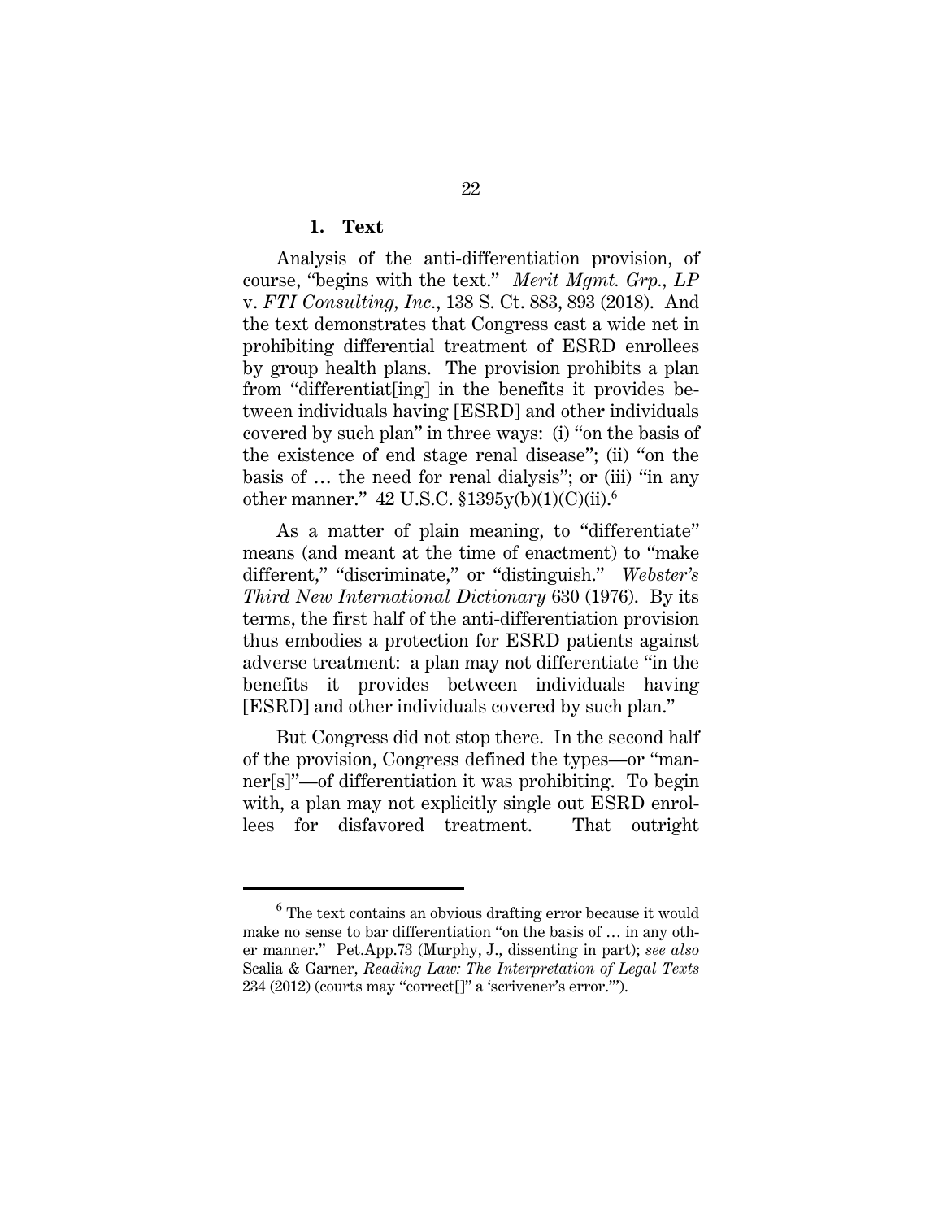### 1. Text

Analysis of the anti-differentiation provision, of course, "begins with the text." *Merit Mgmt. Grp., LP* v. *FTI Consulting, Inc.*, 138 S. Ct. 883, 893 (2018). And the text demonstrates that Congress cast a wide net in prohibiting differential treatment of ESRD enrollees by group health plans. The provision prohibits a plan from "differentiat[ing] in the benefits it provides between individuals having [ESRD] and other individuals covered by such plan" in three ways: (i) "on the basis of the existence of end stage renal disease"; (ii) "on the basis of … the need for renal dialysis"; or (iii) "in any other manner." 42 U.S.C. §1395y(b)(1)(C)(ii).[6]

As a matter of plain meaning, to "differentiate" means (and meant at the time of enactment) to "make different," "discriminate," or "distinguish." *Webster's Third New International Dictionary* 630 (1976). By its terms, the first half of the anti-differentiation provision thus embodies a protection for ESRD patients against adverse treatment: a plan may not differentiate "in the benefits it provides between individuals having [ESRD] and other individuals covered by such plan."

But Congress did not stop there. In the second half of the provision, Congress defined the types—or "manner[s]"—of differentiation it was prohibiting. To begin with, a plan may not explicitly single out ESRD enrollees for disfavored treatment. That outright

[6] The text contains an obvious drafting error because it would make no sense to bar differentiation "on the basis of … in any other manner." Pet.App.73 (Murphy, J., dissenting in part); *see also* Scalia & Garner, *Reading Law: The Interpretation of Legal Texts* 234 (2012) (courts may "correct[]" a 'scrivener's error.'").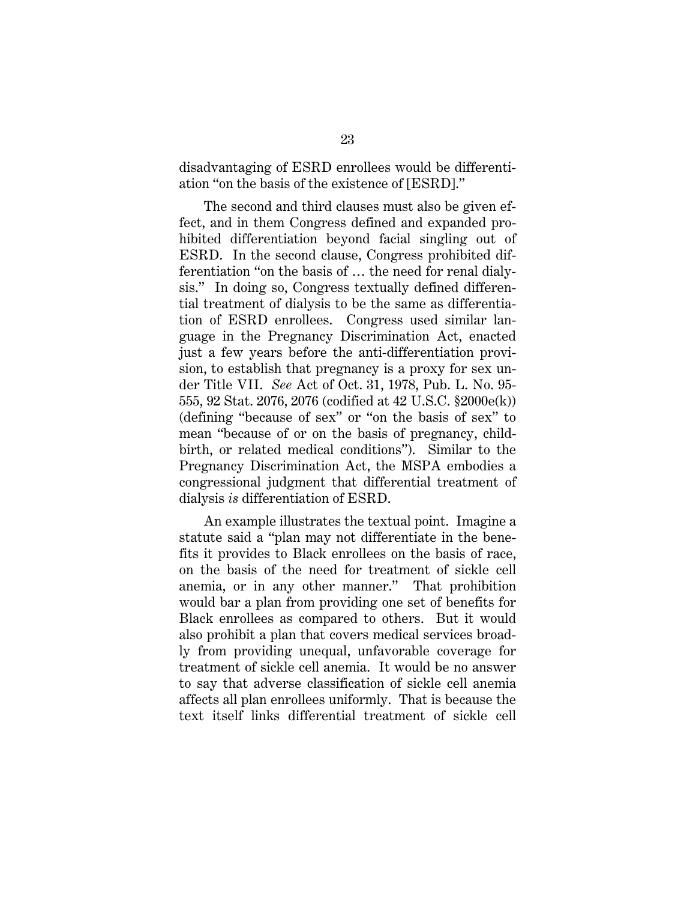disadvantaging of ESRD enrollees would be differentiation "on the basis of the existence of [ESRD]."

The second and third clauses must also be given effect, and in them Congress defined and expanded prohibited differentiation beyond facial singling out of ESRD. In the second clause, Congress prohibited differentiation "on the basis of … the need for renal dialysis." In doing so, Congress textually defined differential treatment of dialysis to be the same as differentiation of ESRD enrollees. Congress used similar language in the Pregnancy Discrimination Act, enacted just a few years before the anti-differentiation provision, to establish that pregnancy is a proxy for sex under Title VII. *See* Act of Oct. 31, 1978, Pub. L. No. 95-555, 92 Stat. 2076, 2076 (codified at 42 U.S.C. §2000e(k)) (defining "because of sex" or "on the basis of sex" to mean "because of or on the basis of pregnancy, childbirth, or related medical conditions"). Similar to the Pregnancy Discrimination Act, the MSPA embodies a congressional judgment that differential treatment of dialysis *is* differentiation of ESRD.

An example illustrates the textual point. Imagine a statute said a "plan may not differentiate in the benefits it provides to Black enrollees on the basis of race, on the basis of the need for treatment of sickle cell anemia, or in any other manner." That prohibition would bar a plan from providing one set of benefits for Black enrollees as compared to others. But it would also prohibit a plan that covers medical services broadly from providing unequal, unfavorable coverage for treatment of sickle cell anemia. It would be no answer to say that adverse classification of sickle cell anemia affects all plan enrollees uniformly. That is because the text itself links differential treatment of sickle cell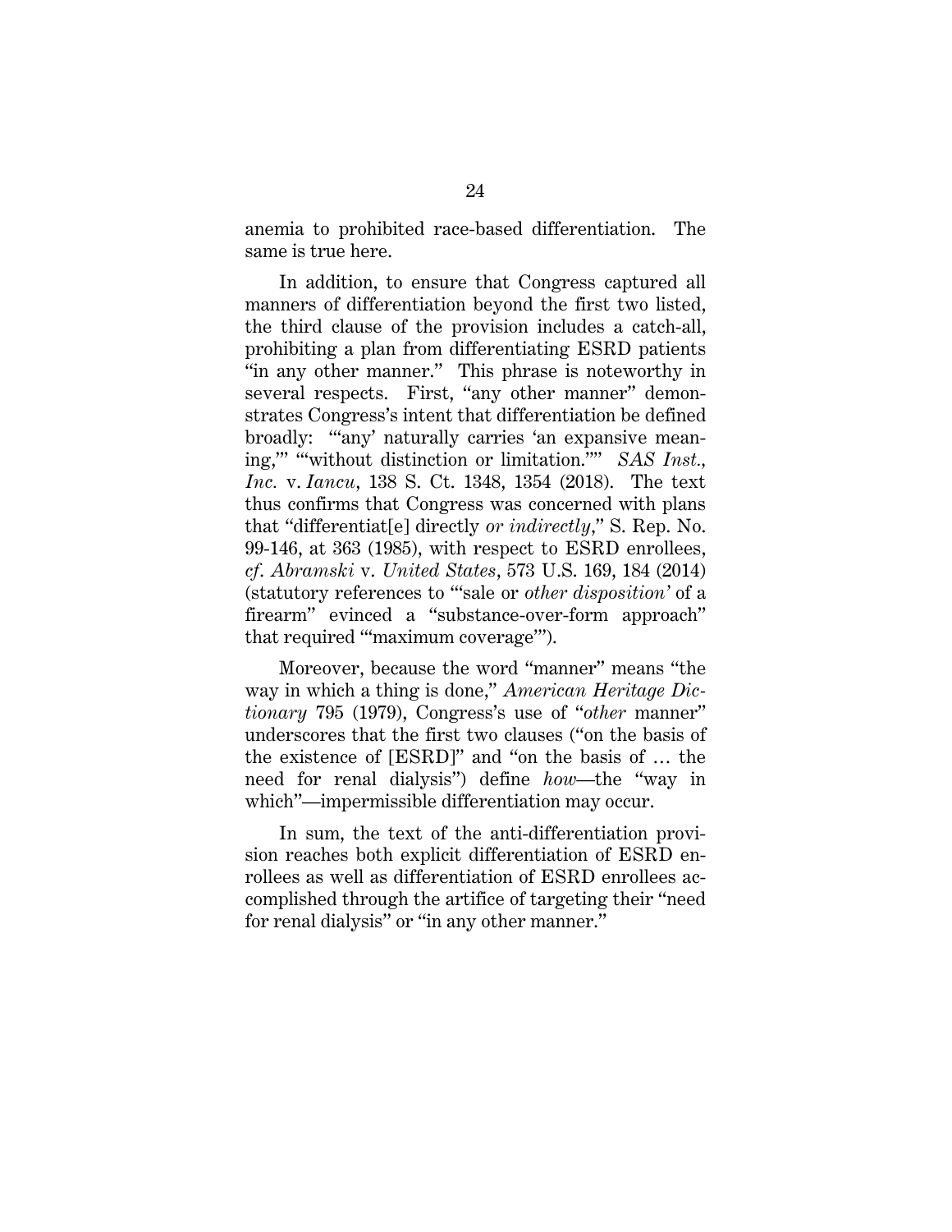anemia to prohibited race-based differentiation. The same is true here.

In addition, to ensure that Congress captured all manners of differentiation beyond the first two listed, the third clause of the provision includes a catch-all, prohibiting a plan from differentiating ESRD patients "in any other manner." This phrase is noteworthy in several respects. First, "any other manner" demonstrates Congress's intent that differentiation be defined broadly: "'any' naturally carries 'an expansive meaning,'" "'without distinction or limitation.'" *SAS Inst., Inc.* v. *Iancu*, 138 S. Ct. 1348, 1354 (2018). The text thus confirms that Congress was concerned with plans that "differentiat[e] directly *or indirectly*," S. Rep. No. 99-146, at 363 (1985), with respect to ESRD enrollees, *cf. Abramski* v. *United States*, 573 U.S. 169, 184 (2014) (statutory references to "'sale or *other disposition*' of a firearm" evinced a "substance-over-form approach" that required "'maximum coverage'").

Moreover, because the word "manner" means "the way in which a thing is done," *American Heritage Dictionary* 795 (1979), Congress's use of "*other* manner" underscores that the first two clauses ("on the basis of the existence of [ESRD]" and "on the basis of … the need for renal dialysis") define *how*—the "way in which"—impermissible differentiation may occur.

In sum, the text of the anti-differentiation provision reaches both explicit differentiation of ESRD enrollees as well as differentiation of ESRD enrollees accomplished through the artifice of targeting their "need for renal dialysis" or "in any other manner."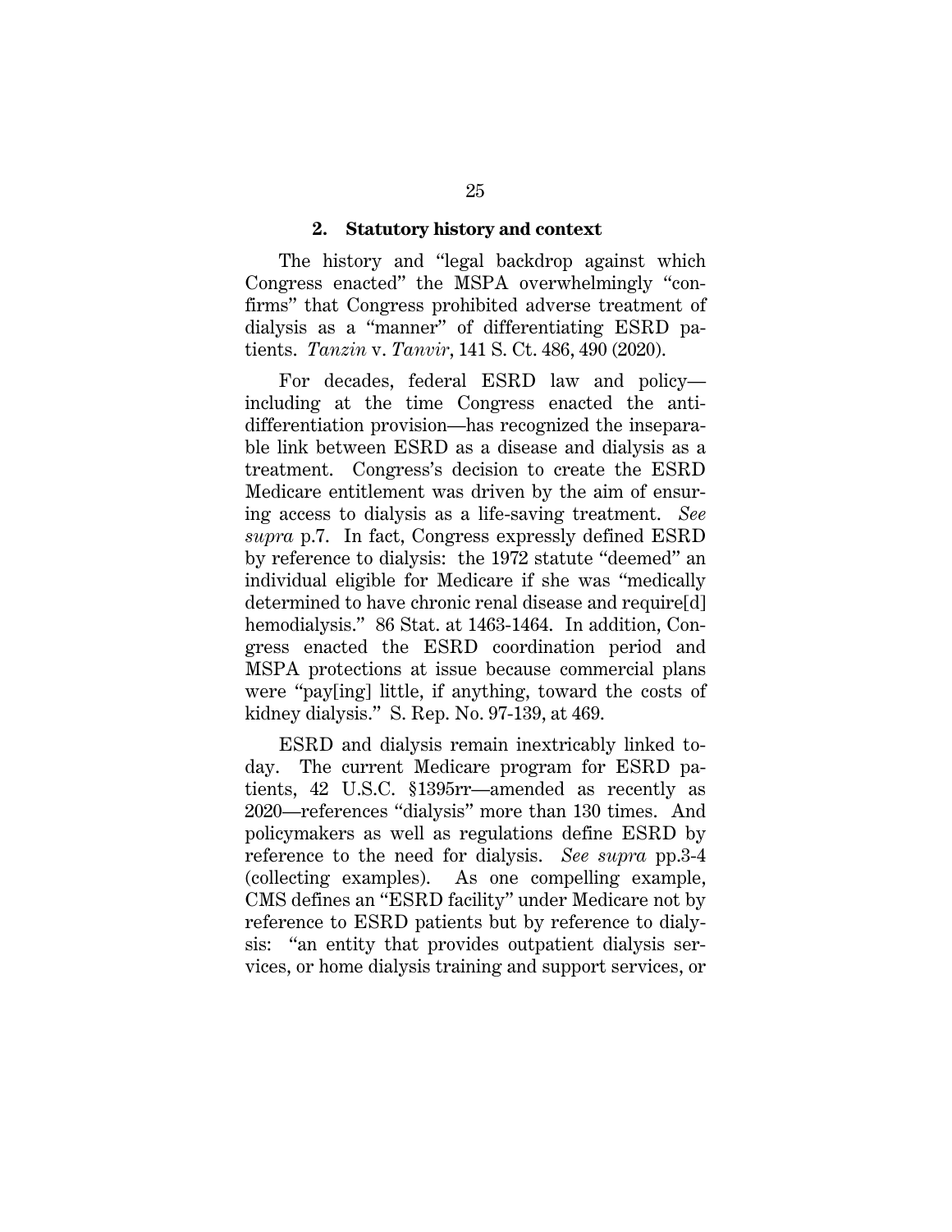### 2. Statutory history and context

The history and "legal backdrop against which Congress enacted" the MSPA overwhelmingly "confirms" that Congress prohibited adverse treatment of dialysis as a "manner" of differentiating ESRD patients. *Tanzin* v. *Tanvir*, 141 S. Ct. 486, 490 (2020).

For decades, federal ESRD law and policy—including at the time Congress enacted the anti-differentiation provision—has recognized the inseparable link between ESRD as a disease and dialysis as a treatment. Congress's decision to create the ESRD Medicare entitlement was driven by the aim of ensuring access to dialysis as a life-saving treatment. *See supra* p.7. In fact, Congress expressly defined ESRD by reference to dialysis: the 1972 statute "deemed" an individual eligible for Medicare if she was "medically determined to have chronic renal disease and require[d] hemodialysis." 86 Stat. at 1463-1464. In addition, Congress enacted the ESRD coordination period and MSPA protections at issue because commercial plans were "pay[ing] little, if anything, toward the costs of kidney dialysis." S. Rep. No. 97-139, at 469.

ESRD and dialysis remain inextricably linked today. The current Medicare program for ESRD patients, 42 U.S.C. §1395rr—amended as recently as 2020—references "dialysis" more than 130 times. And policymakers as well as regulations define ESRD by reference to the need for dialysis. *See supra* pp.3-4 (collecting examples). As one compelling example, CMS defines an "ESRD facility" under Medicare not by reference to ESRD patients but by reference to dialysis: "an entity that provides outpatient dialysis services, or home dialysis training and support services, or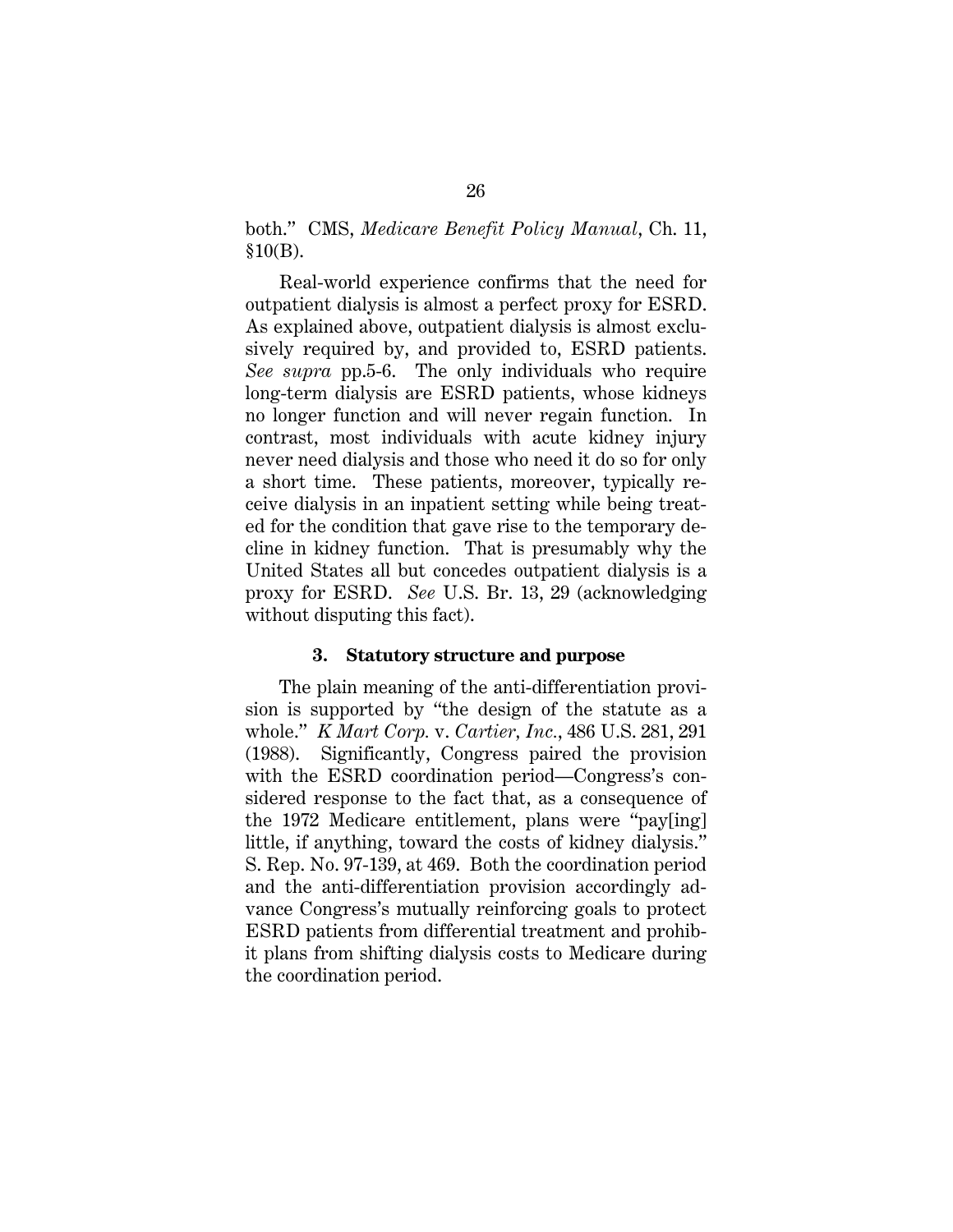both." CMS, *Medicare Benefit Policy Manual*, Ch. 11, §10(B).

Real-world experience confirms that the need for outpatient dialysis is almost a perfect proxy for ESRD. As explained above, outpatient dialysis is almost exclusively required by, and provided to, ESRD patients. *See supra* pp.5-6. The only individuals who require long-term dialysis are ESRD patients, whose kidneys no longer function and will never regain function. In contrast, most individuals with acute kidney injury never need dialysis and those who need it do so for only a short time. These patients, moreover, typically receive dialysis in an inpatient setting while being treated for the condition that gave rise to the temporary decline in kidney function. That is presumably why the United States all but concedes outpatient dialysis is a proxy for ESRD. *See* U.S. Br. 13, 29 (acknowledging without disputing this fact).

### 3. Statutory structure and purpose

The plain meaning of the anti-differentiation provision is supported by "the design of the statute as a whole." *K Mart Corp.* v. *Cartier, Inc.*, 486 U.S. 281, 291 (1988). Significantly, Congress paired the provision with the ESRD coordination period—Congress's considered response to the fact that, as a consequence of the 1972 Medicare entitlement, plans were "pay[ing] little, if anything, toward the costs of kidney dialysis." S. Rep. No. 97-139, at 469. Both the coordination period and the anti-differentiation provision accordingly advance Congress's mutually reinforcing goals to protect ESRD patients from differential treatment and prohibit plans from shifting dialysis costs to Medicare during the coordination period.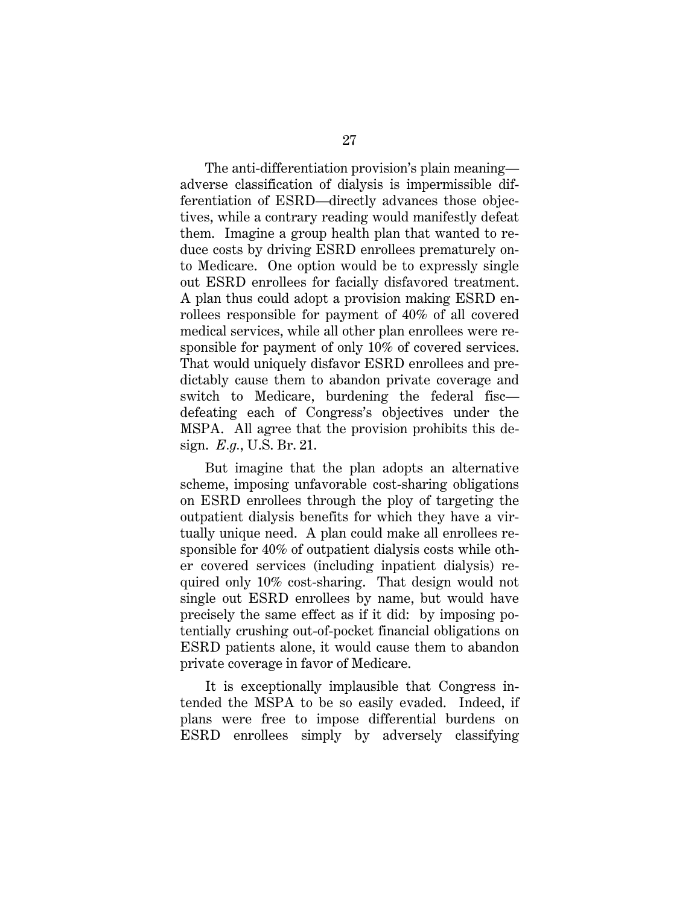The anti-differentiation provision's plain meaning—adverse classification of dialysis is impermissible differentiation of ESRD—directly advances those objectives, while a contrary reading would manifestly defeat them. Imagine a group health plan that wanted to reduce costs by driving ESRD enrollees prematurely onto Medicare. One option would be to expressly single out ESRD enrollees for facially disfavored treatment. A plan thus could adopt a provision making ESRD enrollees responsible for payment of 40% of all covered medical services, while all other plan enrollees were responsible for payment of only 10% of covered services. That would uniquely disfavor ESRD enrollees and predictably cause them to abandon private coverage and switch to Medicare, burdening the federal fisc—defeating each of Congress's objectives under the MSPA. All agree that the provision prohibits this design. *E.g.*, U.S. Br. 21.

But imagine that the plan adopts an alternative scheme, imposing unfavorable cost-sharing obligations on ESRD enrollees through the ploy of targeting the outpatient dialysis benefits for which they have a virtually unique need. A plan could make all enrollees responsible for 40% of outpatient dialysis costs while other covered services (including inpatient dialysis) required only 10% cost-sharing. That design would not single out ESRD enrollees by name, but would have precisely the same effect as if it did: by imposing potentially crushing out-of-pocket financial obligations on ESRD patients alone, it would cause them to abandon private coverage in favor of Medicare.

It is exceptionally implausible that Congress intended the MSPA to be so easily evaded. Indeed, if plans were free to impose differential burdens on ESRD enrollees simply by adversely classifying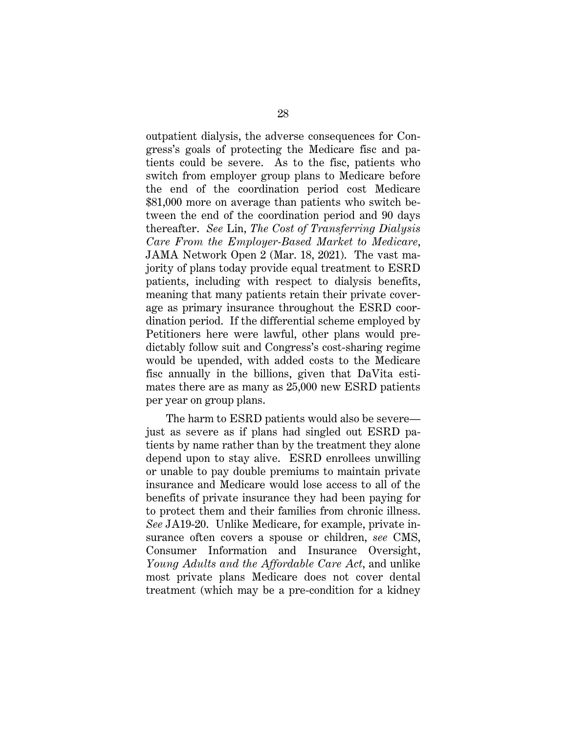outpatient dialysis, the adverse consequences for Congress's goals of protecting the Medicare fisc and patients could be severe. As to the fisc, patients who switch from employer group plans to Medicare before the end of the coordination period cost Medicare $81,000 more on average than patients who switch between the end of the coordination period and 90 days thereafter. *See* Lin, *The Cost of Transferring Dialysis Care From the Employer-Based Market to Medicare*, JAMA Network Open 2 (Mar. 18, 2021). The vast majority of plans today provide equal treatment to ESRD patients, including with respect to dialysis benefits, meaning that many patients retain their private coverage as primary insurance throughout the ESRD coordination period. If the differential scheme employed by Petitioners here were lawful, other plans would predictably follow suit and Congress's cost-sharing regime would be upended, with added costs to the Medicare fisc annually in the billions, given that DaVita estimates there are as many as 25,000 new ESRD patients per year on group plans.

The harm to ESRD patients would also be severe—just as severe as if plans had singled out ESRD patients by name rather than by the treatment they alone depend upon to stay alive. ESRD enrollees unwilling or unable to pay double premiums to maintain private insurance and Medicare would lose access to all of the benefits of private insurance they had been paying for to protect them and their families from chronic illness. *See* JA19-20. Unlike Medicare, for example, private insurance often covers a spouse or children, *see* CMS, Consumer Information and Insurance Oversight, *Young Adults and the Affordable Care Act*, and unlike most private plans Medicare does not cover dental treatment (which may be a pre-condition for a kidney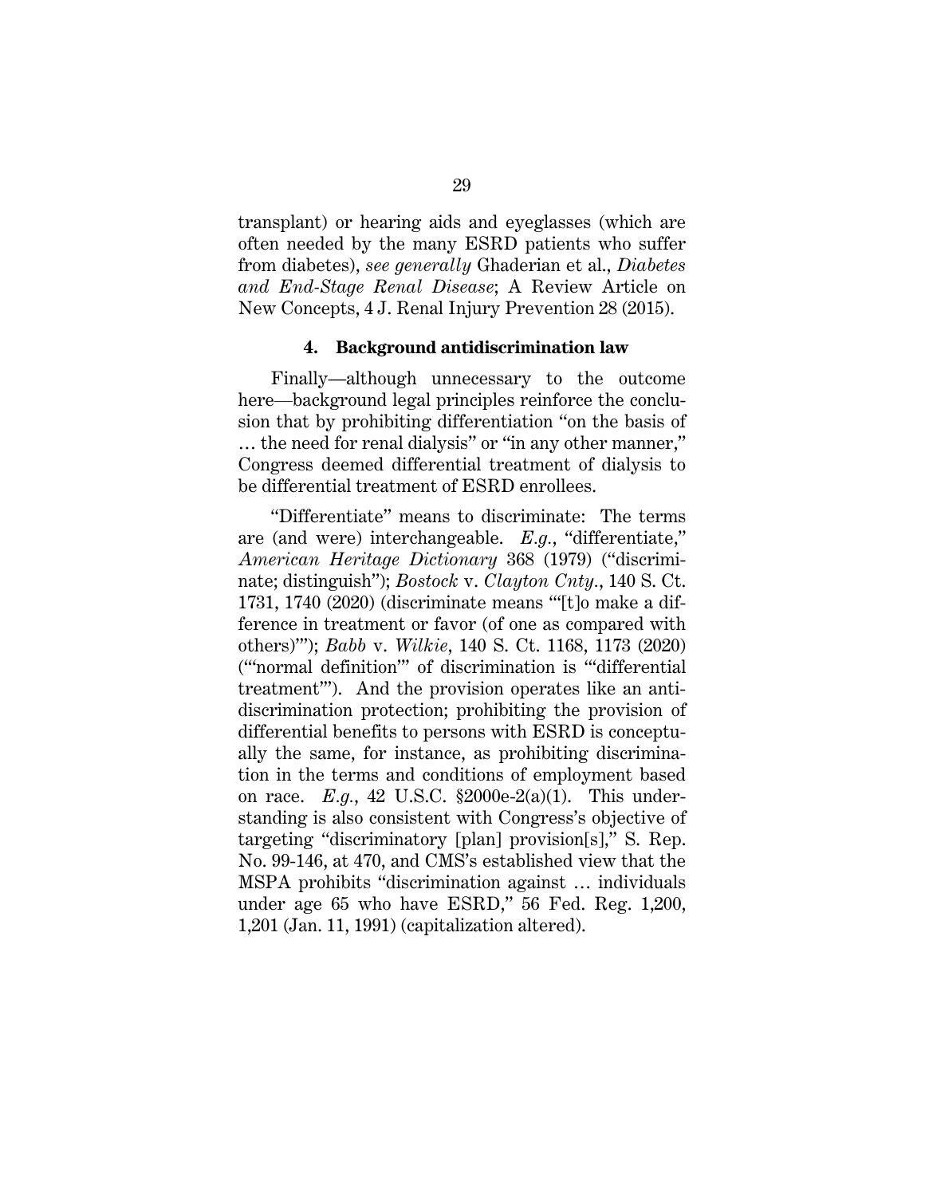transplant) or hearing aids and eyeglasses (which are often needed by the many ESRD patients who suffer from diabetes), *see generally* Ghaderian et al., *Diabetes and End-Stage Renal Disease*; A Review Article on New Concepts, 4 J. Renal Injury Prevention 28 (2015).

#### 4. Background antidiscrimination law

Finally—although unnecessary to the outcome here—background legal principles reinforce the conclusion that by prohibiting differentiation "on the basis of … the need for renal dialysis" or "in any other manner," Congress deemed differential treatment of dialysis to be differential treatment of ESRD enrollees.

"Differentiate" means to discriminate: The terms are (and were) interchangeable. *E.g.*, "differentiate," *American Heritage Dictionary* 368 (1979) ("discriminate; distinguish"); *Bostock* v. *Clayton Cnty.*, 140 S. Ct. 1731, 1740 (2020) (discriminate means "'[t]o make a difference in treatment or favor (of one as compared with others)'"); *Babb* v. *Wilkie*, 140 S. Ct. 1168, 1173 (2020) ("'normal definition'" of discrimination is "'differential treatment'"). And the provision operates like an antidiscrimination protection; prohibiting the provision of differential benefits to persons with ESRD is conceptually the same, for instance, as prohibiting discrimination in the terms and conditions of employment based on race. *E.g.*, 42 U.S.C. §2000e-2(a)(1). This understanding is also consistent with Congress's objective of targeting "discriminatory [plan] provision[s]," S. Rep. No. 99-146, at 470, and CMS's established view that the MSPA prohibits "discrimination against … individuals under age 65 who have ESRD," 56 Fed. Reg. 1,200, 1,201 (Jan. 11, 1991) (capitalization altered).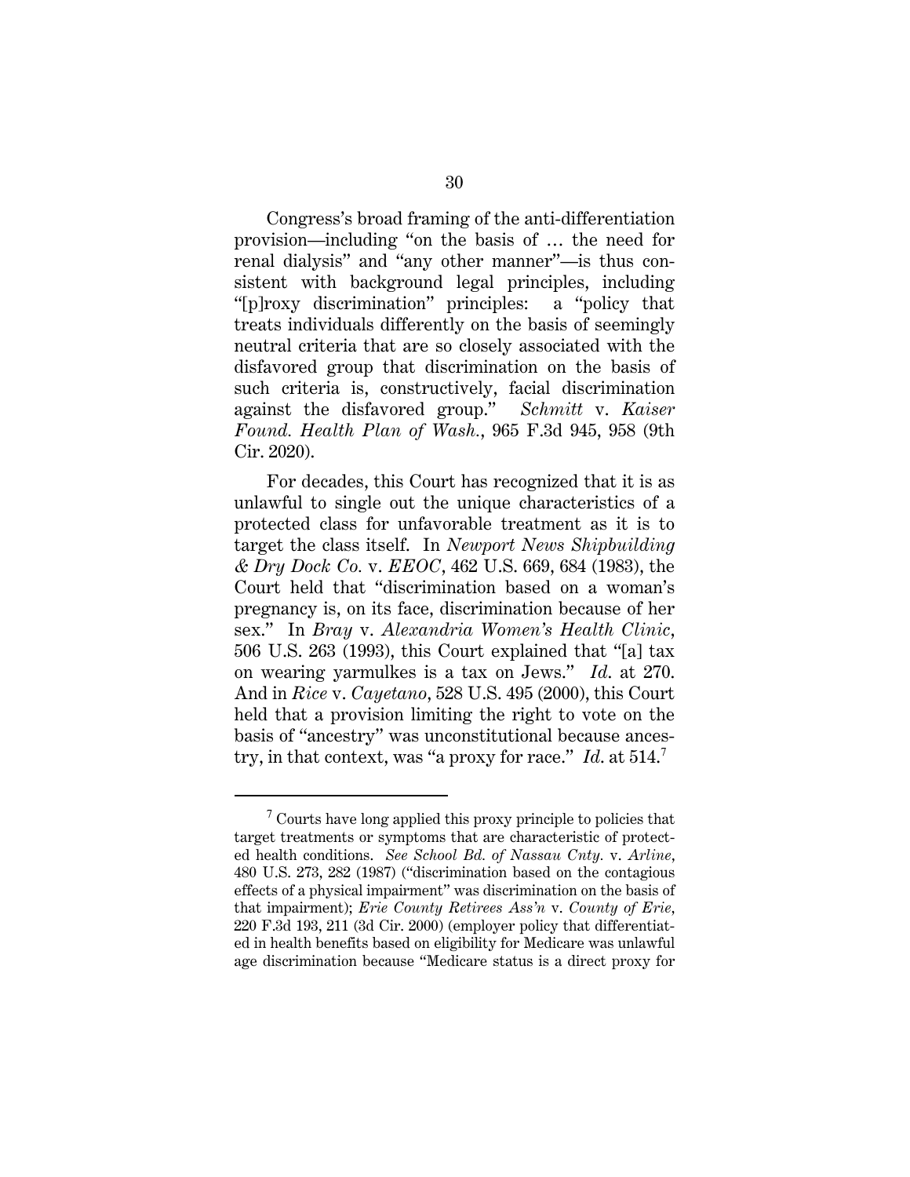Congress's broad framing of the anti-differentiation provision—including "on the basis of … the need for renal dialysis" and "any other manner"—is thus consistent with background legal principles, including "[p]roxy discrimination" principles: a "policy that treats individuals differently on the basis of seemingly neutral criteria that are so closely associated with the disfavored group that discrimination on the basis of such criteria is, constructively, facial discrimination against the disfavored group." *Schmitt* v. *Kaiser Found. Health Plan of Wash.*, 965 F.3d 945, 958 (9th Cir. 2020).

For decades, this Court has recognized that it is as unlawful to single out the unique characteristics of a protected class for unfavorable treatment as it is to target the class itself. In *Newport News Shipbuilding & Dry Dock Co.* v. *EEOC*, 462 U.S. 669, 684 (1983), the Court held that "discrimination based on a woman's pregnancy is, on its face, discrimination because of her sex." In *Bray* v. *Alexandria Women's Health Clinic*, 506 U.S. 263 (1993), this Court explained that "[a] tax on wearing yarmulkes is a tax on Jews." *Id*. at 270. And in *Rice* v. *Cayetano*, 528 U.S. 495 (2000), this Court held that a provision limiting the right to vote on the basis of "ancestry" was unconstitutional because ancestry, in that context, was "a proxy for race." *Id*. at 514.[7]

---

[7] Courts have long applied this proxy principle to policies that target treatments or symptoms that are characteristic of protected health conditions. *See School Bd. of Nassau Cnty.* v. *Arline*, 480 U.S. 273, 282 (1987) ("discrimination based on the contagious effects of a physical impairment" was discrimination on the basis of that impairment); *Erie County Retirees Ass'n* v. *County of Erie*, 220 F.3d 193, 211 (3d Cir. 2000) (employer policy that differentiated in health benefits based on eligibility for Medicare was unlawful age discrimination because "Medicare status is a direct proxy for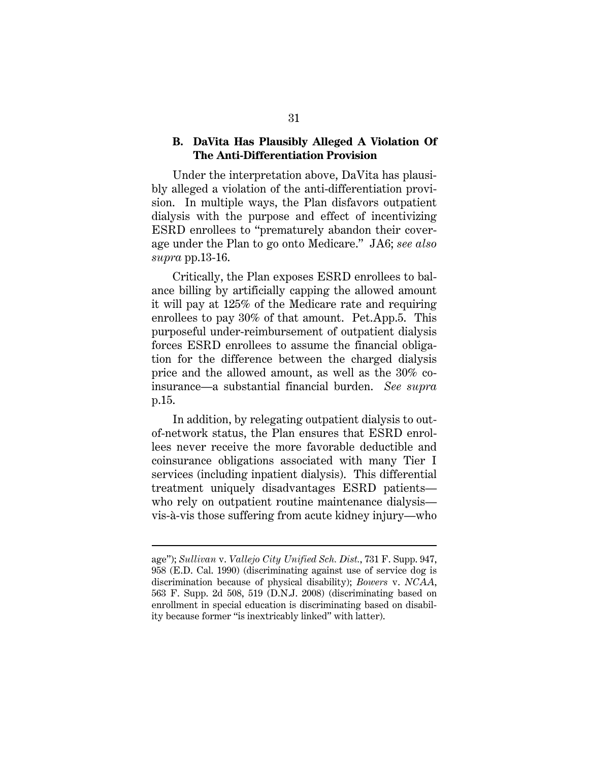### B. DaVita Has Plausibly Alleged A Violation Of The Anti-Differentiation Provision

Under the interpretation above, DaVita has plausibly alleged a violation of the anti-differentiation provision. In multiple ways, the Plan disfavors outpatient dialysis with the purpose and effect of incentivizing ESRD enrollees to "prematurely abandon their coverage under the Plan to go onto Medicare." JA6; *see also supra* pp.13-16.

Critically, the Plan exposes ESRD enrollees to balance billing by artificially capping the allowed amount it will pay at 125% of the Medicare rate and requiring enrollees to pay 30% of that amount. Pet.App.5. This purposeful under-reimbursement of outpatient dialysis forces ESRD enrollees to assume the financial obligation for the difference between the charged dialysis price and the allowed amount, as well as the 30% coinsurance—a substantial financial burden. *See supra* p.15.

In addition, by relegating outpatient dialysis to out-of-network status, the Plan ensures that ESRD enrollees never receive the more favorable deductible and coinsurance obligations associated with many Tier I services (including inpatient dialysis). This differential treatment uniquely disadvantages ESRD patients—who rely on outpatient routine maintenance dialysis—vis-à-vis those suffering from acute kidney injury—who

---

age"); *Sullivan* v. *Vallejo City Unified Sch. Dist.*, 731 F. Supp. 947, 958 (E.D. Cal. 1990) (discriminating against use of service dog is discrimination because of physical disability); *Bowers* v. *NCAA*, 563 F. Supp. 2d 508, 519 (D.N.J. 2008) (discriminating based on enrollment in special education is discriminating based on disability because former "is inextricably linked" with latter).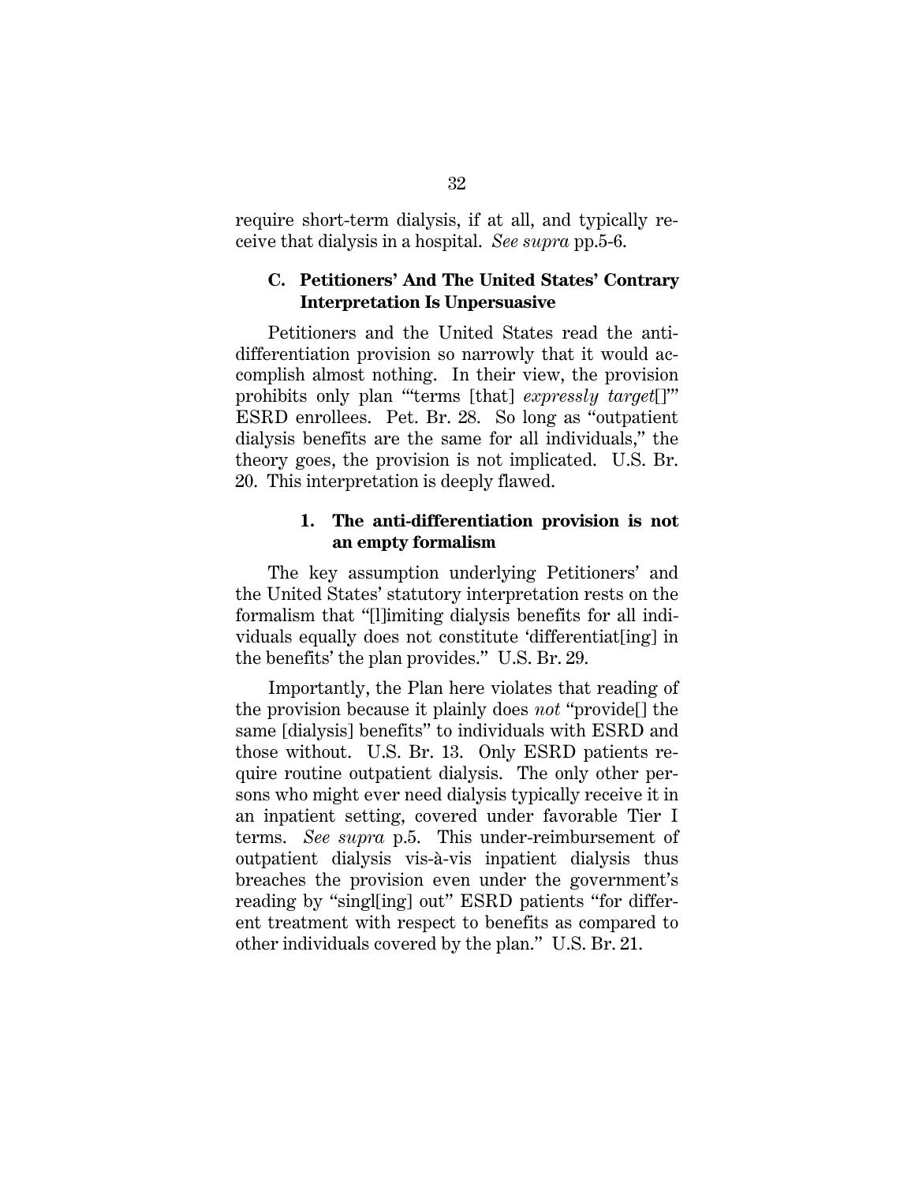require short-term dialysis, if at all, and typically receive that dialysis in a hospital. *See supra* pp.5-6.

### C. Petitioners' And The United States' Contrary Interpretation Is Unpersuasive

Petitioners and the United States read the anti-differentiation provision so narrowly that it would accomplish almost nothing. In their view, the provision prohibits only plan "'terms [that] *expressly target*[]'" ESRD enrollees. Pet. Br. 28. So long as "outpatient dialysis benefits are the same for all individuals," the theory goes, the provision is not implicated. U.S. Br. 20. This interpretation is deeply flawed.

#### 1. The anti-differentiation provision is not an empty formalism

The key assumption underlying Petitioners' and the United States' statutory interpretation rests on the formalism that "[l]imiting dialysis benefits for all individuals equally does not constitute 'differentiat[ing] in the benefits' the plan provides." U.S. Br. 29.

Importantly, the Plan here violates that reading of the provision because it plainly does *not* "provide[] the same [dialysis] benefits" to individuals with ESRD and those without. U.S. Br. 13. Only ESRD patients require routine outpatient dialysis. The only other persons who might ever need dialysis typically receive it in an inpatient setting, covered under favorable Tier I terms. *See supra* p.5. This under-reimbursement of outpatient dialysis vis-à-vis inpatient dialysis thus breaches the provision even under the government's reading by "singl[ing] out" ESRD patients "for different treatment with respect to benefits as compared to other individuals covered by the plan." U.S. Br. 21.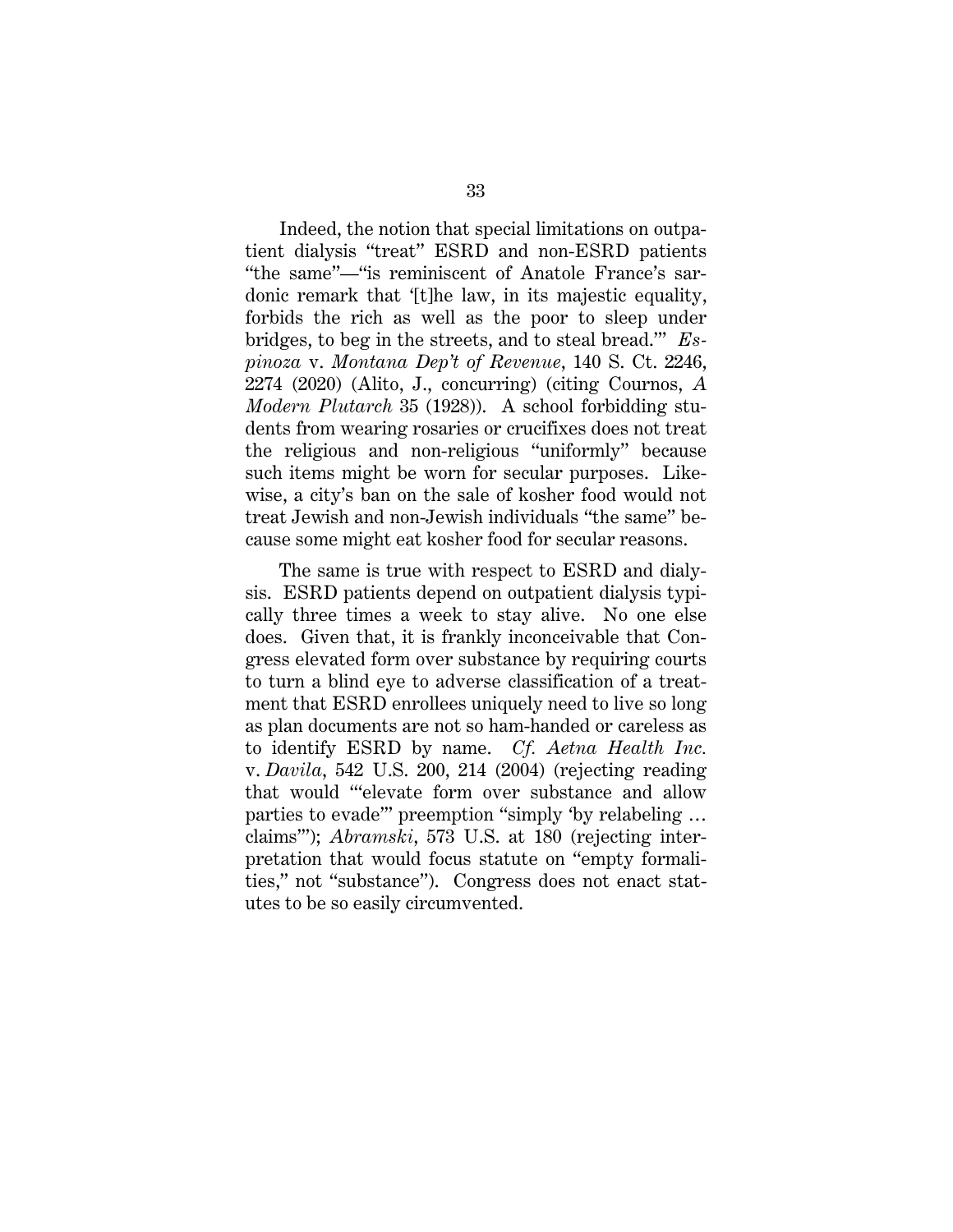Indeed, the notion that special limitations on outpatient dialysis "treat" ESRD and non-ESRD patients "the same"—"is reminiscent of Anatole France's sardonic remark that '[t]he law, in its majestic equality, forbids the rich as well as the poor to sleep under bridges, to beg in the streets, and to steal bread.'" *Espinoza* v. *Montana Dep't of Revenue*, 140 S. Ct. 2246, 2274 (2020) (Alito, J., concurring) (citing Cournos, *A Modern Plutarch* 35 (1928)). A school forbidding students from wearing rosaries or crucifixes does not treat the religious and non-religious "uniformly" because such items might be worn for secular purposes. Likewise, a city's ban on the sale of kosher food would not treat Jewish and non-Jewish individuals "the same" because some might eat kosher food for secular reasons.

The same is true with respect to ESRD and dialysis. ESRD patients depend on outpatient dialysis typically three times a week to stay alive. No one else does. Given that, it is frankly inconceivable that Congress elevated form over substance by requiring courts to turn a blind eye to adverse classification of a treatment that ESRD enrollees uniquely need to live so long as plan documents are not so ham-handed or careless as to identify ESRD by name. *Cf. Aetna Health Inc.* v. *Davila*, 542 U.S. 200, 214 (2004) (rejecting reading that would "'elevate form over substance and allow parties to evade'" preemption "simply 'by relabeling … claims'"); *Abramski*, 573 U.S. at 180 (rejecting interpretation that would focus statute on "empty formalities," not "substance"). Congress does not enact statutes to be so easily circumvented.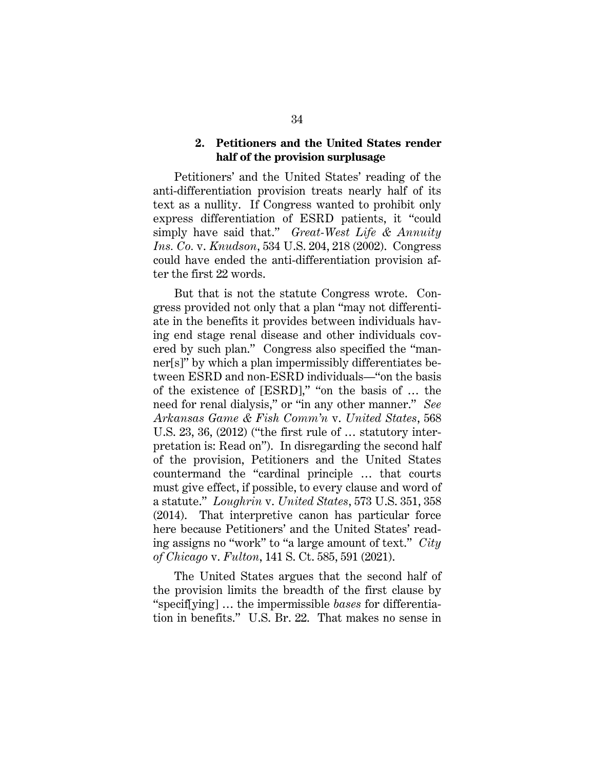### 2. Petitioners and the United States render half of the provision surplusage

Petitioners' and the United States' reading of the anti-differentiation provision treats nearly half of its text as a nullity. If Congress wanted to prohibit only express differentiation of ESRD patients, it "could simply have said that." *Great-West Life & Annuity Ins. Co.* v. *Knudson*, 534 U.S. 204, 218 (2002). Congress could have ended the anti-differentiation provision after the first 22 words.

But that is not the statute Congress wrote. Congress provided not only that a plan "may not differentiate in the benefits it provides between individuals having end stage renal disease and other individuals covered by such plan." Congress also specified the "manner[s]" by which a plan impermissibly differentiates between ESRD and non-ESRD individuals—"on the basis of the existence of [ESRD]," "on the basis of … the need for renal dialysis," or "in any other manner." *See Arkansas Game & Fish Comm'n* v. *United States*, 568 U.S. 23, 36, (2012) ("the first rule of … statutory interpretation is: Read on"). In disregarding the second half of the provision, Petitioners and the United States countermand the "cardinal principle … that courts must give effect, if possible, to every clause and word of a statute." *Loughrin* v. *United States*, 573 U.S. 351, 358 (2014). That interpretive canon has particular force here because Petitioners' and the United States' reading assigns no "work" to "a large amount of text." *City of Chicago* v. *Fulton*, 141 S. Ct. 585, 591 (2021).

The United States argues that the second half of the provision limits the breadth of the first clause by "specif[ying] … the impermissible *bases* for differentiation in benefits." U.S. Br. 22. That makes no sense in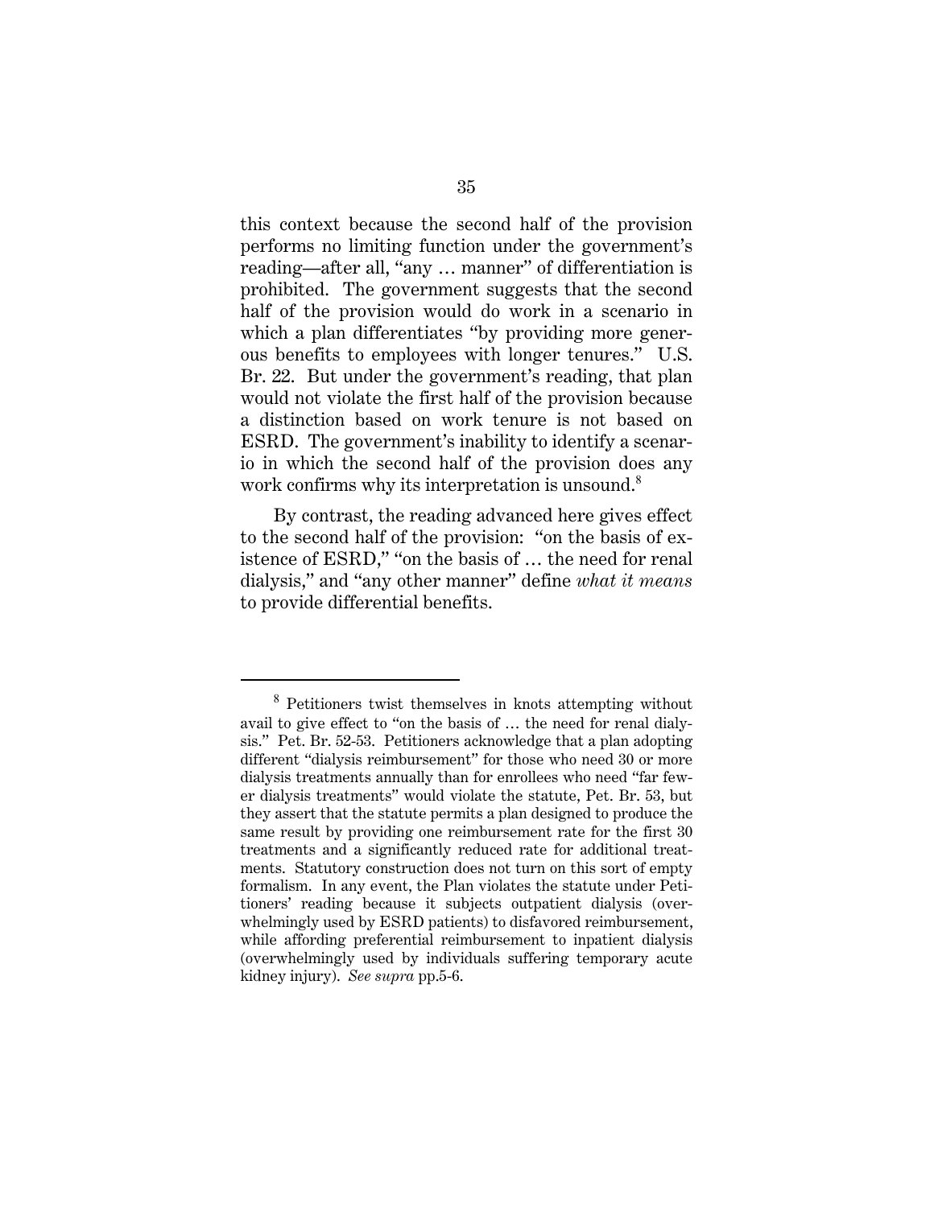this context because the second half of the provision performs no limiting function under the government's reading—after all, "any … manner" of differentiation is prohibited. The government suggests that the second half of the provision would do work in a scenario in which a plan differentiates "by providing more generous benefits to employees with longer tenures." U.S. Br. 22. But under the government's reading, that plan would not violate the first half of the provision because a distinction based on work tenure is not based on ESRD. The government's inability to identify a scenario in which the second half of the provision does any work confirms why its interpretation is unsound.[8]

By contrast, the reading advanced here gives effect to the second half of the provision: "on the basis of existence of ESRD," "on the basis of … the need for renal dialysis," and "any other manner" define *what it means* to provide differential benefits.

---

[8] Petitioners twist themselves in knots attempting without avail to give effect to "on the basis of … the need for renal dialysis." Pet. Br. 52-53. Petitioners acknowledge that a plan adopting different "dialysis reimbursement" for those who need 30 or more dialysis treatments annually than for enrollees who need "far fewer dialysis treatments" would violate the statute, Pet. Br. 53, but they assert that the statute permits a plan designed to produce the same result by providing one reimbursement rate for the first 30 treatments and a significantly reduced rate for additional treatments. Statutory construction does not turn on this sort of empty formalism. In any event, the Plan violates the statute under Petitioners' reading because it subjects outpatient dialysis (overwhelmingly used by ESRD patients) to disfavored reimbursement, while affording preferential reimbursement to inpatient dialysis (overwhelmingly used by individuals suffering temporary acute kidney injury). *See supra* pp.5-6.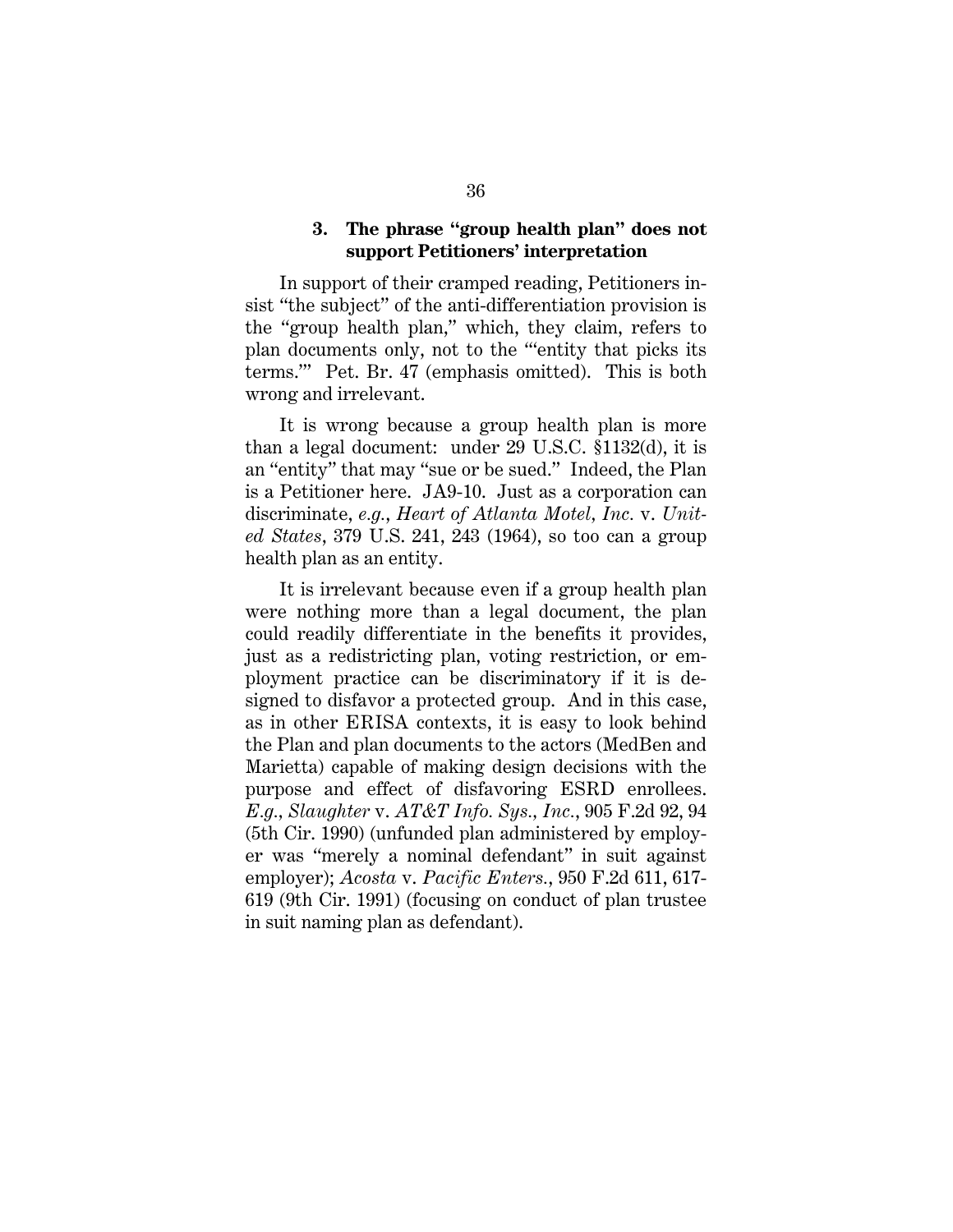### 3. The phrase "group health plan" does not support Petitioners' interpretation

In support of their cramped reading, Petitioners insist "the subject" of the anti-differentiation provision is the "group health plan," which, they claim, refers to plan documents only, not to the "'entity that picks its terms.'" Pet. Br. 47 (emphasis omitted). This is both wrong and irrelevant.

It is wrong because a group health plan is more than a legal document: under 29 U.S.C. §1132(d), it is an "entity" that may "sue or be sued." Indeed, the Plan is a Petitioner here. JA9-10. Just as a corporation can discriminate, *e.g.*, *Heart of Atlanta Motel, Inc.* v. *United States*, 379 U.S. 241, 243 (1964), so too can a group health plan as an entity.

It is irrelevant because even if a group health plan were nothing more than a legal document, the plan could readily differentiate in the benefits it provides, just as a redistricting plan, voting restriction, or employment practice can be discriminatory if it is designed to disfavor a protected group. And in this case, as in other ERISA contexts, it is easy to look behind the Plan and plan documents to the actors (MedBen and Marietta) capable of making design decisions with the purpose and effect of disfavoring ESRD enrollees. *E.g.*, *Slaughter* v. *AT&T Info. Sys., Inc.*, 905 F.2d 92, 94 (5th Cir. 1990) (unfunded plan administered by employer was "merely a nominal defendant" in suit against employer); *Acosta* v. *Pacific Enters.*, 950 F.2d 611, 617-619 (9th Cir. 1991) (focusing on conduct of plan trustee in suit naming plan as defendant).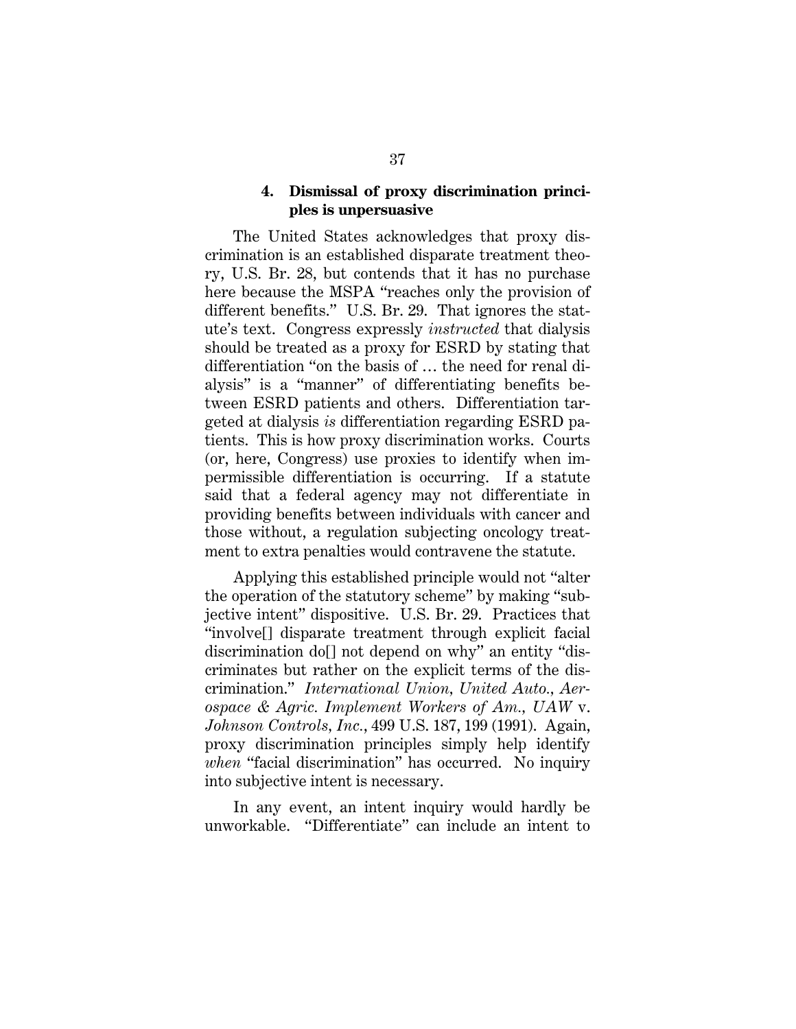#### 4. Dismissal of proxy discrimination principles is unpersuasive

The United States acknowledges that proxy discrimination is an established disparate treatment theory, U.S. Br. 28, but contends that it has no purchase here because the MSPA "reaches only the provision of different benefits." U.S. Br. 29. That ignores the statute's text. Congress expressly *instructed* that dialysis should be treated as a proxy for ESRD by stating that differentiation "on the basis of … the need for renal dialysis" is a "manner" of differentiating benefits between ESRD patients and others. Differentiation targeted at dialysis *is* differentiation regarding ESRD patients. This is how proxy discrimination works. Courts (or, here, Congress) use proxies to identify when impermissible differentiation is occurring. If a statute said that a federal agency may not differentiate in providing benefits between individuals with cancer and those without, a regulation subjecting oncology treatment to extra penalties would contravene the statute.

Applying this established principle would not "alter the operation of the statutory scheme" by making "subjective intent" dispositive. U.S. Br. 29. Practices that "involve[] disparate treatment through explicit facial discrimination do[] not depend on why" an entity "discriminates but rather on the explicit terms of the discrimination." *International Union, United Auto., Aerospace & Agric. Implement Workers of Am., UAW* v. *Johnson Controls, Inc.*, 499 U.S. 187, 199 (1991). Again, proxy discrimination principles simply help identify *when* "facial discrimination" has occurred. No inquiry into subjective intent is necessary.

In any event, an intent inquiry would hardly be unworkable. "Differentiate" can include an intent to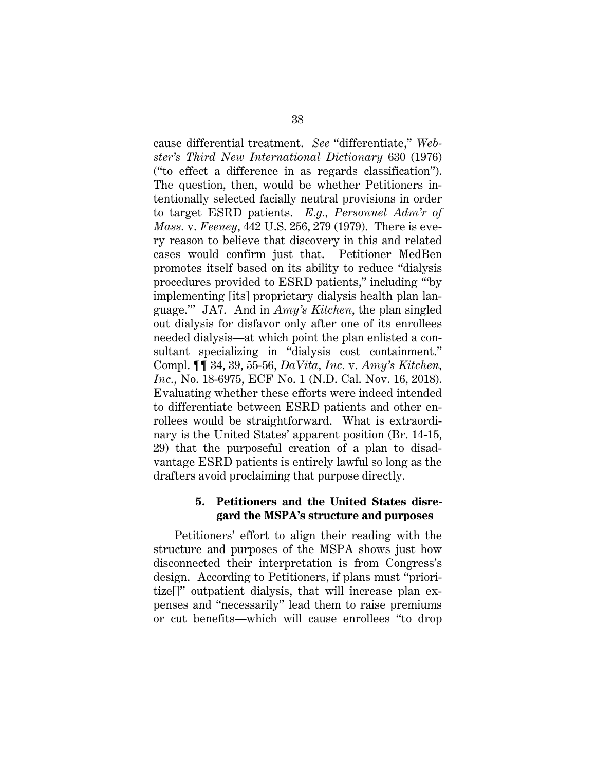cause differential treatment. *See* "differentiate," *Webster's Third New International Dictionary* 630 (1976) ("to effect a difference in as regards classification"). The question, then, would be whether Petitioners intentionally selected facially neutral provisions in order to target ESRD patients. *E.g.*, *Personnel Adm'r of Mass.* v. *Feeney*, 442 U.S. 256, 279 (1979). There is every reason to believe that discovery in this and related cases would confirm just that. Petitioner MedBen promotes itself based on its ability to reduce "dialysis procedures provided to ESRD patients," including "'by implementing [its] proprietary dialysis health plan language.'" JA7. And in *Amy's Kitchen*, the plan singled out dialysis for disfavor only after one of its enrollees needed dialysis—at which point the plan enlisted a consultant specializing in "dialysis cost containment." Compl. ¶¶ 34, 39, 55-56, *DaVita, Inc.* v. *Amy's Kitchen, Inc.*, No. 18-6975, ECF No. 1 (N.D. Cal. Nov. 16, 2018). Evaluating whether these efforts were indeed intended to differentiate between ESRD patients and other enrollees would be straightforward. What is extraordinary is the United States' apparent position (Br. 14-15, 29) that the purposeful creation of a plan to disadvantage ESRD patients is entirely lawful so long as the drafters avoid proclaiming that purpose directly.

#### 5. Petitioners and the United States disregard the MSPA's structure and purposes

Petitioners' effort to align their reading with the structure and purposes of the MSPA shows just how disconnected their interpretation is from Congress's design. According to Petitioners, if plans must "prioritize[]" outpatient dialysis, that will increase plan expenses and "necessarily" lead them to raise premiums or cut benefits—which will cause enrollees "to drop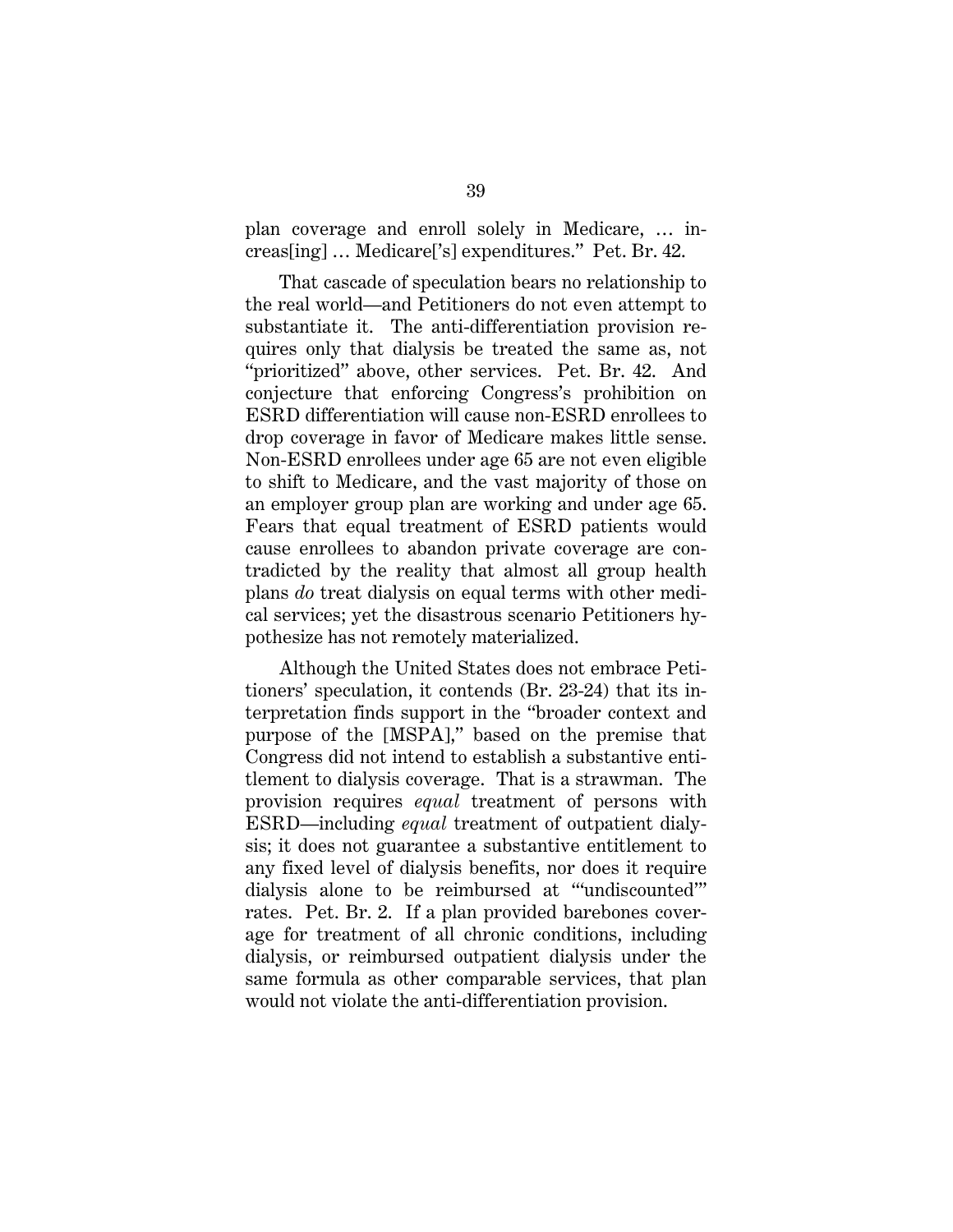plan coverage and enroll solely in Medicare, … increas[ing] … Medicare['s] expenditures." Pet. Br. 42.

That cascade of speculation bears no relationship to the real world—and Petitioners do not even attempt to substantiate it. The anti-differentiation provision requires only that dialysis be treated the same as, not "prioritized" above, other services. Pet. Br. 42. And conjecture that enforcing Congress's prohibition on ESRD differentiation will cause non-ESRD enrollees to drop coverage in favor of Medicare makes little sense. Non-ESRD enrollees under age 65 are not even eligible to shift to Medicare, and the vast majority of those on an employer group plan are working and under age 65. Fears that equal treatment of ESRD patients would cause enrollees to abandon private coverage are contradicted by the reality that almost all group health plans *do* treat dialysis on equal terms with other medical services; yet the disastrous scenario Petitioners hypothesize has not remotely materialized.

Although the United States does not embrace Petitioners' speculation, it contends (Br. 23-24) that its interpretation finds support in the "broader context and purpose of the [MSPA]," based on the premise that Congress did not intend to establish a substantive entitlement to dialysis coverage. That is a strawman. The provision requires *equal* treatment of persons with ESRD—including *equal* treatment of outpatient dialysis; it does not guarantee a substantive entitlement to any fixed level of dialysis benefits, nor does it require dialysis alone to be reimbursed at "'undiscounted'" rates. Pet. Br. 2. If a plan provided barebones coverage for treatment of all chronic conditions, including dialysis, or reimbursed outpatient dialysis under the same formula as other comparable services, that plan would not violate the anti-differentiation provision.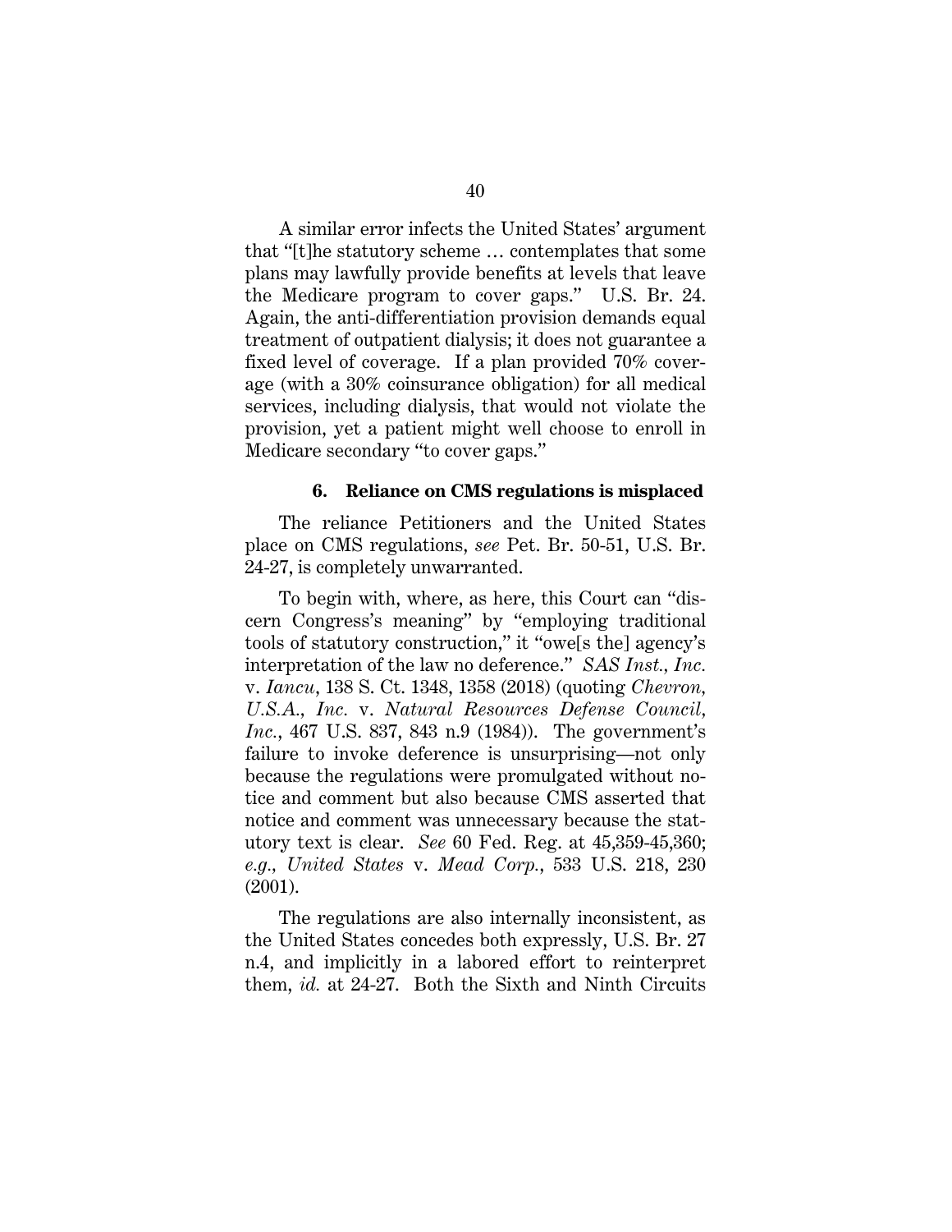A similar error infects the United States' argument that "[t]he statutory scheme … contemplates that some plans may lawfully provide benefits at levels that leave the Medicare program to cover gaps." U.S. Br. 24. Again, the anti-differentiation provision demands equal treatment of outpatient dialysis; it does not guarantee a fixed level of coverage. If a plan provided 70% coverage (with a 30% coinsurance obligation) for all medical services, including dialysis, that would not violate the provision, yet a patient might well choose to enroll in Medicare secondary "to cover gaps."

#### 6. Reliance on CMS regulations is misplaced

The reliance Petitioners and the United States place on CMS regulations, *see* Pet. Br. 50-51, U.S. Br. 24-27, is completely unwarranted.

To begin with, where, as here, this Court can "discern Congress's meaning" by "employing traditional tools of statutory construction," it "owe[s the] agency's interpretation of the law no deference." *SAS Inst., Inc.* v. *Iancu*, 138 S. Ct. 1348, 1358 (2018) (quoting *Chevron, U.S.A., Inc.* v. *Natural Resources Defense Council, Inc.*, 467 U.S. 837, 843 n.9 (1984)). The government's failure to invoke deference is unsurprising—not only because the regulations were promulgated without notice and comment but also because CMS asserted that notice and comment was unnecessary because the statutory text is clear. *See* 60 Fed. Reg. at 45,359-45,360; *e.g.*, *United States* v. *Mead Corp.*, 533 U.S. 218, 230 (2001).

The regulations are also internally inconsistent, as the United States concedes both expressly, U.S. Br. 27 n.4, and implicitly in a labored effort to reinterpret them, *id.* at 24-27. Both the Sixth and Ninth Circuits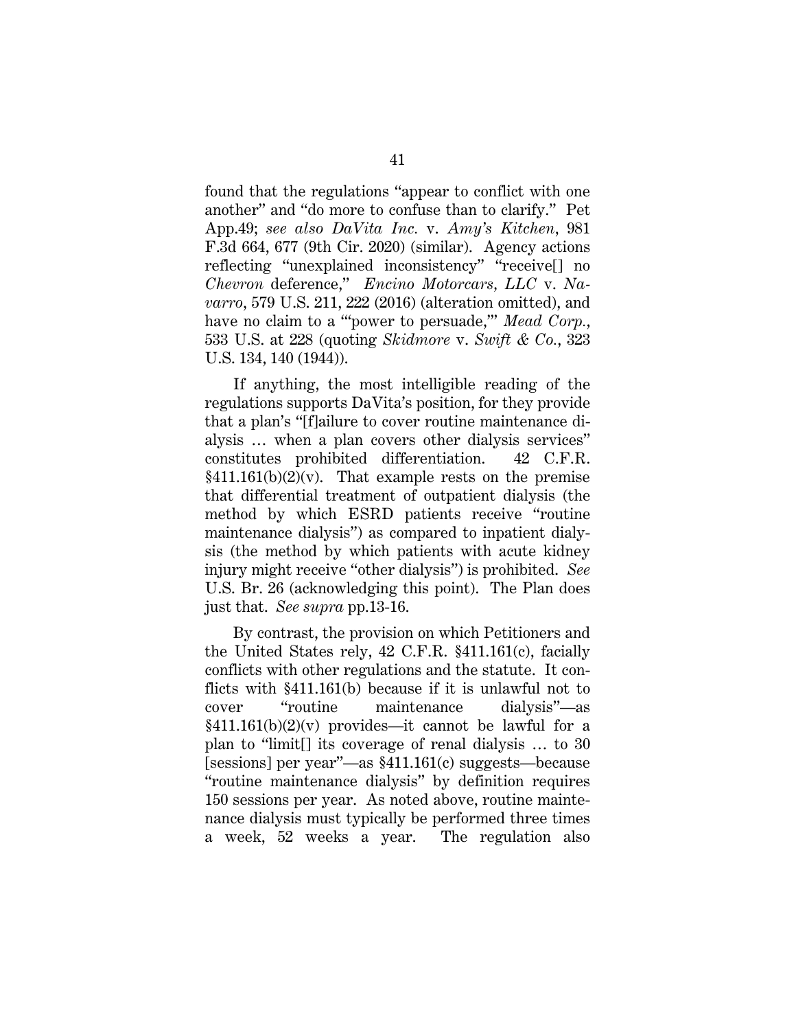found that the regulations "appear to conflict with one another" and "do more to confuse than to clarify." Pet App.49; *see also DaVita Inc.* v. *Amy's Kitchen*, 981 F.3d 664, 677 (9th Cir. 2020) (similar). Agency actions reflecting "unexplained inconsistency" "receive[] no *Chevron* deference," *Encino Motorcars, LLC* v. *Navarro*, 579 U.S. 211, 222 (2016) (alteration omitted), and have no claim to a "'power to persuade,'" *Mead Corp.*, 533 U.S. at 228 (quoting *Skidmore* v. *Swift & Co.*, 323 U.S. 134, 140 (1944)).

If anything, the most intelligible reading of the regulations supports DaVita's position, for they provide that a plan's "[f]ailure to cover routine maintenance dialysis … when a plan covers other dialysis services" constitutes prohibited differentiation. 42 C.F.R. §411.161(b)(2)(v). That example rests on the premise that differential treatment of outpatient dialysis (the method by which ESRD patients receive "routine maintenance dialysis") as compared to inpatient dialysis (the method by which patients with acute kidney injury might receive "other dialysis") is prohibited. *See* U.S. Br. 26 (acknowledging this point). The Plan does just that. *See supra* pp.13-16.

By contrast, the provision on which Petitioners and the United States rely, 42 C.F.R. §411.161(c), facially conflicts with other regulations and the statute. It conflicts with §411.161(b) because if it is unlawful not to cover "routine maintenance dialysis"—as §411.161(b)(2)(v) provides—it cannot be lawful for a plan to "limit[] its coverage of renal dialysis … to 30 [sessions] per year"—as §411.161(c) suggests—because "routine maintenance dialysis" by definition requires 150 sessions per year. As noted above, routine maintenance dialysis must typically be performed three times a week, 52 weeks a year. The regulation also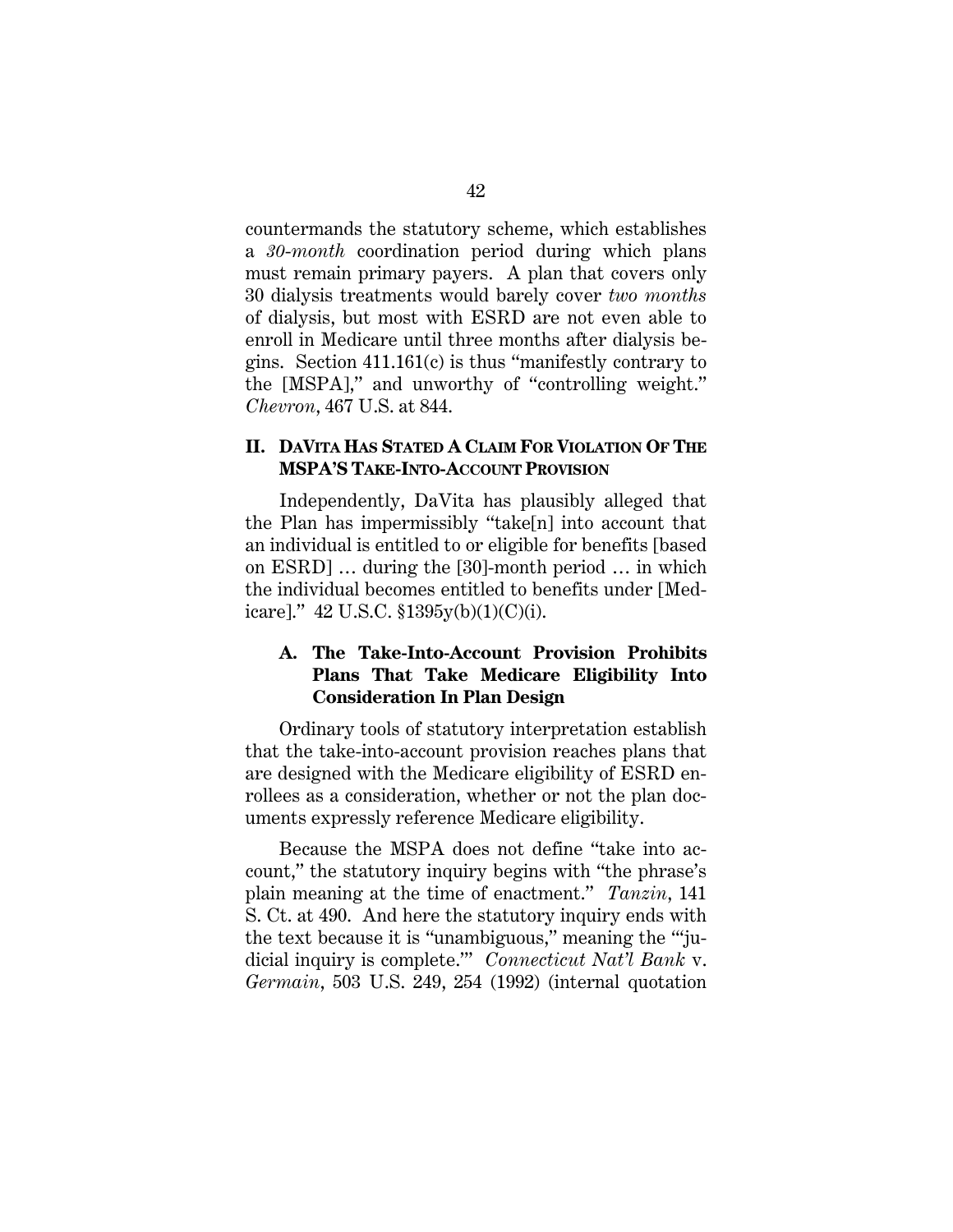countermands the statutory scheme, which establishes a *30-month* coordination period during which plans must remain primary payers. A plan that covers only 30 dialysis treatments would barely cover *two months* of dialysis, but most with ESRD are not even able to enroll in Medicare until three months after dialysis begins. Section 411.161(c) is thus "manifestly contrary to the [MSPA]," and unworthy of "controlling weight." *Chevron*, 467 U.S. at 844.

## II. DAVITA HAS STATED A CLAIM FOR VIOLATION OF THE MSPA'S TAKE-INTO-ACCOUNT PROVISION

Independently, DaVita has plausibly alleged that the Plan has impermissibly "take[n] into account that an individual is entitled to or eligible for benefits [based on ESRD] … during the [30]-month period … in which the individual becomes entitled to benefits under [Medicare]." 42 U.S.C. §1395y(b)(1)(C)(i).

### A. The Take-Into-Account Provision Prohibits Plans That Take Medicare Eligibility Into Consideration In Plan Design

Ordinary tools of statutory interpretation establish that the take-into-account provision reaches plans that are designed with the Medicare eligibility of ESRD enrollees as a consideration, whether or not the plan documents expressly reference Medicare eligibility.

Because the MSPA does not define "take into account," the statutory inquiry begins with "the phrase's plain meaning at the time of enactment." *Tanzin*, 141 S. Ct. at 490. And here the statutory inquiry ends with the text because it is "unambiguous," meaning the "'judicial inquiry is complete.'" *Connecticut Nat'l Bank* v. *Germain*, 503 U.S. 249, 254 (1992) (internal quotation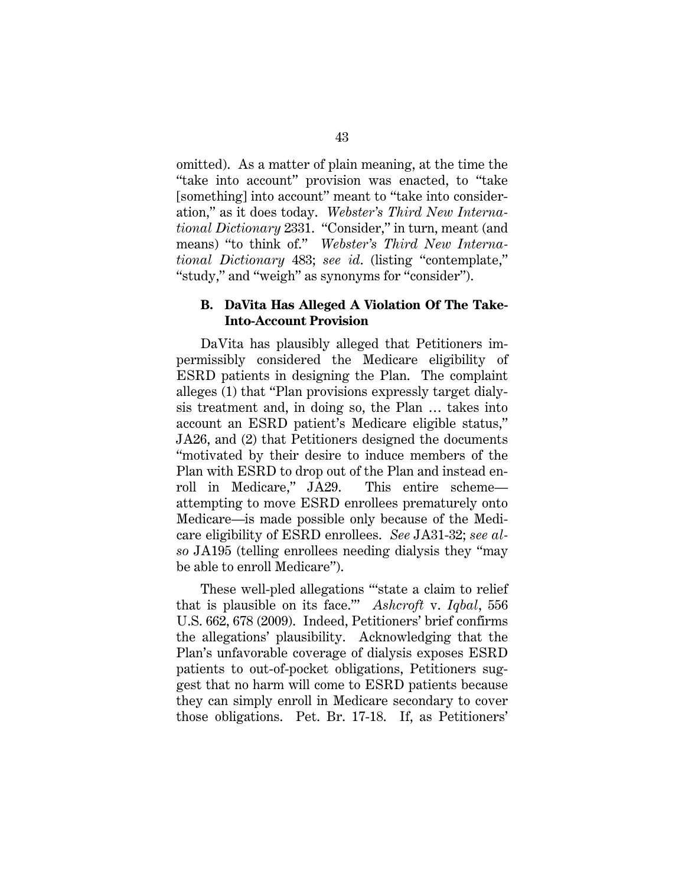omitted). As a matter of plain meaning, at the time the "take into account" provision was enacted, to "take [something] into account" meant to "take into consideration," as it does today. *Webster's Third New International Dictionary* 2331. "Consider," in turn, meant (and means) "to think of." *Webster's Third New International Dictionary* 483; *see id*. (listing "contemplate," "study," and "weigh" as synonyms for "consider").

### B. DaVita Has Alleged A Violation Of The Take-Into-Account Provision

DaVita has plausibly alleged that Petitioners impermissibly considered the Medicare eligibility of ESRD patients in designing the Plan. The complaint alleges (1) that "Plan provisions expressly target dialysis treatment and, in doing so, the Plan … takes into account an ESRD patient's Medicare eligible status," JA26, and (2) that Petitioners designed the documents "motivated by their desire to induce members of the Plan with ESRD to drop out of the Plan and instead enroll in Medicare," JA29. This entire scheme—attempting to move ESRD enrollees prematurely onto Medicare—is made possible only because of the Medicare eligibility of ESRD enrollees. *See* JA31-32; *see also* JA195 (telling enrollees needing dialysis they "may be able to enroll Medicare").

These well-pled allegations "'state a claim to relief that is plausible on its face.'" *Ashcroft* v. *Iqbal*, 556 U.S. 662, 678 (2009). Indeed, Petitioners' brief confirms the allegations' plausibility. Acknowledging that the Plan's unfavorable coverage of dialysis exposes ESRD patients to out-of-pocket obligations, Petitioners suggest that no harm will come to ESRD patients because they can simply enroll in Medicare secondary to cover those obligations. Pet. Br. 17-18. If, as Petitioners'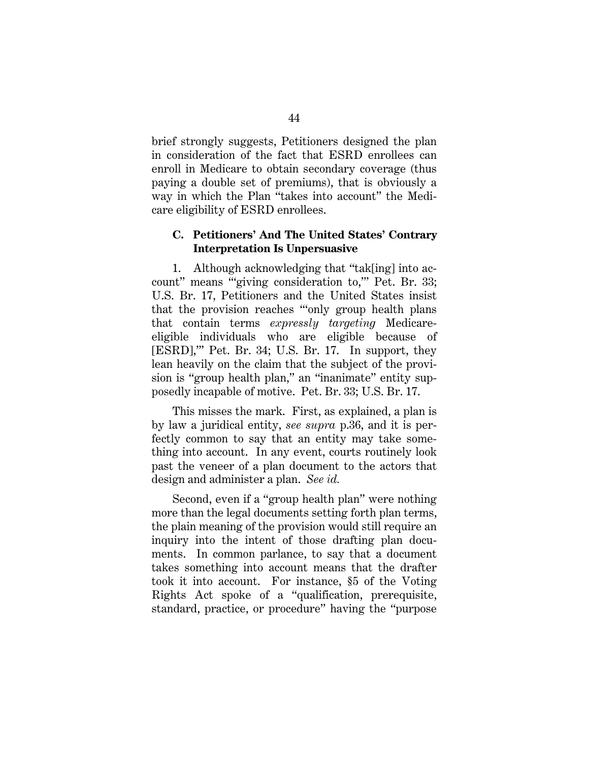brief strongly suggests, Petitioners designed the plan in consideration of the fact that ESRD enrollees can enroll in Medicare to obtain secondary coverage (thus paying a double set of premiums), that is obviously a way in which the Plan "takes into account" the Medicare eligibility of ESRD enrollees.

### C. Petitioners' And The United States' Contrary Interpretation Is Unpersuasive

1. Although acknowledging that "tak[ing] into account" means "'giving consideration to,'" Pet. Br. 33; U.S. Br. 17, Petitioners and the United States insist that the provision reaches "'only group health plans that contain terms *expressly targeting* Medicare-eligible individuals who are eligible because of [ESRD],'" Pet. Br. 34; U.S. Br. 17. In support, they lean heavily on the claim that the subject of the provision is "group health plan," an "inanimate" entity supposedly incapable of motive. Pet. Br. 33; U.S. Br. 17.

This misses the mark. First, as explained, a plan is by law a juridical entity, *see supra* p.36, and it is perfectly common to say that an entity may take something into account. In any event, courts routinely look past the veneer of a plan document to the actors that design and administer a plan. *See id.*

Second, even if a "group health plan" were nothing more than the legal documents setting forth plan terms, the plain meaning of the provision would still require an inquiry into the intent of those drafting plan documents. In common parlance, to say that a document takes something into account means that the drafter took it into account. For instance, §5 of the Voting Rights Act spoke of a "qualification, prerequisite, standard, practice, or procedure" having the "purpose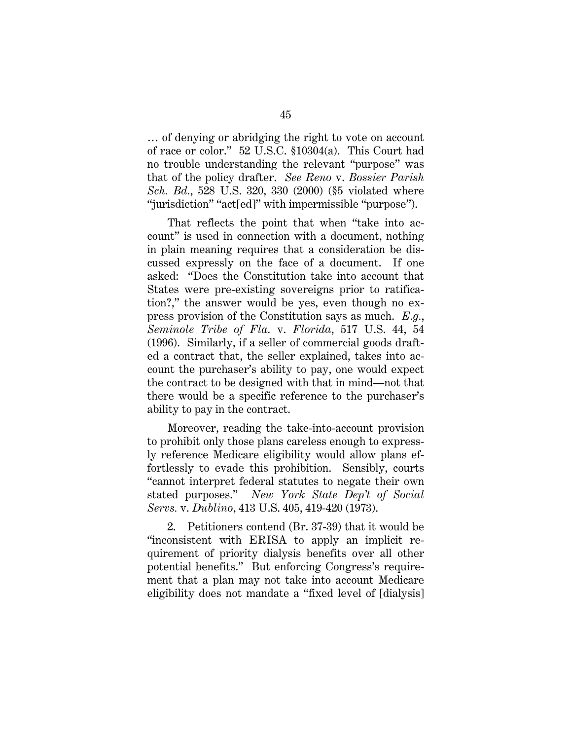… of denying or abridging the right to vote on account of race or color." 52 U.S.C. §10304(a). This Court had no trouble understanding the relevant "purpose" was that of the policy drafter. *See Reno* v. *Bossier Parish Sch. Bd.*, 528 U.S. 320, 330 (2000) (§5 violated where "jurisdiction" "act[ed]" with impermissible "purpose").

That reflects the point that when "take into account" is used in connection with a document, nothing in plain meaning requires that a consideration be discussed expressly on the face of a document. If one asked: "Does the Constitution take into account that States were pre-existing sovereigns prior to ratification?," the answer would be yes, even though no express provision of the Constitution says as much. *E.g.*, *Seminole Tribe of Fla.* v. *Florida*, 517 U.S. 44, 54 (1996). Similarly, if a seller of commercial goods drafted a contract that, the seller explained, takes into account the purchaser's ability to pay, one would expect the contract to be designed with that in mind—not that there would be a specific reference to the purchaser's ability to pay in the contract.

Moreover, reading the take-into-account provision to prohibit only those plans careless enough to expressly reference Medicare eligibility would allow plans effortlessly to evade this prohibition. Sensibly, courts "cannot interpret federal statutes to negate their own stated purposes." *New York State Dep't of Social Servs.* v. *Dublino*, 413 U.S. 405, 419-420 (1973).

2. Petitioners contend (Br. 37-39) that it would be "inconsistent with ERISA to apply an implicit requirement of priority dialysis benefits over all other potential benefits." But enforcing Congress's requirement that a plan may not take into account Medicare eligibility does not mandate a "fixed level of [dialysis]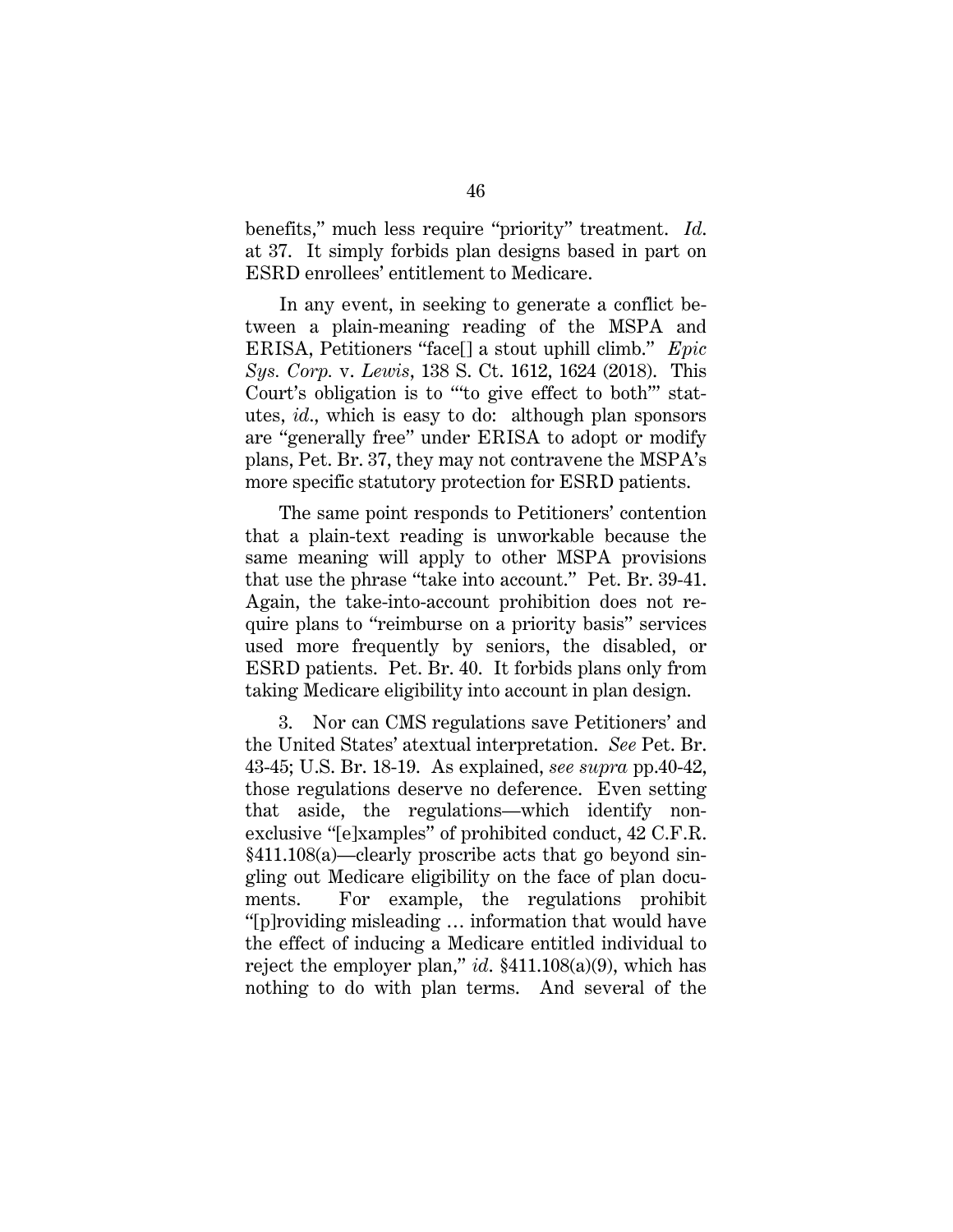benefits," much less require "priority" treatment. *Id.* at 37. It simply forbids plan designs based in part on ESRD enrollees' entitlement to Medicare.

In any event, in seeking to generate a conflict between a plain-meaning reading of the MSPA and ERISA, Petitioners "face[] a stout uphill climb." *Epic Sys. Corp.* v. *Lewis*, 138 S. Ct. 1612, 1624 (2018). This Court's obligation is to "'to give effect to both'" statutes, *id.*, which is easy to do: although plan sponsors are "generally free" under ERISA to adopt or modify plans, Pet. Br. 37, they may not contravene the MSPA's more specific statutory protection for ESRD patients.

The same point responds to Petitioners' contention that a plain-text reading is unworkable because the same meaning will apply to other MSPA provisions that use the phrase "take into account." Pet. Br. 39-41. Again, the take-into-account prohibition does not require plans to "reimburse on a priority basis" services used more frequently by seniors, the disabled, or ESRD patients. Pet. Br. 40. It forbids plans only from taking Medicare eligibility into account in plan design.

3. Nor can CMS regulations save Petitioners' and the United States' atextual interpretation. *See* Pet. Br. 43-45; U.S. Br. 18-19. As explained, *see supra* pp.40-42, those regulations deserve no deference. Even setting that aside, the regulations—which identify non-exclusive "[e]xamples" of prohibited conduct, 42 C.F.R. §411.108(a)—clearly proscribe acts that go beyond singling out Medicare eligibility on the face of plan documents. For example, the regulations prohibit "[p]roviding misleading … information that would have the effect of inducing a Medicare entitled individual to reject the employer plan," *id.* §411.108(a)(9), which has nothing to do with plan terms. And several of the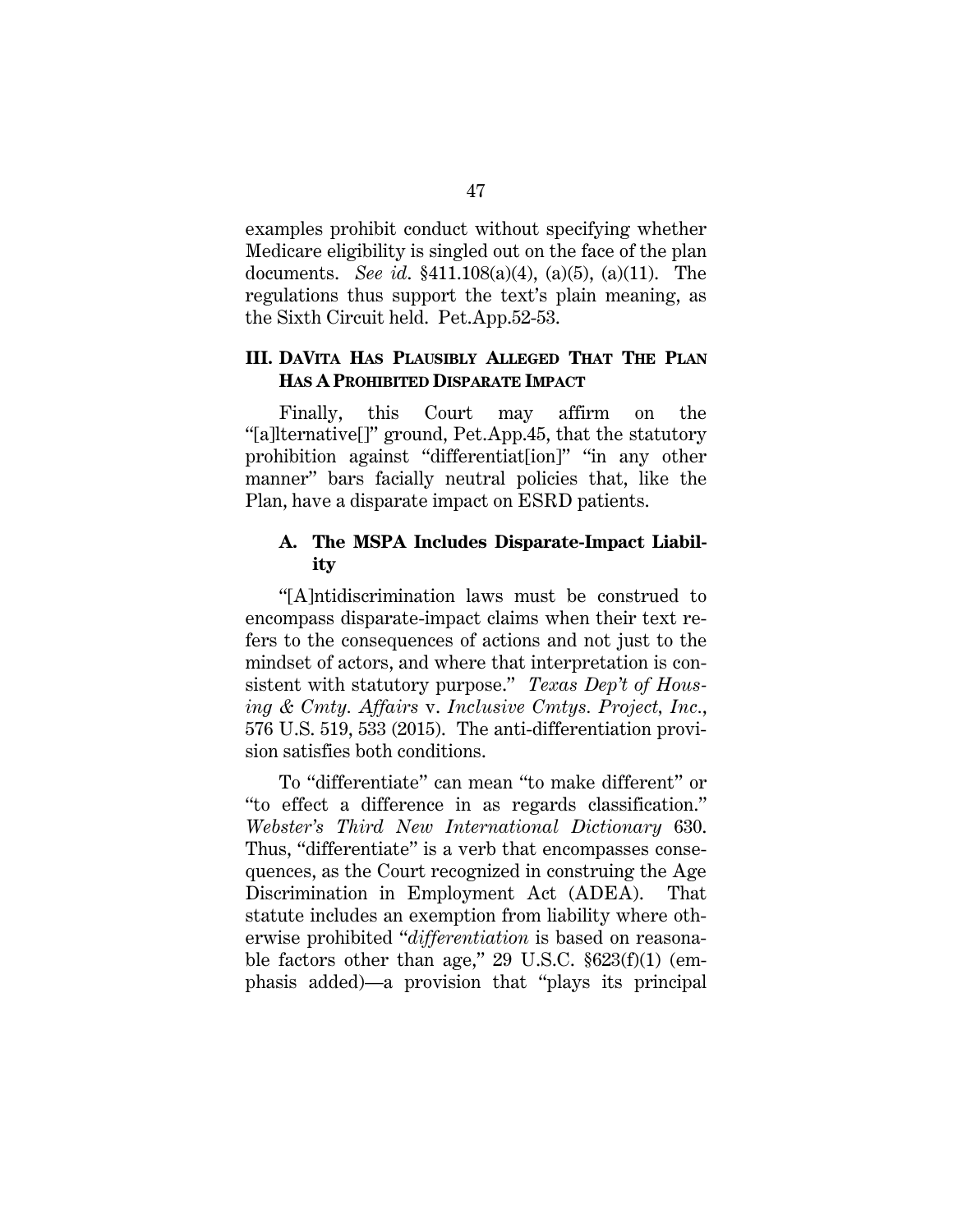examples prohibit conduct without specifying whether Medicare eligibility is singled out on the face of the plan documents. *See id*. §411.108(a)(4), (a)(5), (a)(11). The regulations thus support the text's plain meaning, as the Sixth Circuit held. Pet.App.52-53.

## III. DAVITA HAS PLAUSIBLY ALLEGED THAT THE PLAN HAS A PROHIBITED DISPARATE IMPACT

Finally, this Court may affirm on the "[a]lternative[]" ground, Pet.App.45, that the statutory prohibition against "differentiat[ion]" "in any other manner" bars facially neutral policies that, like the Plan, have a disparate impact on ESRD patients.

### A. The MSPA Includes Disparate-Impact Liability

"[A]ntidiscrimination laws must be construed to encompass disparate-impact claims when their text refers to the consequences of actions and not just to the mindset of actors, and where that interpretation is consistent with statutory purpose." *Texas Dep't of Housing & Cmty. Affairs* v. *Inclusive Cmtys. Project, Inc.*, 576 U.S. 519, 533 (2015). The anti-differentiation provision satisfies both conditions.

To "differentiate" can mean "to make different" or "to effect a difference in as regards classification." *Webster's Third New International Dictionary* 630. Thus, "differentiate" is a verb that encompasses consequences, as the Court recognized in construing the Age Discrimination in Employment Act (ADEA). That statute includes an exemption from liability where otherwise prohibited "*differentiation* is based on reasonable factors other than age," 29 U.S.C. §623(f)(1) (emphasis added)—a provision that "plays its principal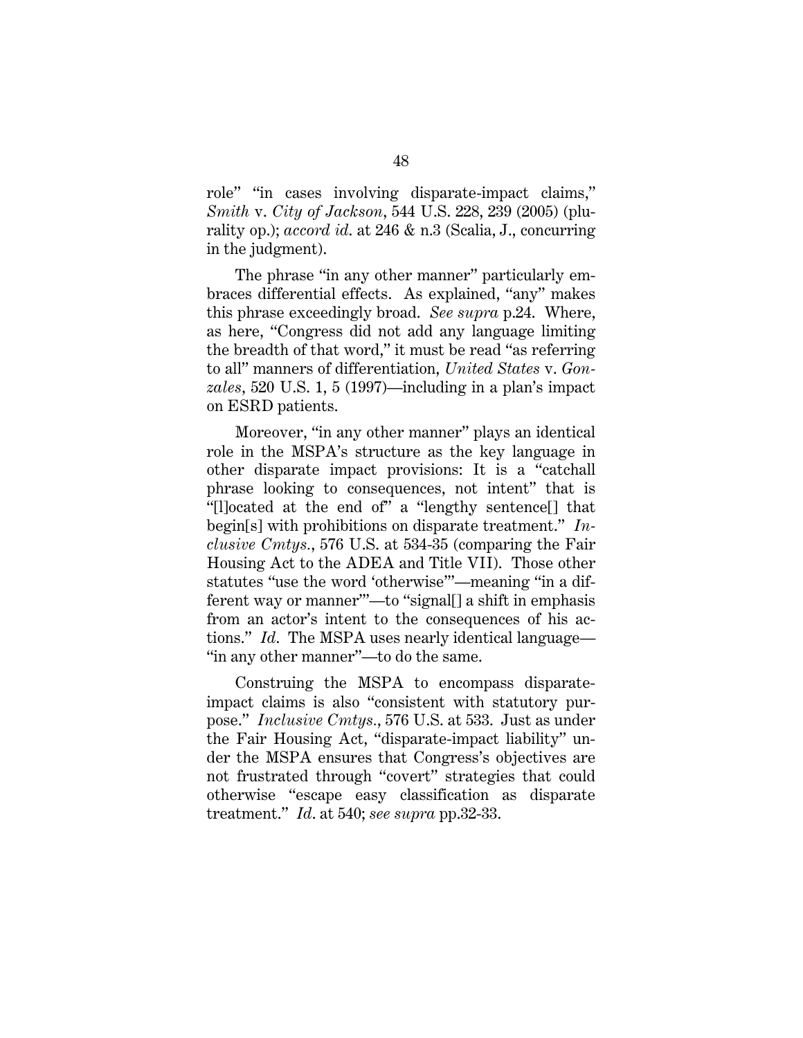role" "in cases involving disparate-impact claims," *Smith* v. *City of Jackson*, 544 U.S. 228, 239 (2005) (plurality op.); *accord id.* at 246 & n.3 (Scalia, J., concurring in the judgment).

The phrase "in any other manner" particularly embraces differential effects. As explained, "any" makes this phrase exceedingly broad. *See supra* p.24. Where, as here, "Congress did not add any language limiting the breadth of that word," it must be read "as referring to all" manners of differentiation, *United States* v. *Gonzales*, 520 U.S. 1, 5 (1997)—including in a plan's impact on ESRD patients.

Moreover, "in any other manner" plays an identical role in the MSPA's structure as the key language in other disparate impact provisions: It is a "catchall phrase looking to consequences, not intent" that is "[l]ocated at the end of" a "lengthy sentence[] that begin[s] with prohibitions on disparate treatment." *Inclusive Cmtys.*, 576 U.S. at 534-35 (comparing the Fair Housing Act to the ADEA and Title VII). Those other statutes "use the word 'otherwise'"—meaning "in a different way or manner'"—to "signal[] a shift in emphasis from an actor's intent to the consequences of his actions." *Id.* The MSPA uses nearly identical language—"in any other manner"—to do the same.

Construing the MSPA to encompass disparate-impact claims is also "consistent with statutory purpose." *Inclusive Cmtys.*, 576 U.S. at 533. Just as under the Fair Housing Act, "disparate-impact liability" under the MSPA ensures that Congress's objectives are not frustrated through "covert" strategies that could otherwise "escape easy classification as disparate treatment." *Id.* at 540; *see supra* pp.32-33.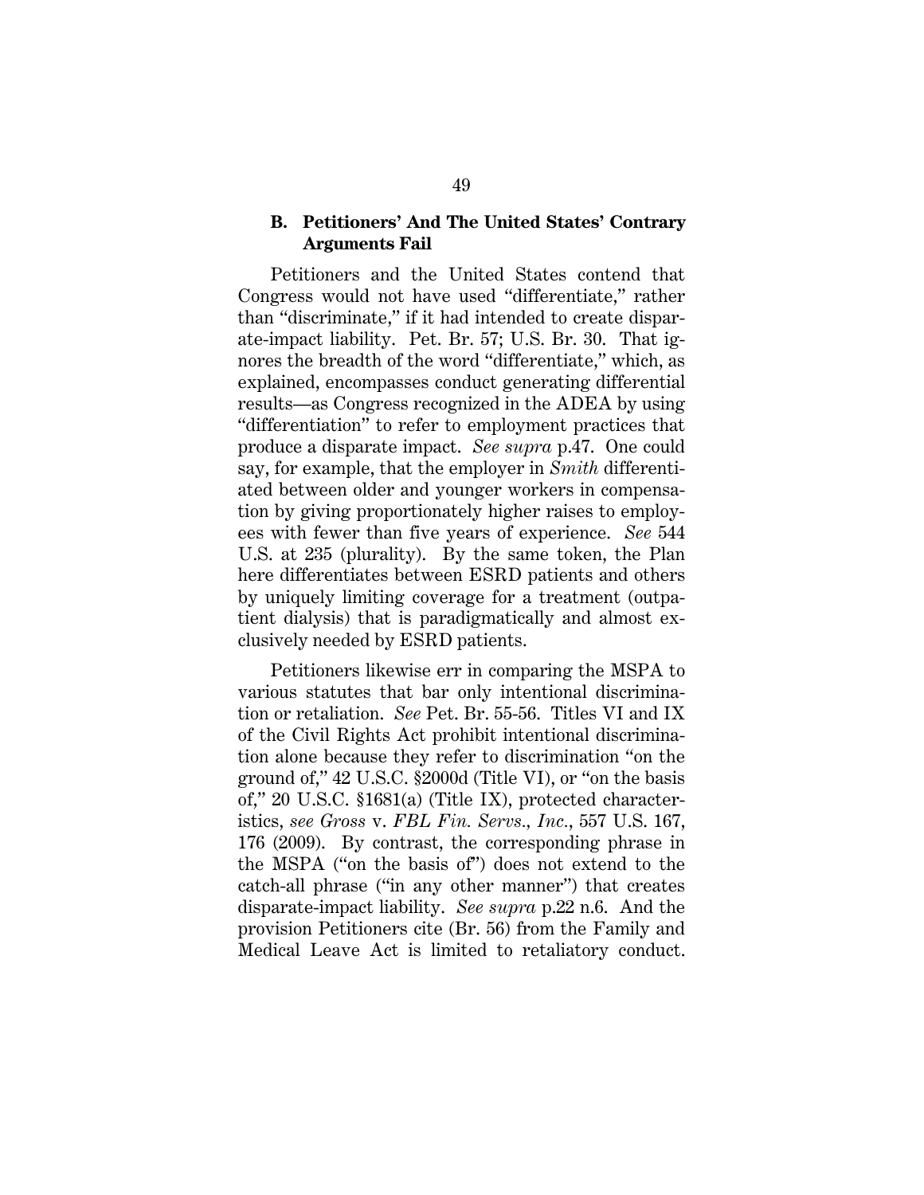### B. Petitioners' And The United States' Contrary Arguments Fail

Petitioners and the United States contend that Congress would not have used "differentiate," rather than "discriminate," if it had intended to create disparate-impact liability. Pet. Br. 57; U.S. Br. 30. That ignores the breadth of the word "differentiate," which, as explained, encompasses conduct generating differential results—as Congress recognized in the ADEA by using "differentiation" to refer to employment practices that produce a disparate impact. *See supra* p.47. One could say, for example, that the employer in *Smith* differentiated between older and younger workers in compensation by giving proportionately higher raises to employees with fewer than five years of experience. *See* 544 U.S. at 235 (plurality). By the same token, the Plan here differentiates between ESRD patients and others by uniquely limiting coverage for a treatment (outpatient dialysis) that is paradigmatically and almost exclusively needed by ESRD patients.

Petitioners likewise err in comparing the MSPA to various statutes that bar only intentional discrimination or retaliation. *See* Pet. Br. 55-56. Titles VI and IX of the Civil Rights Act prohibit intentional discrimination alone because they refer to discrimination "on the ground of," 42 U.S.C. §2000d (Title VI), or "on the basis of," 20 U.S.C. §1681(a) (Title IX), protected characteristics, *see Gross* v. *FBL Fin. Servs., Inc.*, 557 U.S. 167, 176 (2009). By contrast, the corresponding phrase in the MSPA ("on the basis of") does not extend to the catch-all phrase ("in any other manner") that creates disparate-impact liability. *See supra* p.22 n.6. And the provision Petitioners cite (Br. 56) from the Family and Medical Leave Act is limited to retaliatory conduct.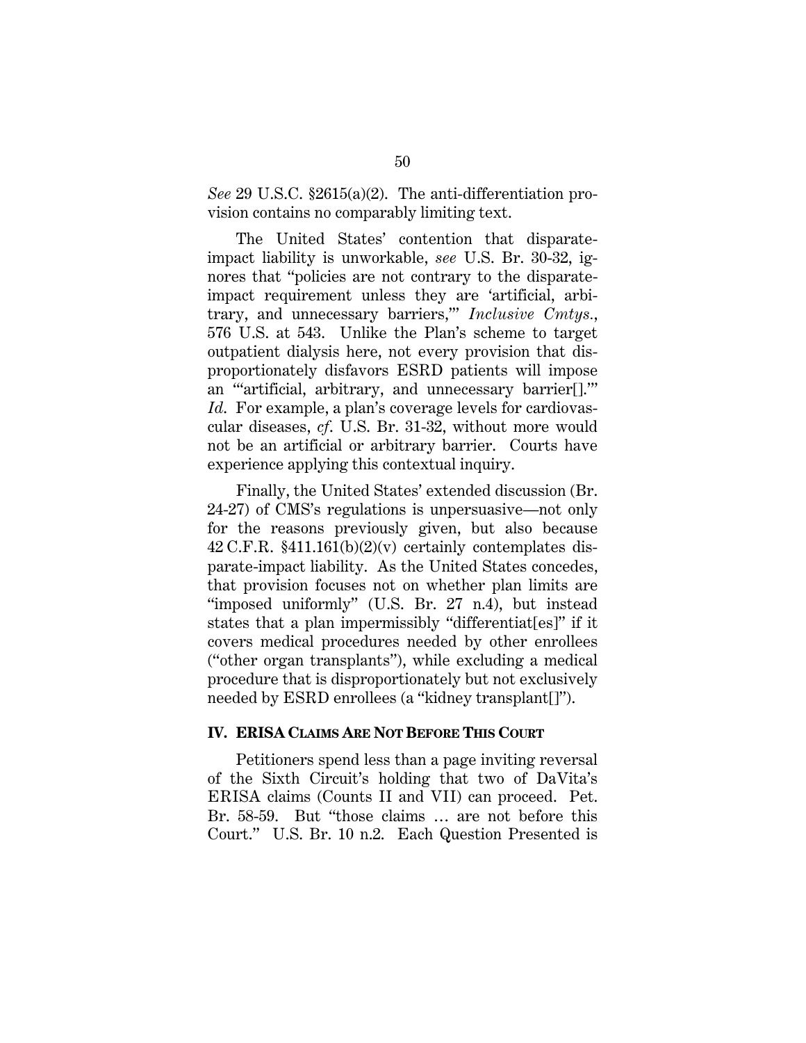*See* 29 U.S.C. §2615(a)(2). The anti-differentiation provision contains no comparably limiting text.

The United States' contention that disparate-impact liability is unworkable, *see* U.S. Br. 30-32, ignores that "policies are not contrary to the disparate-impact requirement unless they are 'artificial, arbitrary, and unnecessary barriers,'" *Inclusive Cmtys.*, 576 U.S. at 543. Unlike the Plan's scheme to target outpatient dialysis here, not every provision that disproportionately disfavors ESRD patients will impose an "'artificial, arbitrary, and unnecessary barrier[].'" *Id.* For example, a plan's coverage levels for cardiovascular diseases, *cf.* U.S. Br. 31-32, without more would not be an artificial or arbitrary barrier. Courts have experience applying this contextual inquiry.

Finally, the United States' extended discussion (Br. 24-27) of CMS's regulations is unpersuasive—not only for the reasons previously given, but also because 42 C.F.R. §411.161(b)(2)(v) certainly contemplates disparate-impact liability. As the United States concedes, that provision focuses not on whether plan limits are "imposed uniformly" (U.S. Br. 27 n.4), but instead states that a plan impermissibly "differentiat[es]" if it covers medical procedures needed by other enrollees ("other organ transplants"), while excluding a medical procedure that is disproportionately but not exclusively needed by ESRD enrollees (a "kidney transplant[]").

## IV. ERISA CLAIMS ARE NOT BEFORE THIS COURT

Petitioners spend less than a page inviting reversal of the Sixth Circuit's holding that two of DaVita's ERISA claims (Counts II and VII) can proceed. Pet. Br. 58-59. But "those claims … are not before this Court." U.S. Br. 10 n.2. Each Question Presented is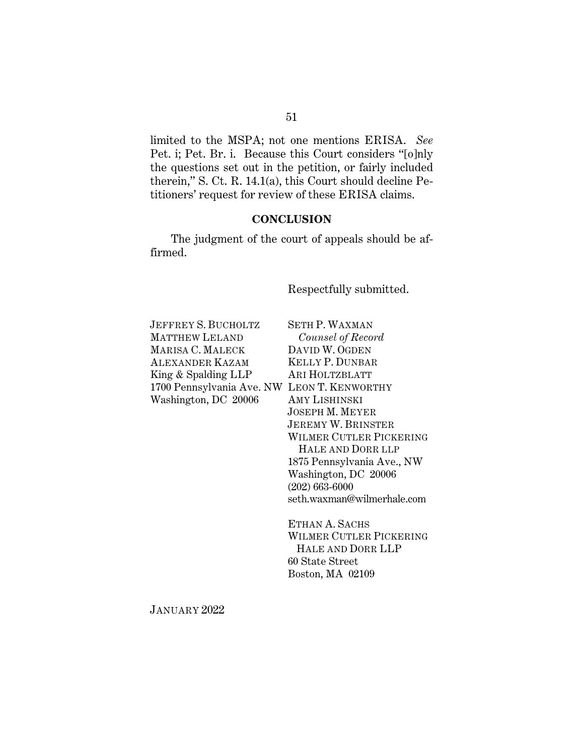limited to the MSPA; not one mentions ERISA. *See* Pet. i; Pet. Br. i. Because this Court considers "[o]nly the questions set out in the petition, or fairly included therein," S. Ct. R. 14.1(a), this Court should decline Petitioners' request for review of these ERISA claims.

## CONCLUSION

The judgment of the court of appeals should be affirmed.

Respectfully submitted.

JEFFREY S. BUCHOLTZ
MATTHEW LELAND
MARISA C. MALECK
ALEXANDER KAZAM
King & Spalding LLP
1700 Pennsylvania Ave. NW
Washington, DC 20006

SETH P. WAXMAN
*Counsel of Record*
DAVID W. OGDEN
KELLY P. DUNBAR
ARI HOLTZBLATT
LEON T. KENWORTHY
AMY LISHINSKI
JOSEPH M. MEYER
JEREMY W. BRINSTER
WILMER CUTLER PICKERING
HALE AND DORR LLP
1875 Pennsylvania Ave., NW
Washington, DC 20006
(202) 663-6000
seth.waxman@wilmerhale.com

ETHAN A. SACHS
WILMER CUTLER PICKERING
HALE AND DORR LLP
60 State Street
Boston, MA 02109

JANUARY 2022